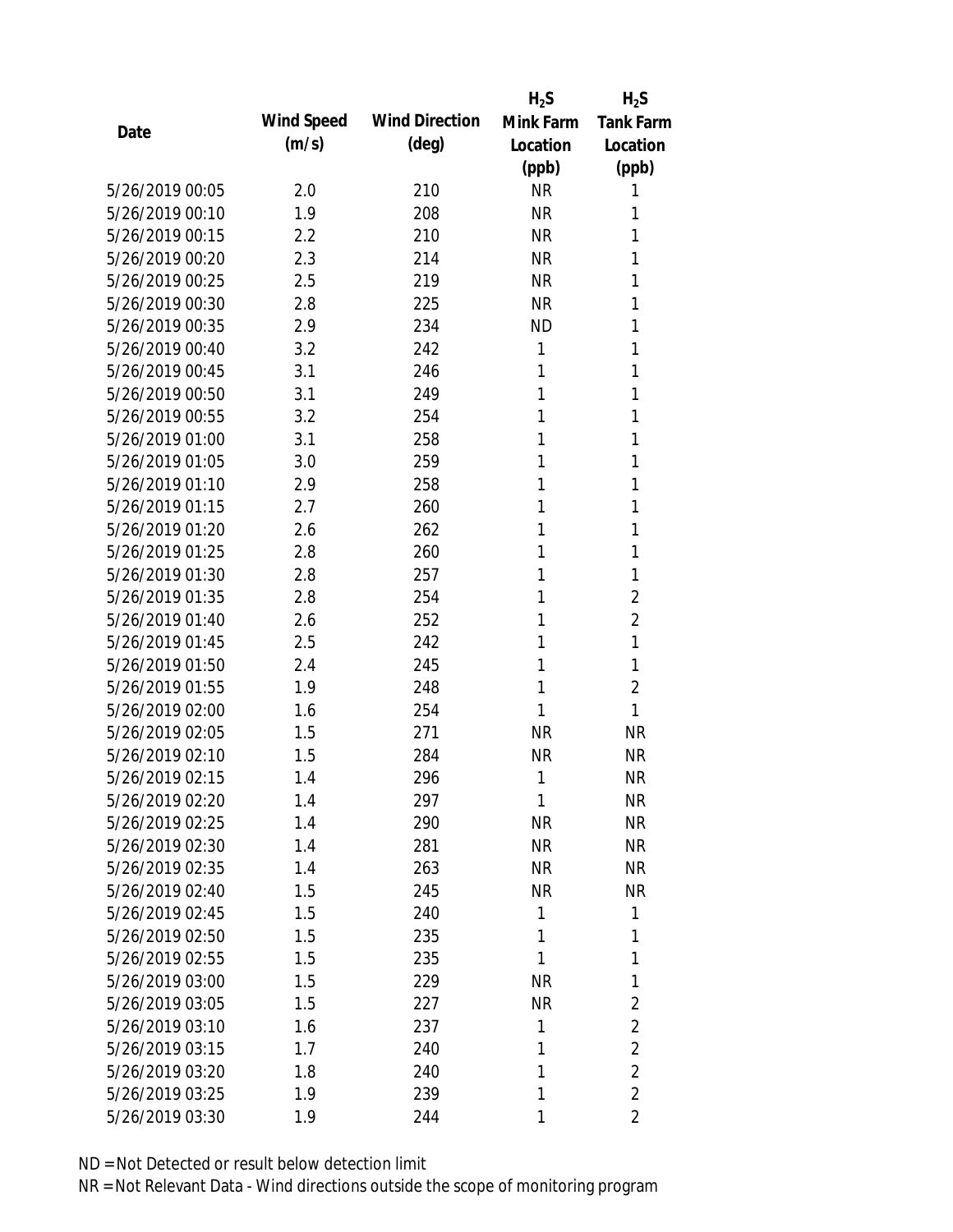| Date | Wind Speed (m/s) | Wind Direction (deg) | $H_2S$ Mink Farm Location (ppb) | $H_2S$ Tank Farm Location (ppb) |
|---|---|---|---|---|
| 5/26/2019 00:05 | 2.0 | 210 | NR | 1 |
| 5/26/2019 00:10 | 1.9 | 208 | NR | 1 |
| 5/26/2019 00:15 | 2.2 | 210 | NR | 1 |
| 5/26/2019 00:20 | 2.3 | 214 | NR | 1 |
| 5/26/2019 00:25 | 2.5 | 219 | NR | 1 |
| 5/26/2019 00:30 | 2.8 | 225 | NR | 1 |
| 5/26/2019 00:35 | 2.9 | 234 | ND | 1 |
| 5/26/2019 00:40 | 3.2 | 242 | 1 | 1 |
| 5/26/2019 00:45 | 3.1 | 246 | 1 | 1 |
| 5/26/2019 00:50 | 3.1 | 249 | 1 | 1 |
| 5/26/2019 00:55 | 3.2 | 254 | 1 | 1 |
| 5/26/2019 01:00 | 3.1 | 258 | 1 | 1 |
| 5/26/2019 01:05 | 3.0 | 259 | 1 | 1 |
| 5/26/2019 01:10 | 2.9 | 258 | 1 | 1 |
| 5/26/2019 01:15 | 2.7 | 260 | 1 | 1 |
| 5/26/2019 01:20 | 2.6 | 262 | 1 | 1 |
| 5/26/2019 01:25 | 2.8 | 260 | 1 | 1 |
| 5/26/2019 01:30 | 2.8 | 257 | 1 | 1 |
| 5/26/2019 01:35 | 2.8 | 254 | 1 | 2 |
| 5/26/2019 01:40 | 2.6 | 252 | 1 | 2 |
| 5/26/2019 01:45 | 2.5 | 242 | 1 | 1 |
| 5/26/2019 01:50 | 2.4 | 245 | 1 | 1 |
| 5/26/2019 01:55 | 1.9 | 248 | 1 | 2 |
| 5/26/2019 02:00 | 1.6 | 254 | 1 | 1 |
| 5/26/2019 02:05 | 1.5 | 271 | NR | NR |
| 5/26/2019 02:10 | 1.5 | 284 | NR | NR |
| 5/26/2019 02:15 | 1.4 | 296 | 1 | NR |
| 5/26/2019 02:20 | 1.4 | 297 | 1 | NR |
| 5/26/2019 02:25 | 1.4 | 290 | NR | NR |
| 5/26/2019 02:30 | 1.4 | 281 | NR | NR |
| 5/26/2019 02:35 | 1.4 | 263 | NR | NR |
| 5/26/2019 02:40 | 1.5 | 245 | NR | NR |
| 5/26/2019 02:45 | 1.5 | 240 | 1 | 1 |
| 5/26/2019 02:50 | 1.5 | 235 | 1 | 1 |
| 5/26/2019 02:55 | 1.5 | 235 | 1 | 1 |
| 5/26/2019 03:00 | 1.5 | 229 | NR | 1 |
| 5/26/2019 03:05 | 1.5 | 227 | NR | 2 |
| 5/26/2019 03:10 | 1.6 | 237 | 1 | 2 |
| 5/26/2019 03:15 | 1.7 | 240 | 1 | 2 |
| 5/26/2019 03:20 | 1.8 | 240 | 1 | 2 |
| 5/26/2019 03:25 | 1.9 | 239 | 1 | 2 |
| 5/26/2019 03:30 | 1.9 | 244 | 1 | 2 |

ND = Not Detected or result below detection limit

NR = Not Relevant Data - Wind directions outside the scope of monitoring program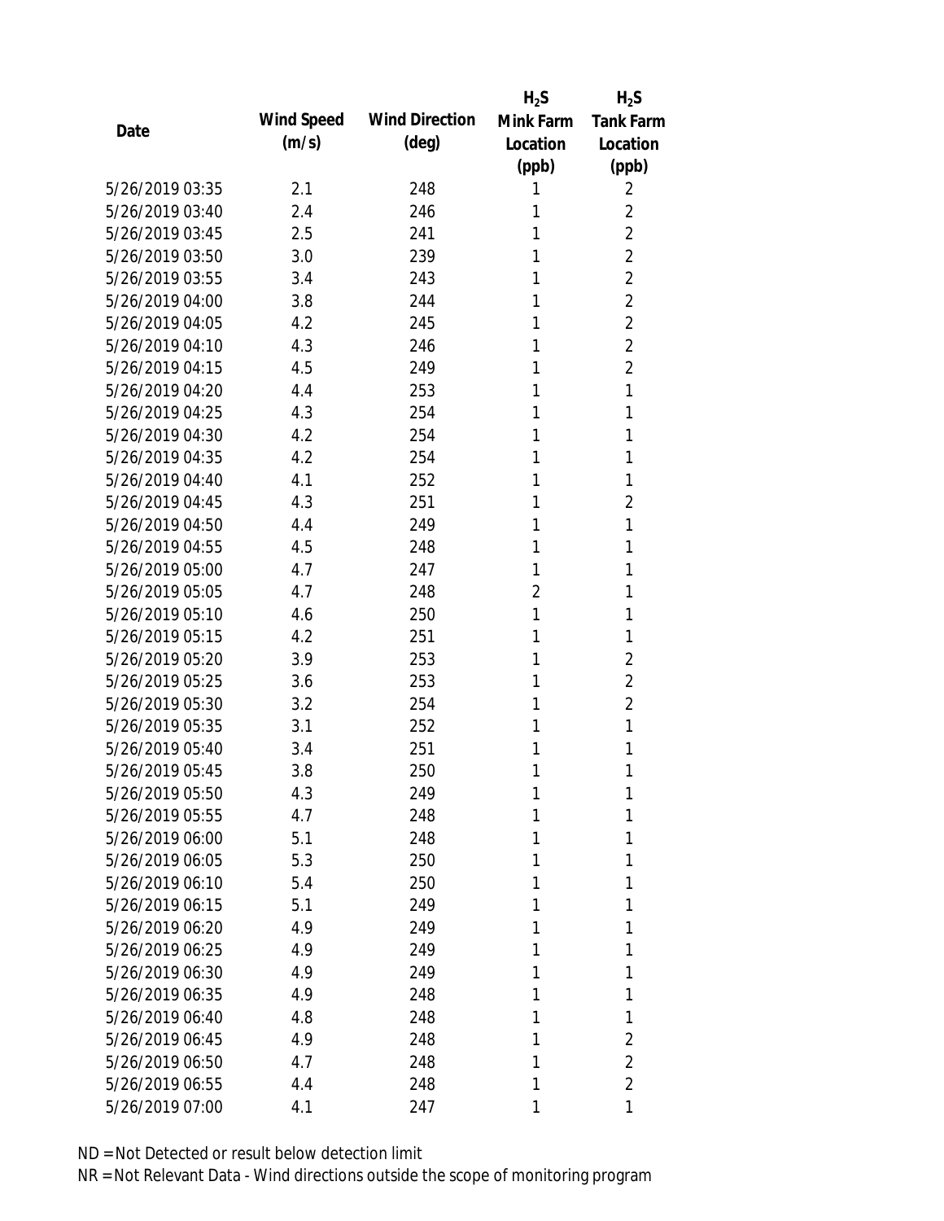| Date | Wind Speed (m/s) | Wind Direction (deg) | $H_2S$ Mink Farm Location (ppb) | $H_2S$ Tank Farm Location (ppb) |
|---|---|---|---|---|
| 5/26/2019 03:35 | 2.1 | 248 | 1 | 2 |
| 5/26/2019 03:40 | 2.4 | 246 | 1 | 2 |
| 5/26/2019 03:45 | 2.5 | 241 | 1 | 2 |
| 5/26/2019 03:50 | 3.0 | 239 | 1 | 2 |
| 5/26/2019 03:55 | 3.4 | 243 | 1 | 2 |
| 5/26/2019 04:00 | 3.8 | 244 | 1 | 2 |
| 5/26/2019 04:05 | 4.2 | 245 | 1 | 2 |
| 5/26/2019 04:10 | 4.3 | 246 | 1 | 2 |
| 5/26/2019 04:15 | 4.5 | 249 | 1 | 2 |
| 5/26/2019 04:20 | 4.4 | 253 | 1 | 1 |
| 5/26/2019 04:25 | 4.3 | 254 | 1 | 1 |
| 5/26/2019 04:30 | 4.2 | 254 | 1 | 1 |
| 5/26/2019 04:35 | 4.2 | 254 | 1 | 1 |
| 5/26/2019 04:40 | 4.1 | 252 | 1 | 1 |
| 5/26/2019 04:45 | 4.3 | 251 | 1 | 2 |
| 5/26/2019 04:50 | 4.4 | 249 | 1 | 1 |
| 5/26/2019 04:55 | 4.5 | 248 | 1 | 1 |
| 5/26/2019 05:00 | 4.7 | 247 | 1 | 1 |
| 5/26/2019 05:05 | 4.7 | 248 | 2 | 1 |
| 5/26/2019 05:10 | 4.6 | 250 | 1 | 1 |
| 5/26/2019 05:15 | 4.2 | 251 | 1 | 1 |
| 5/26/2019 05:20 | 3.9 | 253 | 1 | 2 |
| 5/26/2019 05:25 | 3.6 | 253 | 1 | 2 |
| 5/26/2019 05:30 | 3.2 | 254 | 1 | 2 |
| 5/26/2019 05:35 | 3.1 | 252 | 1 | 1 |
| 5/26/2019 05:40 | 3.4 | 251 | 1 | 1 |
| 5/26/2019 05:45 | 3.8 | 250 | 1 | 1 |
| 5/26/2019 05:50 | 4.3 | 249 | 1 | 1 |
| 5/26/2019 05:55 | 4.7 | 248 | 1 | 1 |
| 5/26/2019 06:00 | 5.1 | 248 | 1 | 1 |
| 5/26/2019 06:05 | 5.3 | 250 | 1 | 1 |
| 5/26/2019 06:10 | 5.4 | 250 | 1 | 1 |
| 5/26/2019 06:15 | 5.1 | 249 | 1 | 1 |
| 5/26/2019 06:20 | 4.9 | 249 | 1 | 1 |
| 5/26/2019 06:25 | 4.9 | 249 | 1 | 1 |
| 5/26/2019 06:30 | 4.9 | 249 | 1 | 1 |
| 5/26/2019 06:35 | 4.9 | 248 | 1 | 1 |
| 5/26/2019 06:40 | 4.8 | 248 | 1 | 1 |
| 5/26/2019 06:45 | 4.9 | 248 | 1 | 2 |
| 5/26/2019 06:50 | 4.7 | 248 | 1 | 2 |
| 5/26/2019 06:55 | 4.4 | 248 | 1 | 2 |
| 5/26/2019 07:00 | 4.1 | 247 | 1 | 1 |

ND = Not Detected or result below detection limit

NR = Not Relevant Data - Wind directions outside the scope of monitoring program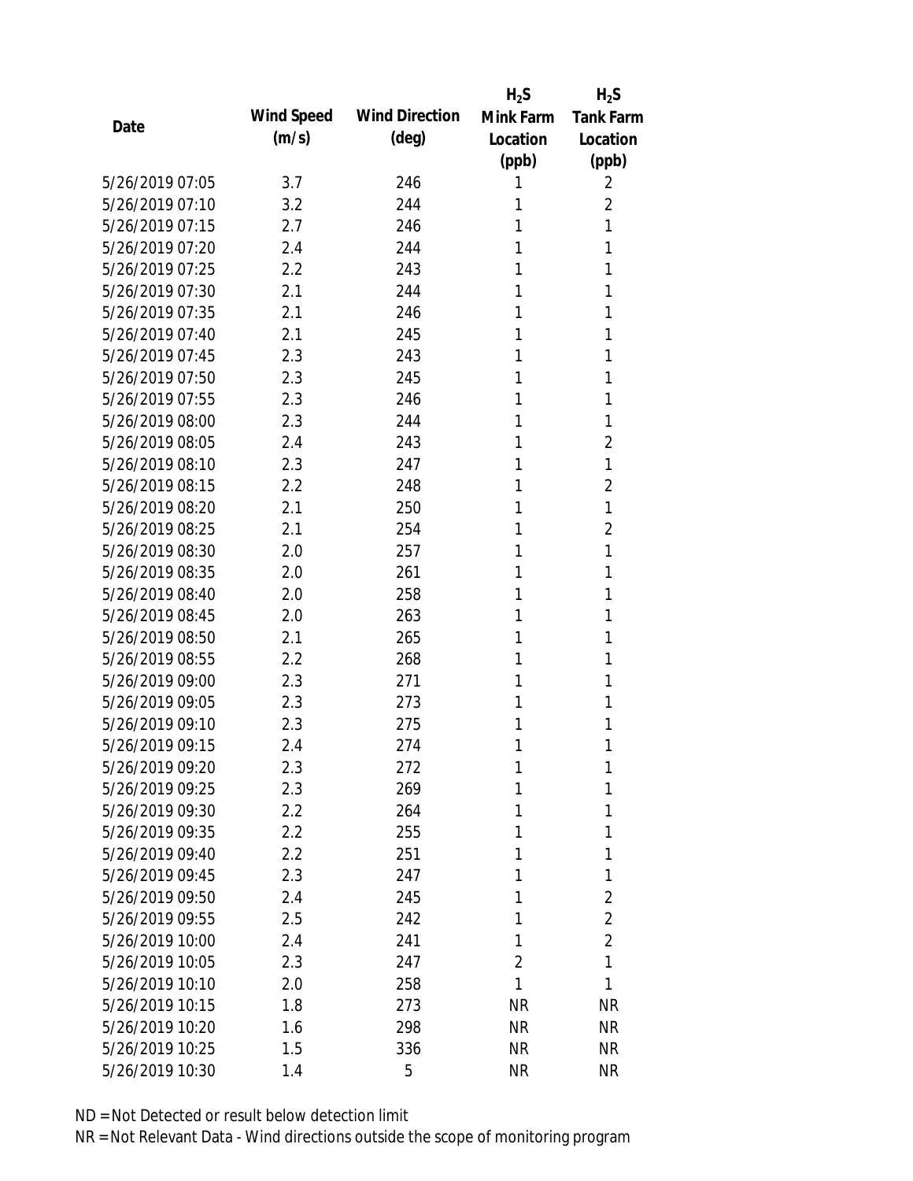| Date | Wind Speed (m/s) | Wind Direction (deg) | $H_2S$ Mink Farm Location (ppb) | $H_2S$ Tank Farm Location (ppb) |
|---|---|---|---|---|
| 5/26/2019 07:05 | 3.7 | 246 | 1 | 2 |
| 5/26/2019 07:10 | 3.2 | 244 | 1 | 2 |
| 5/26/2019 07:15 | 2.7 | 246 | 1 | 1 |
| 5/26/2019 07:20 | 2.4 | 244 | 1 | 1 |
| 5/26/2019 07:25 | 2.2 | 243 | 1 | 1 |
| 5/26/2019 07:30 | 2.1 | 244 | 1 | 1 |
| 5/26/2019 07:35 | 2.1 | 246 | 1 | 1 |
| 5/26/2019 07:40 | 2.1 | 245 | 1 | 1 |
| 5/26/2019 07:45 | 2.3 | 243 | 1 | 1 |
| 5/26/2019 07:50 | 2.3 | 245 | 1 | 1 |
| 5/26/2019 07:55 | 2.3 | 246 | 1 | 1 |
| 5/26/2019 08:00 | 2.3 | 244 | 1 | 1 |
| 5/26/2019 08:05 | 2.4 | 243 | 1 | 2 |
| 5/26/2019 08:10 | 2.3 | 247 | 1 | 1 |
| 5/26/2019 08:15 | 2.2 | 248 | 1 | 2 |
| 5/26/2019 08:20 | 2.1 | 250 | 1 | 1 |
| 5/26/2019 08:25 | 2.1 | 254 | 1 | 2 |
| 5/26/2019 08:30 | 2.0 | 257 | 1 | 1 |
| 5/26/2019 08:35 | 2.0 | 261 | 1 | 1 |
| 5/26/2019 08:40 | 2.0 | 258 | 1 | 1 |
| 5/26/2019 08:45 | 2.0 | 263 | 1 | 1 |
| 5/26/2019 08:50 | 2.1 | 265 | 1 | 1 |
| 5/26/2019 08:55 | 2.2 | 268 | 1 | 1 |
| 5/26/2019 09:00 | 2.3 | 271 | 1 | 1 |
| 5/26/2019 09:05 | 2.3 | 273 | 1 | 1 |
| 5/26/2019 09:10 | 2.3 | 275 | 1 | 1 |
| 5/26/2019 09:15 | 2.4 | 274 | 1 | 1 |
| 5/26/2019 09:20 | 2.3 | 272 | 1 | 1 |
| 5/26/2019 09:25 | 2.3 | 269 | 1 | 1 |
| 5/26/2019 09:30 | 2.2 | 264 | 1 | 1 |
| 5/26/2019 09:35 | 2.2 | 255 | 1 | 1 |
| 5/26/2019 09:40 | 2.2 | 251 | 1 | 1 |
| 5/26/2019 09:45 | 2.3 | 247 | 1 | 1 |
| 5/26/2019 09:50 | 2.4 | 245 | 1 | 2 |
| 5/26/2019 09:55 | 2.5 | 242 | 1 | 2 |
| 5/26/2019 10:00 | 2.4 | 241 | 1 | 2 |
| 5/26/2019 10:05 | 2.3 | 247 | 2 | 1 |
| 5/26/2019 10:10 | 2.0 | 258 | 1 | 1 |
| 5/26/2019 10:15 | 1.8 | 273 | NR | NR |
| 5/26/2019 10:20 | 1.6 | 298 | NR | NR |
| 5/26/2019 10:25 | 1.5 | 336 | NR | NR |
| 5/26/2019 10:30 | 1.4 | 5 | NR | NR |

ND = Not Detected or result below detection limit

NR = Not Relevant Data - Wind directions outside the scope of monitoring program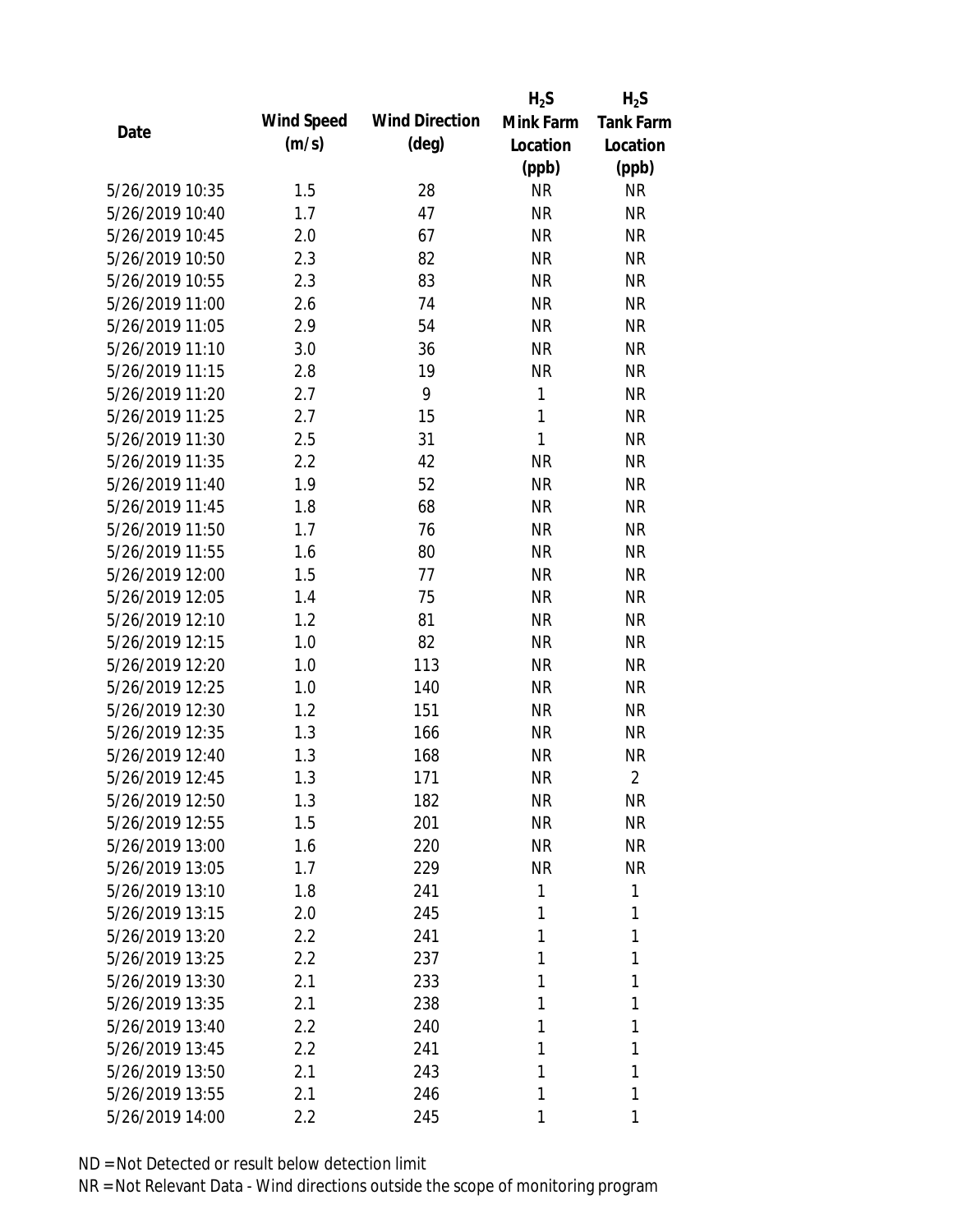| Date | Wind Speed (m/s) | Wind Direction (deg) | $H_2S$ Mink Farm Location (ppb) | $H_2S$ Tank Farm Location (ppb) |
|---|---|---|---|---|
| 5/26/2019 10:35 | 1.5 | 28 | NR | NR |
| 5/26/2019 10:40 | 1.7 | 47 | NR | NR |
| 5/26/2019 10:45 | 2.0 | 67 | NR | NR |
| 5/26/2019 10:50 | 2.3 | 82 | NR | NR |
| 5/26/2019 10:55 | 2.3 | 83 | NR | NR |
| 5/26/2019 11:00 | 2.6 | 74 | NR | NR |
| 5/26/2019 11:05 | 2.9 | 54 | NR | NR |
| 5/26/2019 11:10 | 3.0 | 36 | NR | NR |
| 5/26/2019 11:15 | 2.8 | 19 | NR | NR |
| 5/26/2019 11:20 | 2.7 | 9 | 1 | NR |
| 5/26/2019 11:25 | 2.7 | 15 | 1 | NR |
| 5/26/2019 11:30 | 2.5 | 31 | 1 | NR |
| 5/26/2019 11:35 | 2.2 | 42 | NR | NR |
| 5/26/2019 11:40 | 1.9 | 52 | NR | NR |
| 5/26/2019 11:45 | 1.8 | 68 | NR | NR |
| 5/26/2019 11:50 | 1.7 | 76 | NR | NR |
| 5/26/2019 11:55 | 1.6 | 80 | NR | NR |
| 5/26/2019 12:00 | 1.5 | 77 | NR | NR |
| 5/26/2019 12:05 | 1.4 | 75 | NR | NR |
| 5/26/2019 12:10 | 1.2 | 81 | NR | NR |
| 5/26/2019 12:15 | 1.0 | 82 | NR | NR |
| 5/26/2019 12:20 | 1.0 | 113 | NR | NR |
| 5/26/2019 12:25 | 1.0 | 140 | NR | NR |
| 5/26/2019 12:30 | 1.2 | 151 | NR | NR |
| 5/26/2019 12:35 | 1.3 | 166 | NR | NR |
| 5/26/2019 12:40 | 1.3 | 168 | NR | NR |
| 5/26/2019 12:45 | 1.3 | 171 | NR | 2 |
| 5/26/2019 12:50 | 1.3 | 182 | NR | NR |
| 5/26/2019 12:55 | 1.5 | 201 | NR | NR |
| 5/26/2019 13:00 | 1.6 | 220 | NR | NR |
| 5/26/2019 13:05 | 1.7 | 229 | NR | NR |
| 5/26/2019 13:10 | 1.8 | 241 | 1 | 1 |
| 5/26/2019 13:15 | 2.0 | 245 | 1 | 1 |
| 5/26/2019 13:20 | 2.2 | 241 | 1 | 1 |
| 5/26/2019 13:25 | 2.2 | 237 | 1 | 1 |
| 5/26/2019 13:30 | 2.1 | 233 | 1 | 1 |
| 5/26/2019 13:35 | 2.1 | 238 | 1 | 1 |
| 5/26/2019 13:40 | 2.2 | 240 | 1 | 1 |
| 5/26/2019 13:45 | 2.2 | 241 | 1 | 1 |
| 5/26/2019 13:50 | 2.1 | 243 | 1 | 1 |
| 5/26/2019 13:55 | 2.1 | 246 | 1 | 1 |
| 5/26/2019 14:00 | 2.2 | 245 | 1 | 1 |

ND = Not Detected or result below detection limit

NR = Not Relevant Data - Wind directions outside the scope of monitoring program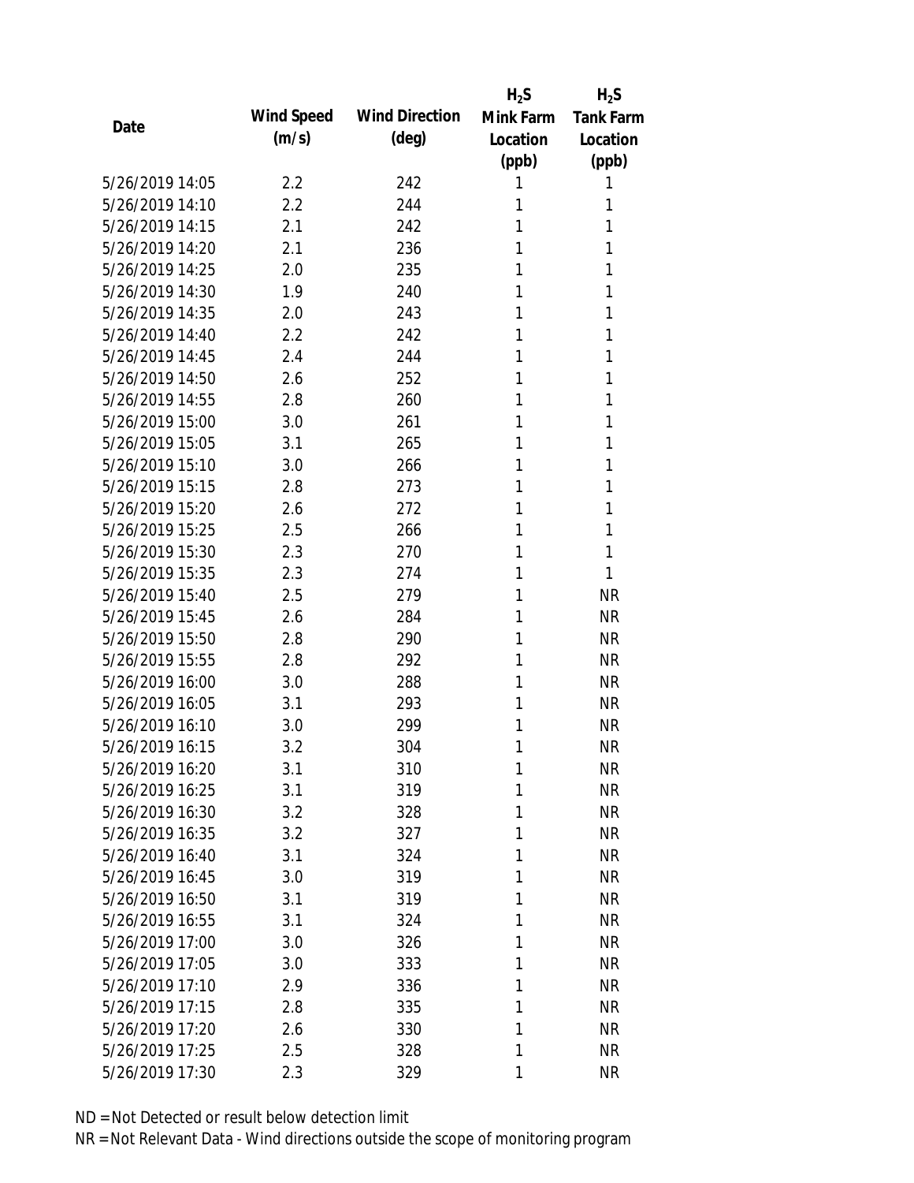| Date | Wind Speed (m/s) | Wind Direction (deg) | $H_2S$ Mink Farm Location (ppb) | $H_2S$ Tank Farm Location (ppb) |
|---|---|---|---|---|
| 5/26/2019 14:05 | 2.2 | 242 | 1 | 1 |
| 5/26/2019 14:10 | 2.2 | 244 | 1 | 1 |
| 5/26/2019 14:15 | 2.1 | 242 | 1 | 1 |
| 5/26/2019 14:20 | 2.1 | 236 | 1 | 1 |
| 5/26/2019 14:25 | 2.0 | 235 | 1 | 1 |
| 5/26/2019 14:30 | 1.9 | 240 | 1 | 1 |
| 5/26/2019 14:35 | 2.0 | 243 | 1 | 1 |
| 5/26/2019 14:40 | 2.2 | 242 | 1 | 1 |
| 5/26/2019 14:45 | 2.4 | 244 | 1 | 1 |
| 5/26/2019 14:50 | 2.6 | 252 | 1 | 1 |
| 5/26/2019 14:55 | 2.8 | 260 | 1 | 1 |
| 5/26/2019 15:00 | 3.0 | 261 | 1 | 1 |
| 5/26/2019 15:05 | 3.1 | 265 | 1 | 1 |
| 5/26/2019 15:10 | 3.0 | 266 | 1 | 1 |
| 5/26/2019 15:15 | 2.8 | 273 | 1 | 1 |
| 5/26/2019 15:20 | 2.6 | 272 | 1 | 1 |
| 5/26/2019 15:25 | 2.5 | 266 | 1 | 1 |
| 5/26/2019 15:30 | 2.3 | 270 | 1 | 1 |
| 5/26/2019 15:35 | 2.3 | 274 | 1 | 1 |
| 5/26/2019 15:40 | 2.5 | 279 | 1 | NR |
| 5/26/2019 15:45 | 2.6 | 284 | 1 | NR |
| 5/26/2019 15:50 | 2.8 | 290 | 1 | NR |
| 5/26/2019 15:55 | 2.8 | 292 | 1 | NR |
| 5/26/2019 16:00 | 3.0 | 288 | 1 | NR |
| 5/26/2019 16:05 | 3.1 | 293 | 1 | NR |
| 5/26/2019 16:10 | 3.0 | 299 | 1 | NR |
| 5/26/2019 16:15 | 3.2 | 304 | 1 | NR |
| 5/26/2019 16:20 | 3.1 | 310 | 1 | NR |
| 5/26/2019 16:25 | 3.1 | 319 | 1 | NR |
| 5/26/2019 16:30 | 3.2 | 328 | 1 | NR |
| 5/26/2019 16:35 | 3.2 | 327 | 1 | NR |
| 5/26/2019 16:40 | 3.1 | 324 | 1 | NR |
| 5/26/2019 16:45 | 3.0 | 319 | 1 | NR |
| 5/26/2019 16:50 | 3.1 | 319 | 1 | NR |
| 5/26/2019 16:55 | 3.1 | 324 | 1 | NR |
| 5/26/2019 17:00 | 3.0 | 326 | 1 | NR |
| 5/26/2019 17:05 | 3.0 | 333 | 1 | NR |
| 5/26/2019 17:10 | 2.9 | 336 | 1 | NR |
| 5/26/2019 17:15 | 2.8 | 335 | 1 | NR |
| 5/26/2019 17:20 | 2.6 | 330 | 1 | NR |
| 5/26/2019 17:25 | 2.5 | 328 | 1 | NR |
| 5/26/2019 17:30 | 2.3 | 329 | 1 | NR |

ND = Not Detected or result below detection limit

NR = Not Relevant Data - Wind directions outside the scope of monitoring program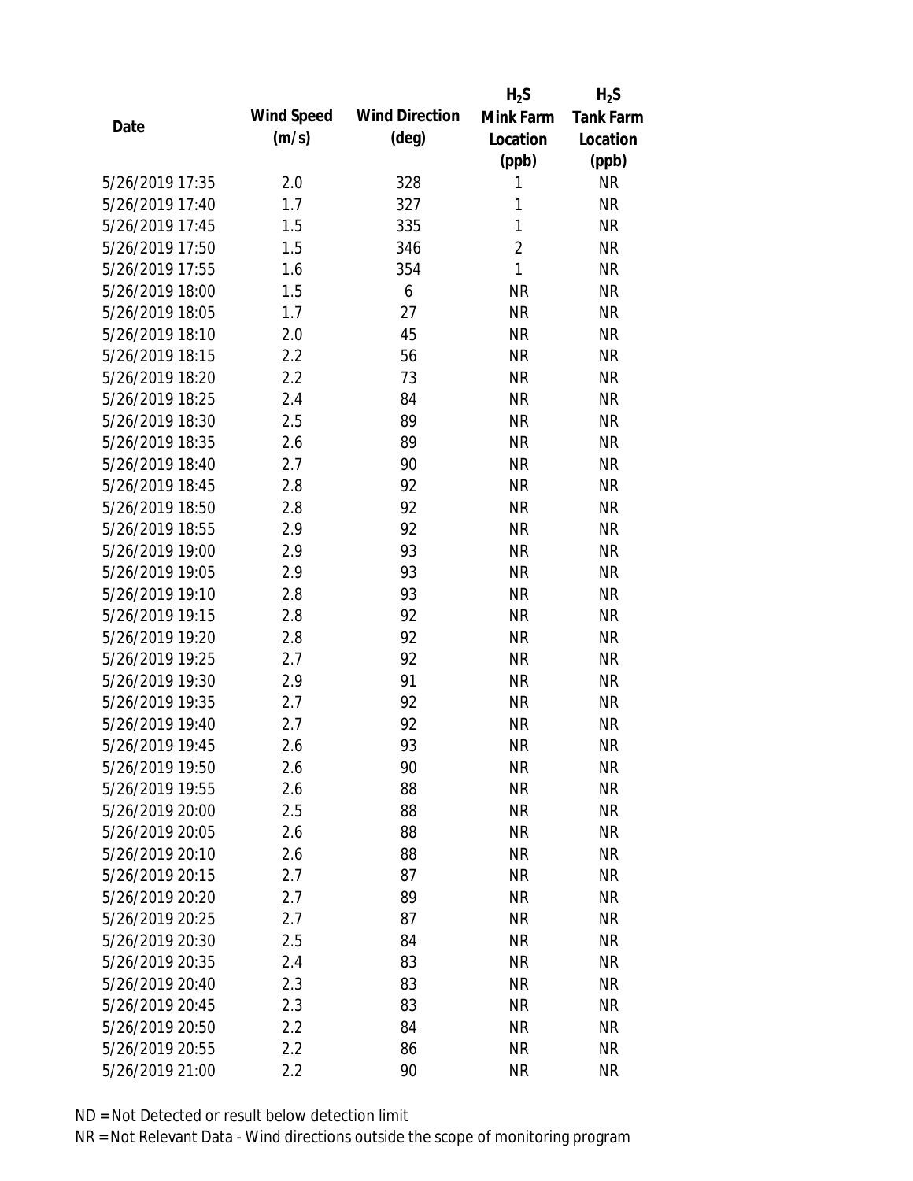| Date | Wind Speed (m/s) | Wind Direction (deg) | $H_2S$ Mink Farm Location (ppb) | $H_2S$ Tank Farm Location (ppb) |
|---|---|---|---|---|
| 5/26/2019 17:35 | 2.0 | 328 | 1 | NR |
| 5/26/2019 17:40 | 1.7 | 327 | 1 | NR |
| 5/26/2019 17:45 | 1.5 | 335 | 1 | NR |
| 5/26/2019 17:50 | 1.5 | 346 | 2 | NR |
| 5/26/2019 17:55 | 1.6 | 354 | 1 | NR |
| 5/26/2019 18:00 | 1.5 | 6 | NR | NR |
| 5/26/2019 18:05 | 1.7 | 27 | NR | NR |
| 5/26/2019 18:10 | 2.0 | 45 | NR | NR |
| 5/26/2019 18:15 | 2.2 | 56 | NR | NR |
| 5/26/2019 18:20 | 2.2 | 73 | NR | NR |
| 5/26/2019 18:25 | 2.4 | 84 | NR | NR |
| 5/26/2019 18:30 | 2.5 | 89 | NR | NR |
| 5/26/2019 18:35 | 2.6 | 89 | NR | NR |
| 5/26/2019 18:40 | 2.7 | 90 | NR | NR |
| 5/26/2019 18:45 | 2.8 | 92 | NR | NR |
| 5/26/2019 18:50 | 2.8 | 92 | NR | NR |
| 5/26/2019 18:55 | 2.9 | 92 | NR | NR |
| 5/26/2019 19:00 | 2.9 | 93 | NR | NR |
| 5/26/2019 19:05 | 2.9 | 93 | NR | NR |
| 5/26/2019 19:10 | 2.8 | 93 | NR | NR |
| 5/26/2019 19:15 | 2.8 | 92 | NR | NR |
| 5/26/2019 19:20 | 2.8 | 92 | NR | NR |
| 5/26/2019 19:25 | 2.7 | 92 | NR | NR |
| 5/26/2019 19:30 | 2.9 | 91 | NR | NR |
| 5/26/2019 19:35 | 2.7 | 92 | NR | NR |
| 5/26/2019 19:40 | 2.7 | 92 | NR | NR |
| 5/26/2019 19:45 | 2.6 | 93 | NR | NR |
| 5/26/2019 19:50 | 2.6 | 90 | NR | NR |
| 5/26/2019 19:55 | 2.6 | 88 | NR | NR |
| 5/26/2019 20:00 | 2.5 | 88 | NR | NR |
| 5/26/2019 20:05 | 2.6 | 88 | NR | NR |
| 5/26/2019 20:10 | 2.6 | 88 | NR | NR |
| 5/26/2019 20:15 | 2.7 | 87 | NR | NR |
| 5/26/2019 20:20 | 2.7 | 89 | NR | NR |
| 5/26/2019 20:25 | 2.7 | 87 | NR | NR |
| 5/26/2019 20:30 | 2.5 | 84 | NR | NR |
| 5/26/2019 20:35 | 2.4 | 83 | NR | NR |
| 5/26/2019 20:40 | 2.3 | 83 | NR | NR |
| 5/26/2019 20:45 | 2.3 | 83 | NR | NR |
| 5/26/2019 20:50 | 2.2 | 84 | NR | NR |
| 5/26/2019 20:55 | 2.2 | 86 | NR | NR |
| 5/26/2019 21:00 | 2.2 | 90 | NR | NR |

ND = Not Detected or result below detection limit

NR = Not Relevant Data - Wind directions outside the scope of monitoring program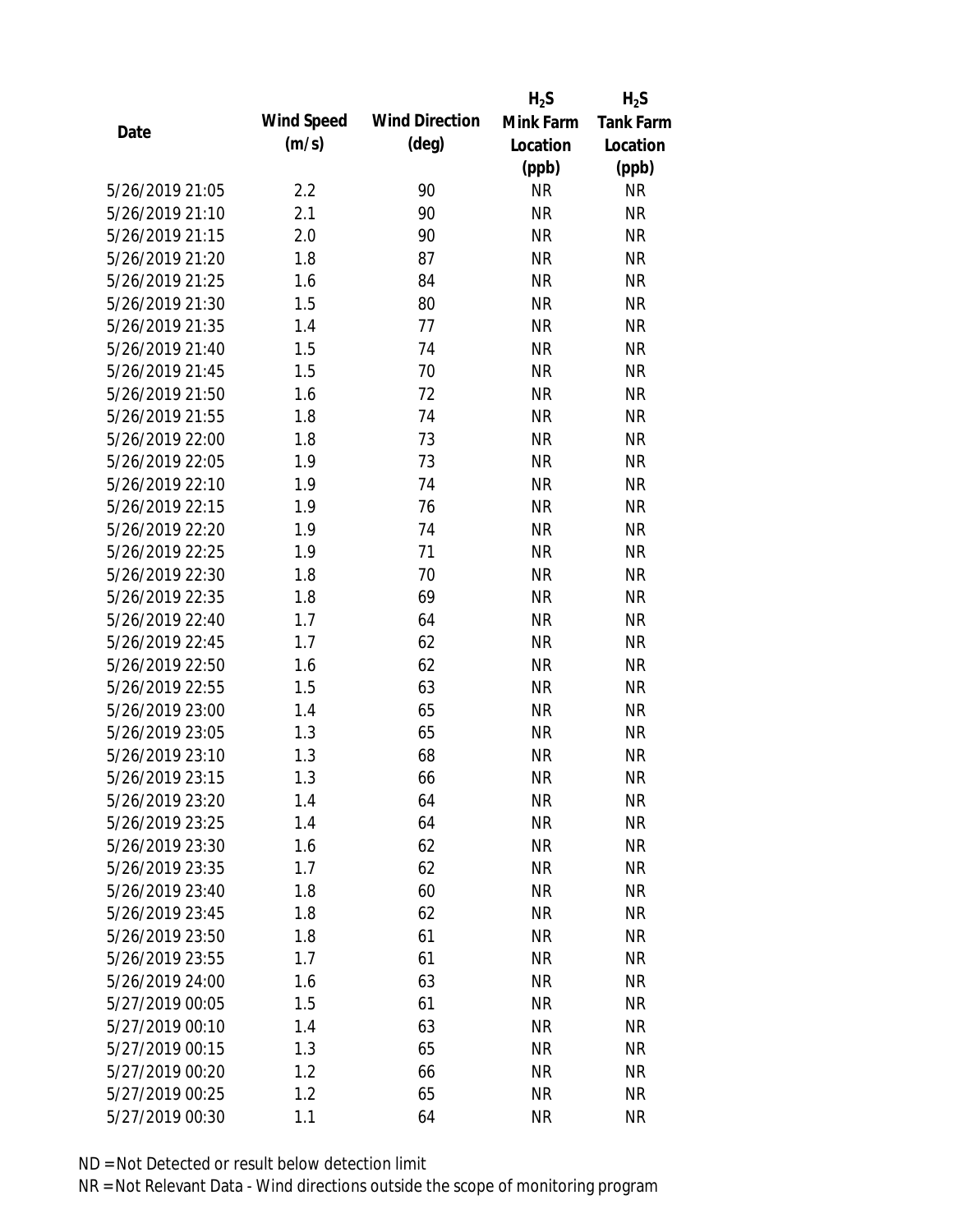| Date | Wind Speed (m/s) | Wind Direction (deg) | $H_2S$ Mink Farm Location (ppb) | $H_2S$ Tank Farm Location (ppb) |
|---|---|---|---|---|
| 5/26/2019 21:05 | 2.2 | 90 | NR | NR |
| 5/26/2019 21:10 | 2.1 | 90 | NR | NR |
| 5/26/2019 21:15 | 2.0 | 90 | NR | NR |
| 5/26/2019 21:20 | 1.8 | 87 | NR | NR |
| 5/26/2019 21:25 | 1.6 | 84 | NR | NR |
| 5/26/2019 21:30 | 1.5 | 80 | NR | NR |
| 5/26/2019 21:35 | 1.4 | 77 | NR | NR |
| 5/26/2019 21:40 | 1.5 | 74 | NR | NR |
| 5/26/2019 21:45 | 1.5 | 70 | NR | NR |
| 5/26/2019 21:50 | 1.6 | 72 | NR | NR |
| 5/26/2019 21:55 | 1.8 | 74 | NR | NR |
| 5/26/2019 22:00 | 1.8 | 73 | NR | NR |
| 5/26/2019 22:05 | 1.9 | 73 | NR | NR |
| 5/26/2019 22:10 | 1.9 | 74 | NR | NR |
| 5/26/2019 22:15 | 1.9 | 76 | NR | NR |
| 5/26/2019 22:20 | 1.9 | 74 | NR | NR |
| 5/26/2019 22:25 | 1.9 | 71 | NR | NR |
| 5/26/2019 22:30 | 1.8 | 70 | NR | NR |
| 5/26/2019 22:35 | 1.8 | 69 | NR | NR |
| 5/26/2019 22:40 | 1.7 | 64 | NR | NR |
| 5/26/2019 22:45 | 1.7 | 62 | NR | NR |
| 5/26/2019 22:50 | 1.6 | 62 | NR | NR |
| 5/26/2019 22:55 | 1.5 | 63 | NR | NR |
| 5/26/2019 23:00 | 1.4 | 65 | NR | NR |
| 5/26/2019 23:05 | 1.3 | 65 | NR | NR |
| 5/26/2019 23:10 | 1.3 | 68 | NR | NR |
| 5/26/2019 23:15 | 1.3 | 66 | NR | NR |
| 5/26/2019 23:20 | 1.4 | 64 | NR | NR |
| 5/26/2019 23:25 | 1.4 | 64 | NR | NR |
| 5/26/2019 23:30 | 1.6 | 62 | NR | NR |
| 5/26/2019 23:35 | 1.7 | 62 | NR | NR |
| 5/26/2019 23:40 | 1.8 | 60 | NR | NR |
| 5/26/2019 23:45 | 1.8 | 62 | NR | NR |
| 5/26/2019 23:50 | 1.8 | 61 | NR | NR |
| 5/26/2019 23:55 | 1.7 | 61 | NR | NR |
| 5/26/2019 24:00 | 1.6 | 63 | NR | NR |
| 5/27/2019 00:05 | 1.5 | 61 | NR | NR |
| 5/27/2019 00:10 | 1.4 | 63 | NR | NR |
| 5/27/2019 00:15 | 1.3 | 65 | NR | NR |
| 5/27/2019 00:20 | 1.2 | 66 | NR | NR |
| 5/27/2019 00:25 | 1.2 | 65 | NR | NR |
| 5/27/2019 00:30 | 1.1 | 64 | NR | NR |

ND = Not Detected or result below detection limit

NR = Not Relevant Data - Wind directions outside the scope of monitoring program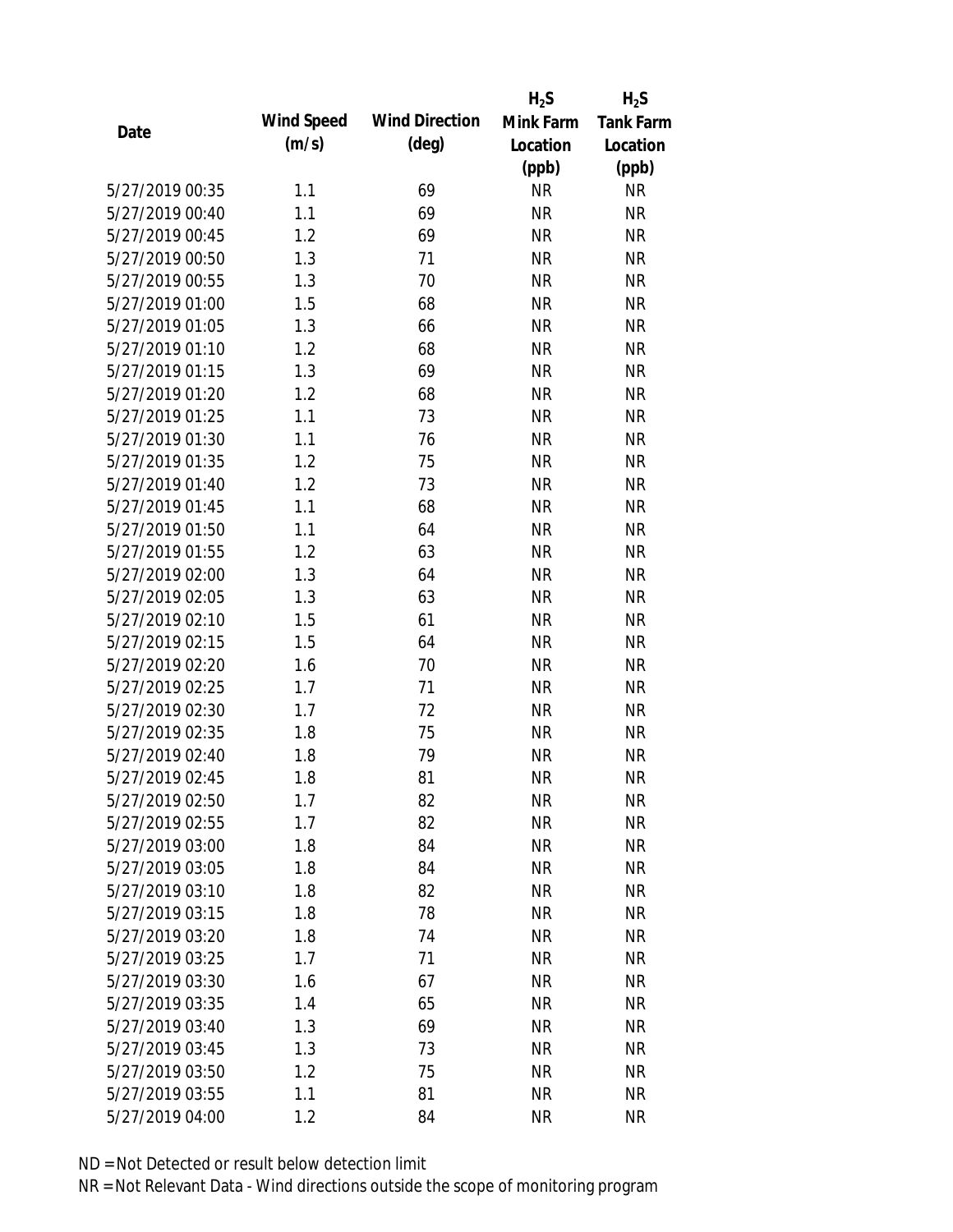| Date | Wind Speed (m/s) | Wind Direction (deg) | $H_2S$ Mink Farm Location (ppb) | $H_2S$ Tank Farm Location (ppb) |
|---|---|---|---|---|
| 5/27/2019 00:35 | 1.1 | 69 | NR | NR |
| 5/27/2019 00:40 | 1.1 | 69 | NR | NR |
| 5/27/2019 00:45 | 1.2 | 69 | NR | NR |
| 5/27/2019 00:50 | 1.3 | 71 | NR | NR |
| 5/27/2019 00:55 | 1.3 | 70 | NR | NR |
| 5/27/2019 01:00 | 1.5 | 68 | NR | NR |
| 5/27/2019 01:05 | 1.3 | 66 | NR | NR |
| 5/27/2019 01:10 | 1.2 | 68 | NR | NR |
| 5/27/2019 01:15 | 1.3 | 69 | NR | NR |
| 5/27/2019 01:20 | 1.2 | 68 | NR | NR |
| 5/27/2019 01:25 | 1.1 | 73 | NR | NR |
| 5/27/2019 01:30 | 1.1 | 76 | NR | NR |
| 5/27/2019 01:35 | 1.2 | 75 | NR | NR |
| 5/27/2019 01:40 | 1.2 | 73 | NR | NR |
| 5/27/2019 01:45 | 1.1 | 68 | NR | NR |
| 5/27/2019 01:50 | 1.1 | 64 | NR | NR |
| 5/27/2019 01:55 | 1.2 | 63 | NR | NR |
| 5/27/2019 02:00 | 1.3 | 64 | NR | NR |
| 5/27/2019 02:05 | 1.3 | 63 | NR | NR |
| 5/27/2019 02:10 | 1.5 | 61 | NR | NR |
| 5/27/2019 02:15 | 1.5 | 64 | NR | NR |
| 5/27/2019 02:20 | 1.6 | 70 | NR | NR |
| 5/27/2019 02:25 | 1.7 | 71 | NR | NR |
| 5/27/2019 02:30 | 1.7 | 72 | NR | NR |
| 5/27/2019 02:35 | 1.8 | 75 | NR | NR |
| 5/27/2019 02:40 | 1.8 | 79 | NR | NR |
| 5/27/2019 02:45 | 1.8 | 81 | NR | NR |
| 5/27/2019 02:50 | 1.7 | 82 | NR | NR |
| 5/27/2019 02:55 | 1.7 | 82 | NR | NR |
| 5/27/2019 03:00 | 1.8 | 84 | NR | NR |
| 5/27/2019 03:05 | 1.8 | 84 | NR | NR |
| 5/27/2019 03:10 | 1.8 | 82 | NR | NR |
| 5/27/2019 03:15 | 1.8 | 78 | NR | NR |
| 5/27/2019 03:20 | 1.8 | 74 | NR | NR |
| 5/27/2019 03:25 | 1.7 | 71 | NR | NR |
| 5/27/2019 03:30 | 1.6 | 67 | NR | NR |
| 5/27/2019 03:35 | 1.4 | 65 | NR | NR |
| 5/27/2019 03:40 | 1.3 | 69 | NR | NR |
| 5/27/2019 03:45 | 1.3 | 73 | NR | NR |
| 5/27/2019 03:50 | 1.2 | 75 | NR | NR |
| 5/27/2019 03:55 | 1.1 | 81 | NR | NR |
| 5/27/2019 04:00 | 1.2 | 84 | NR | NR |

ND = Not Detected or result below detection limit

NR = Not Relevant Data - Wind directions outside the scope of monitoring program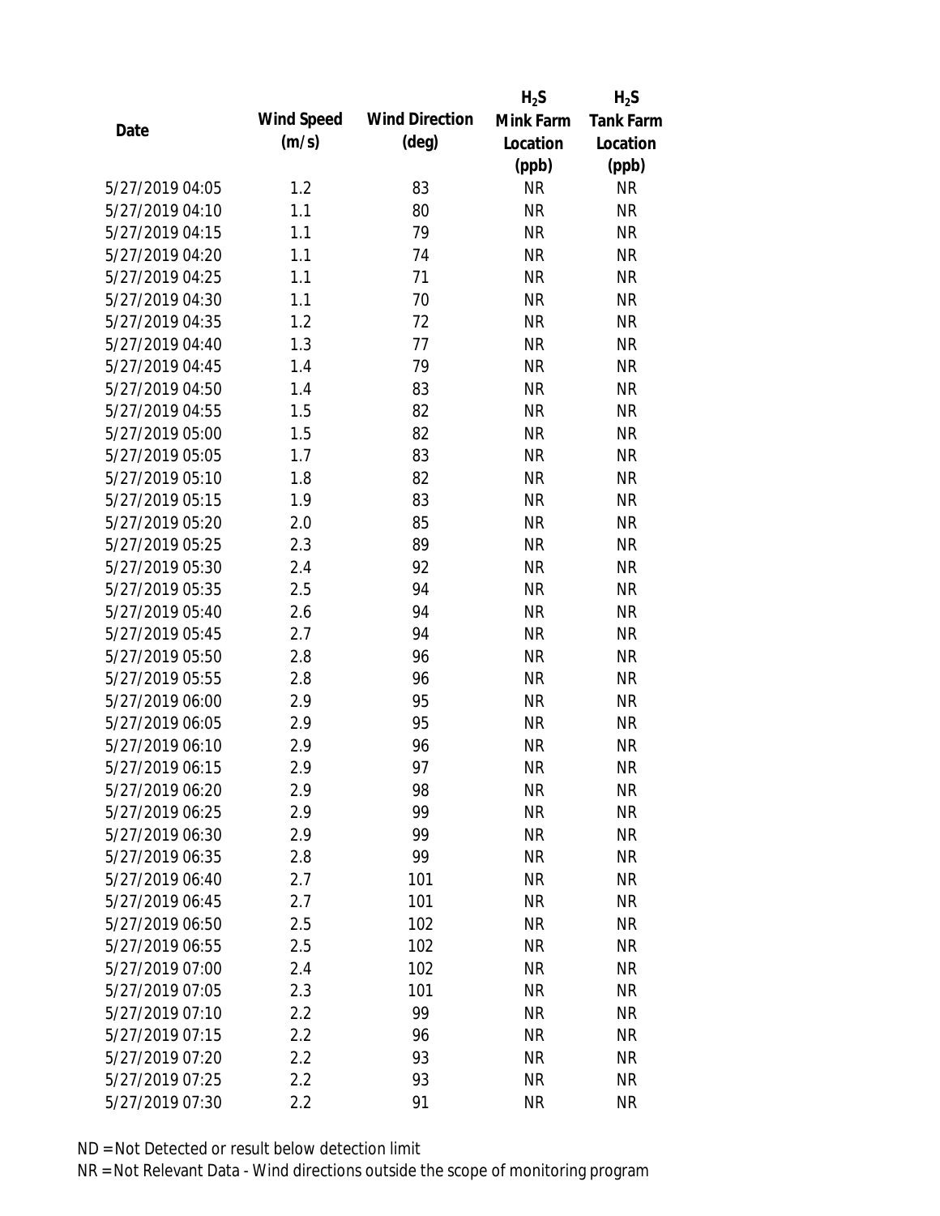| Date | Wind Speed (m/s) | Wind Direction (deg) | $H_2S$ Mink Farm Location (ppb) | $H_2S$ Tank Farm Location (ppb) |
|---|---|---|---|---|
| 5/27/2019 04:05 | 1.2 | 83 | NR | NR |
| 5/27/2019 04:10 | 1.1 | 80 | NR | NR |
| 5/27/2019 04:15 | 1.1 | 79 | NR | NR |
| 5/27/2019 04:20 | 1.1 | 74 | NR | NR |
| 5/27/2019 04:25 | 1.1 | 71 | NR | NR |
| 5/27/2019 04:30 | 1.1 | 70 | NR | NR |
| 5/27/2019 04:35 | 1.2 | 72 | NR | NR |
| 5/27/2019 04:40 | 1.3 | 77 | NR | NR |
| 5/27/2019 04:45 | 1.4 | 79 | NR | NR |
| 5/27/2019 04:50 | 1.4 | 83 | NR | NR |
| 5/27/2019 04:55 | 1.5 | 82 | NR | NR |
| 5/27/2019 05:00 | 1.5 | 82 | NR | NR |
| 5/27/2019 05:05 | 1.7 | 83 | NR | NR |
| 5/27/2019 05:10 | 1.8 | 82 | NR | NR |
| 5/27/2019 05:15 | 1.9 | 83 | NR | NR |
| 5/27/2019 05:20 | 2.0 | 85 | NR | NR |
| 5/27/2019 05:25 | 2.3 | 89 | NR | NR |
| 5/27/2019 05:30 | 2.4 | 92 | NR | NR |
| 5/27/2019 05:35 | 2.5 | 94 | NR | NR |
| 5/27/2019 05:40 | 2.6 | 94 | NR | NR |
| 5/27/2019 05:45 | 2.7 | 94 | NR | NR |
| 5/27/2019 05:50 | 2.8 | 96 | NR | NR |
| 5/27/2019 05:55 | 2.8 | 96 | NR | NR |
| 5/27/2019 06:00 | 2.9 | 95 | NR | NR |
| 5/27/2019 06:05 | 2.9 | 95 | NR | NR |
| 5/27/2019 06:10 | 2.9 | 96 | NR | NR |
| 5/27/2019 06:15 | 2.9 | 97 | NR | NR |
| 5/27/2019 06:20 | 2.9 | 98 | NR | NR |
| 5/27/2019 06:25 | 2.9 | 99 | NR | NR |
| 5/27/2019 06:30 | 2.9 | 99 | NR | NR |
| 5/27/2019 06:35 | 2.8 | 99 | NR | NR |
| 5/27/2019 06:40 | 2.7 | 101 | NR | NR |
| 5/27/2019 06:45 | 2.7 | 101 | NR | NR |
| 5/27/2019 06:50 | 2.5 | 102 | NR | NR |
| 5/27/2019 06:55 | 2.5 | 102 | NR | NR |
| 5/27/2019 07:00 | 2.4 | 102 | NR | NR |
| 5/27/2019 07:05 | 2.3 | 101 | NR | NR |
| 5/27/2019 07:10 | 2.2 | 99 | NR | NR |
| 5/27/2019 07:15 | 2.2 | 96 | NR | NR |
| 5/27/2019 07:20 | 2.2 | 93 | NR | NR |
| 5/27/2019 07:25 | 2.2 | 93 | NR | NR |
| 5/27/2019 07:30 | 2.2 | 91 | NR | NR |

ND = Not Detected or result below detection limit

NR = Not Relevant Data - Wind directions outside the scope of monitoring program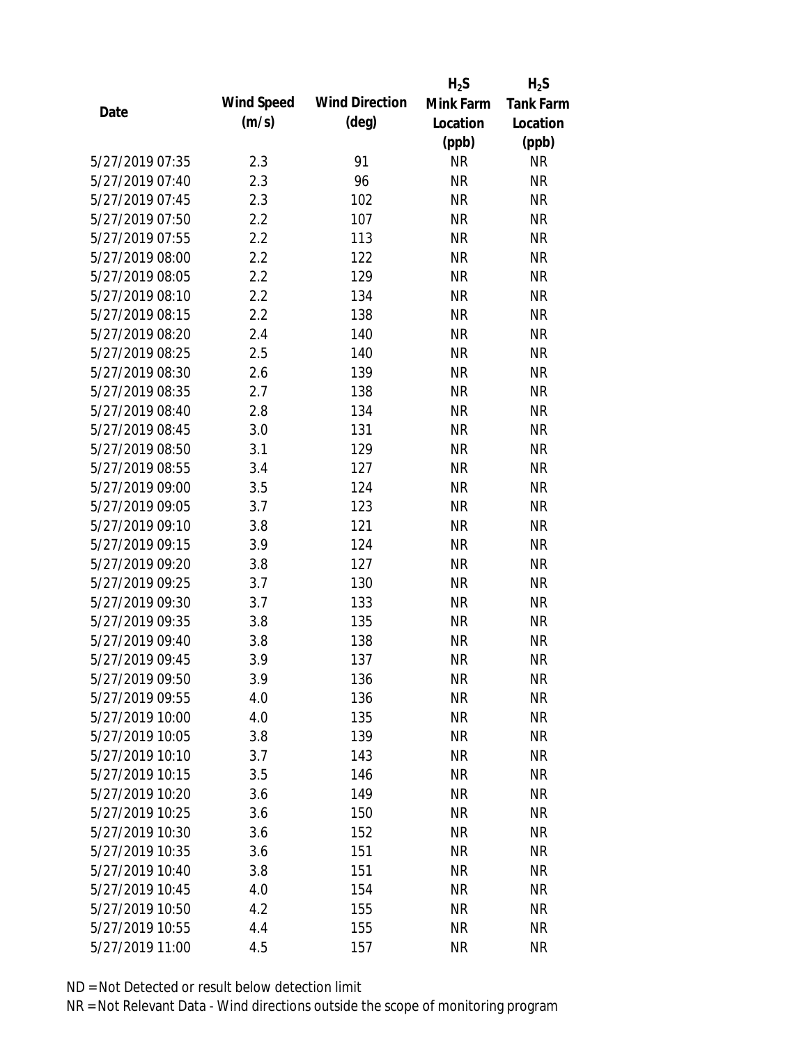| Date | Wind Speed (m/s) | Wind Direction (deg) | $H_2S$ Mink Farm Location (ppb) | $H_2S$ Tank Farm Location (ppb) |
|---|---|---|---|---|
| 5/27/2019 07:35 | 2.3 | 91 | NR | NR |
| 5/27/2019 07:40 | 2.3 | 96 | NR | NR |
| 5/27/2019 07:45 | 2.3 | 102 | NR | NR |
| 5/27/2019 07:50 | 2.2 | 107 | NR | NR |
| 5/27/2019 07:55 | 2.2 | 113 | NR | NR |
| 5/27/2019 08:00 | 2.2 | 122 | NR | NR |
| 5/27/2019 08:05 | 2.2 | 129 | NR | NR |
| 5/27/2019 08:10 | 2.2 | 134 | NR | NR |
| 5/27/2019 08:15 | 2.2 | 138 | NR | NR |
| 5/27/2019 08:20 | 2.4 | 140 | NR | NR |
| 5/27/2019 08:25 | 2.5 | 140 | NR | NR |
| 5/27/2019 08:30 | 2.6 | 139 | NR | NR |
| 5/27/2019 08:35 | 2.7 | 138 | NR | NR |
| 5/27/2019 08:40 | 2.8 | 134 | NR | NR |
| 5/27/2019 08:45 | 3.0 | 131 | NR | NR |
| 5/27/2019 08:50 | 3.1 | 129 | NR | NR |
| 5/27/2019 08:55 | 3.4 | 127 | NR | NR |
| 5/27/2019 09:00 | 3.5 | 124 | NR | NR |
| 5/27/2019 09:05 | 3.7 | 123 | NR | NR |
| 5/27/2019 09:10 | 3.8 | 121 | NR | NR |
| 5/27/2019 09:15 | 3.9 | 124 | NR | NR |
| 5/27/2019 09:20 | 3.8 | 127 | NR | NR |
| 5/27/2019 09:25 | 3.7 | 130 | NR | NR |
| 5/27/2019 09:30 | 3.7 | 133 | NR | NR |
| 5/27/2019 09:35 | 3.8 | 135 | NR | NR |
| 5/27/2019 09:40 | 3.8 | 138 | NR | NR |
| 5/27/2019 09:45 | 3.9 | 137 | NR | NR |
| 5/27/2019 09:50 | 3.9 | 136 | NR | NR |
| 5/27/2019 09:55 | 4.0 | 136 | NR | NR |
| 5/27/2019 10:00 | 4.0 | 135 | NR | NR |
| 5/27/2019 10:05 | 3.8 | 139 | NR | NR |
| 5/27/2019 10:10 | 3.7 | 143 | NR | NR |
| 5/27/2019 10:15 | 3.5 | 146 | NR | NR |
| 5/27/2019 10:20 | 3.6 | 149 | NR | NR |
| 5/27/2019 10:25 | 3.6 | 150 | NR | NR |
| 5/27/2019 10:30 | 3.6 | 152 | NR | NR |
| 5/27/2019 10:35 | 3.6 | 151 | NR | NR |
| 5/27/2019 10:40 | 3.8 | 151 | NR | NR |
| 5/27/2019 10:45 | 4.0 | 154 | NR | NR |
| 5/27/2019 10:50 | 4.2 | 155 | NR | NR |
| 5/27/2019 10:55 | 4.4 | 155 | NR | NR |
| 5/27/2019 11:00 | 4.5 | 157 | NR | NR |

ND = Not Detected or result below detection limit

NR = Not Relevant Data - Wind directions outside the scope of monitoring program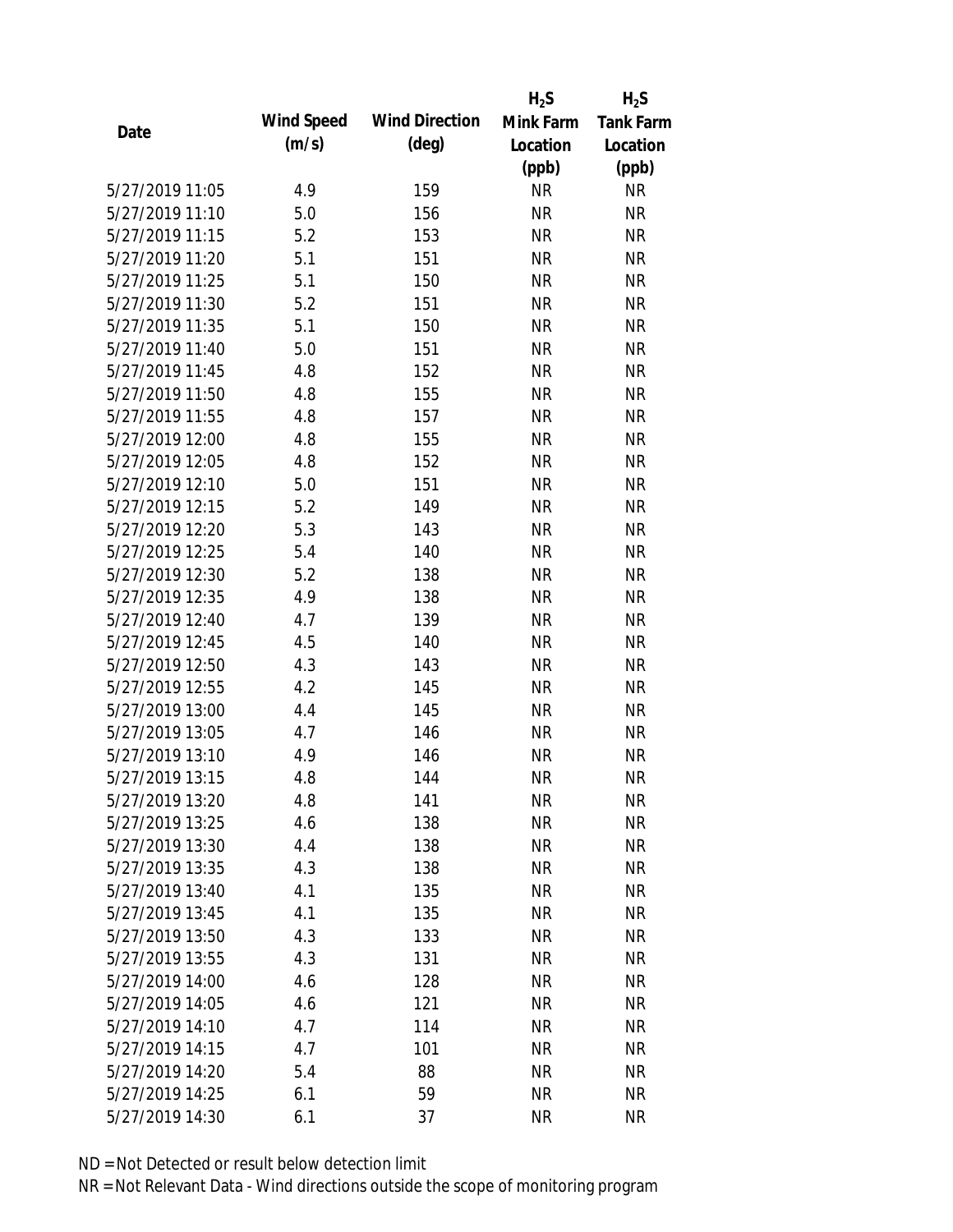| Date | Wind Speed (m/s) | Wind Direction (deg) | $H_2S$ Mink Farm Location (ppb) | $H_2S$ Tank Farm Location (ppb) |
|---|---|---|---|---|
| 5/27/2019 11:05 | 4.9 | 159 | NR | NR |
| 5/27/2019 11:10 | 5.0 | 156 | NR | NR |
| 5/27/2019 11:15 | 5.2 | 153 | NR | NR |
| 5/27/2019 11:20 | 5.1 | 151 | NR | NR |
| 5/27/2019 11:25 | 5.1 | 150 | NR | NR |
| 5/27/2019 11:30 | 5.2 | 151 | NR | NR |
| 5/27/2019 11:35 | 5.1 | 150 | NR | NR |
| 5/27/2019 11:40 | 5.0 | 151 | NR | NR |
| 5/27/2019 11:45 | 4.8 | 152 | NR | NR |
| 5/27/2019 11:50 | 4.8 | 155 | NR | NR |
| 5/27/2019 11:55 | 4.8 | 157 | NR | NR |
| 5/27/2019 12:00 | 4.8 | 155 | NR | NR |
| 5/27/2019 12:05 | 4.8 | 152 | NR | NR |
| 5/27/2019 12:10 | 5.0 | 151 | NR | NR |
| 5/27/2019 12:15 | 5.2 | 149 | NR | NR |
| 5/27/2019 12:20 | 5.3 | 143 | NR | NR |
| 5/27/2019 12:25 | 5.4 | 140 | NR | NR |
| 5/27/2019 12:30 | 5.2 | 138 | NR | NR |
| 5/27/2019 12:35 | 4.9 | 138 | NR | NR |
| 5/27/2019 12:40 | 4.7 | 139 | NR | NR |
| 5/27/2019 12:45 | 4.5 | 140 | NR | NR |
| 5/27/2019 12:50 | 4.3 | 143 | NR | NR |
| 5/27/2019 12:55 | 4.2 | 145 | NR | NR |
| 5/27/2019 13:00 | 4.4 | 145 | NR | NR |
| 5/27/2019 13:05 | 4.7 | 146 | NR | NR |
| 5/27/2019 13:10 | 4.9 | 146 | NR | NR |
| 5/27/2019 13:15 | 4.8 | 144 | NR | NR |
| 5/27/2019 13:20 | 4.8 | 141 | NR | NR |
| 5/27/2019 13:25 | 4.6 | 138 | NR | NR |
| 5/27/2019 13:30 | 4.4 | 138 | NR | NR |
| 5/27/2019 13:35 | 4.3 | 138 | NR | NR |
| 5/27/2019 13:40 | 4.1 | 135 | NR | NR |
| 5/27/2019 13:45 | 4.1 | 135 | NR | NR |
| 5/27/2019 13:50 | 4.3 | 133 | NR | NR |
| 5/27/2019 13:55 | 4.3 | 131 | NR | NR |
| 5/27/2019 14:00 | 4.6 | 128 | NR | NR |
| 5/27/2019 14:05 | 4.6 | 121 | NR | NR |
| 5/27/2019 14:10 | 4.7 | 114 | NR | NR |
| 5/27/2019 14:15 | 4.7 | 101 | NR | NR |
| 5/27/2019 14:20 | 5.4 | 88 | NR | NR |
| 5/27/2019 14:25 | 6.1 | 59 | NR | NR |
| 5/27/2019 14:30 | 6.1 | 37 | NR | NR |

ND = Not Detected or result below detection limit

NR = Not Relevant Data - Wind directions outside the scope of monitoring program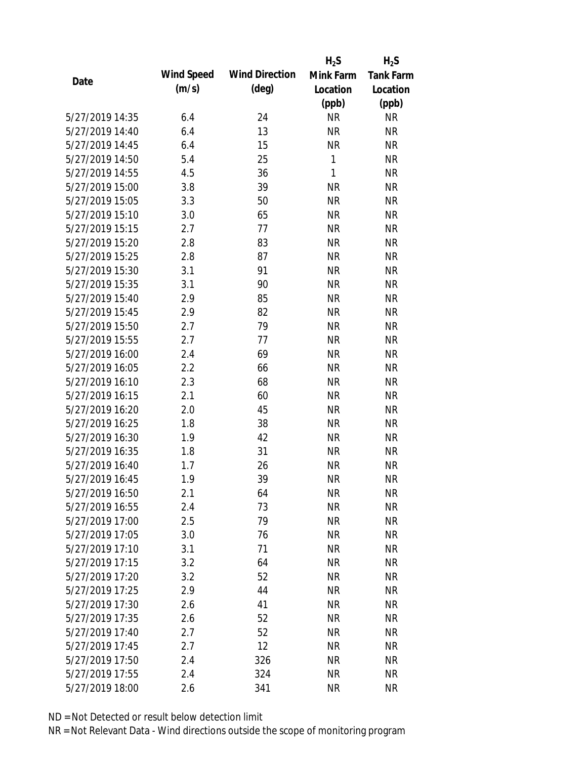| Date | Wind Speed (m/s) | Wind Direction (deg) | $H_2S$ Mink Farm Location (ppb) | $H_2S$ Tank Farm Location (ppb) |
|---|---|---|---|---|
| 5/27/2019 14:35 | 6.4 | 24 | NR | NR |
| 5/27/2019 14:40 | 6.4 | 13 | NR | NR |
| 5/27/2019 14:45 | 6.4 | 15 | NR | NR |
| 5/27/2019 14:50 | 5.4 | 25 | 1 | NR |
| 5/27/2019 14:55 | 4.5 | 36 | 1 | NR |
| 5/27/2019 15:00 | 3.8 | 39 | NR | NR |
| 5/27/2019 15:05 | 3.3 | 50 | NR | NR |
| 5/27/2019 15:10 | 3.0 | 65 | NR | NR |
| 5/27/2019 15:15 | 2.7 | 77 | NR | NR |
| 5/27/2019 15:20 | 2.8 | 83 | NR | NR |
| 5/27/2019 15:25 | 2.8 | 87 | NR | NR |
| 5/27/2019 15:30 | 3.1 | 91 | NR | NR |
| 5/27/2019 15:35 | 3.1 | 90 | NR | NR |
| 5/27/2019 15:40 | 2.9 | 85 | NR | NR |
| 5/27/2019 15:45 | 2.9 | 82 | NR | NR |
| 5/27/2019 15:50 | 2.7 | 79 | NR | NR |
| 5/27/2019 15:55 | 2.7 | 77 | NR | NR |
| 5/27/2019 16:00 | 2.4 | 69 | NR | NR |
| 5/27/2019 16:05 | 2.2 | 66 | NR | NR |
| 5/27/2019 16:10 | 2.3 | 68 | NR | NR |
| 5/27/2019 16:15 | 2.1 | 60 | NR | NR |
| 5/27/2019 16:20 | 2.0 | 45 | NR | NR |
| 5/27/2019 16:25 | 1.8 | 38 | NR | NR |
| 5/27/2019 16:30 | 1.9 | 42 | NR | NR |
| 5/27/2019 16:35 | 1.8 | 31 | NR | NR |
| 5/27/2019 16:40 | 1.7 | 26 | NR | NR |
| 5/27/2019 16:45 | 1.9 | 39 | NR | NR |
| 5/27/2019 16:50 | 2.1 | 64 | NR | NR |
| 5/27/2019 16:55 | 2.4 | 73 | NR | NR |
| 5/27/2019 17:00 | 2.5 | 79 | NR | NR |
| 5/27/2019 17:05 | 3.0 | 76 | NR | NR |
| 5/27/2019 17:10 | 3.1 | 71 | NR | NR |
| 5/27/2019 17:15 | 3.2 | 64 | NR | NR |
| 5/27/2019 17:20 | 3.2 | 52 | NR | NR |
| 5/27/2019 17:25 | 2.9 | 44 | NR | NR |
| 5/27/2019 17:30 | 2.6 | 41 | NR | NR |
| 5/27/2019 17:35 | 2.6 | 52 | NR | NR |
| 5/27/2019 17:40 | 2.7 | 52 | NR | NR |
| 5/27/2019 17:45 | 2.7 | 12 | NR | NR |
| 5/27/2019 17:50 | 2.4 | 326 | NR | NR |
| 5/27/2019 17:55 | 2.4 | 324 | NR | NR |
| 5/27/2019 18:00 | 2.6 | 341 | NR | NR |

ND = Not Detected or result below detection limit

NR = Not Relevant Data - Wind directions outside the scope of monitoring program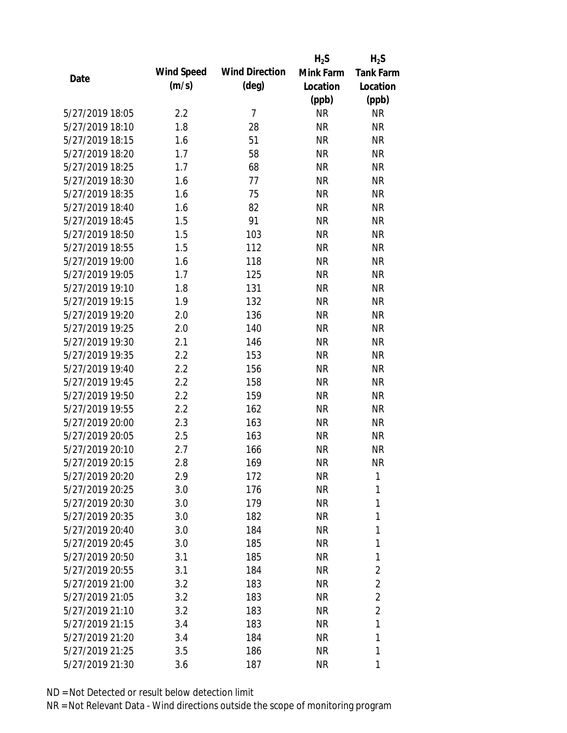| Date | Wind Speed (m/s) | Wind Direction (deg) | $H_2S$ Mink Farm Location (ppb) | $H_2S$ Tank Farm Location (ppb) |
|---|---|---|---|---|
| 5/27/2019 18:05 | 2.2 | 7 | NR | NR |
| 5/27/2019 18:10 | 1.8 | 28 | NR | NR |
| 5/27/2019 18:15 | 1.6 | 51 | NR | NR |
| 5/27/2019 18:20 | 1.7 | 58 | NR | NR |
| 5/27/2019 18:25 | 1.7 | 68 | NR | NR |
| 5/27/2019 18:30 | 1.6 | 77 | NR | NR |
| 5/27/2019 18:35 | 1.6 | 75 | NR | NR |
| 5/27/2019 18:40 | 1.6 | 82 | NR | NR |
| 5/27/2019 18:45 | 1.5 | 91 | NR | NR |
| 5/27/2019 18:50 | 1.5 | 103 | NR | NR |
| 5/27/2019 18:55 | 1.5 | 112 | NR | NR |
| 5/27/2019 19:00 | 1.6 | 118 | NR | NR |
| 5/27/2019 19:05 | 1.7 | 125 | NR | NR |
| 5/27/2019 19:10 | 1.8 | 131 | NR | NR |
| 5/27/2019 19:15 | 1.9 | 132 | NR | NR |
| 5/27/2019 19:20 | 2.0 | 136 | NR | NR |
| 5/27/2019 19:25 | 2.0 | 140 | NR | NR |
| 5/27/2019 19:30 | 2.1 | 146 | NR | NR |
| 5/27/2019 19:35 | 2.2 | 153 | NR | NR |
| 5/27/2019 19:40 | 2.2 | 156 | NR | NR |
| 5/27/2019 19:45 | 2.2 | 158 | NR | NR |
| 5/27/2019 19:50 | 2.2 | 159 | NR | NR |
| 5/27/2019 19:55 | 2.2 | 162 | NR | NR |
| 5/27/2019 20:00 | 2.3 | 163 | NR | NR |
| 5/27/2019 20:05 | 2.5 | 163 | NR | NR |
| 5/27/2019 20:10 | 2.7 | 166 | NR | NR |
| 5/27/2019 20:15 | 2.8 | 169 | NR | NR |
| 5/27/2019 20:20 | 2.9 | 172 | NR | 1 |
| 5/27/2019 20:25 | 3.0 | 176 | NR | 1 |
| 5/27/2019 20:30 | 3.0 | 179 | NR | 1 |
| 5/27/2019 20:35 | 3.0 | 182 | NR | 1 |
| 5/27/2019 20:40 | 3.0 | 184 | NR | 1 |
| 5/27/2019 20:45 | 3.0 | 185 | NR | 1 |
| 5/27/2019 20:50 | 3.1 | 185 | NR | 1 |
| 5/27/2019 20:55 | 3.1 | 184 | NR | 2 |
| 5/27/2019 21:00 | 3.2 | 183 | NR | 2 |
| 5/27/2019 21:05 | 3.2 | 183 | NR | 2 |
| 5/27/2019 21:10 | 3.2 | 183 | NR | 2 |
| 5/27/2019 21:15 | 3.4 | 183 | NR | 1 |
| 5/27/2019 21:20 | 3.4 | 184 | NR | 1 |
| 5/27/2019 21:25 | 3.5 | 186 | NR | 1 |
| 5/27/2019 21:30 | 3.6 | 187 | NR | 1 |

ND = Not Detected or result below detection limit

NR = Not Relevant Data - Wind directions outside the scope of monitoring program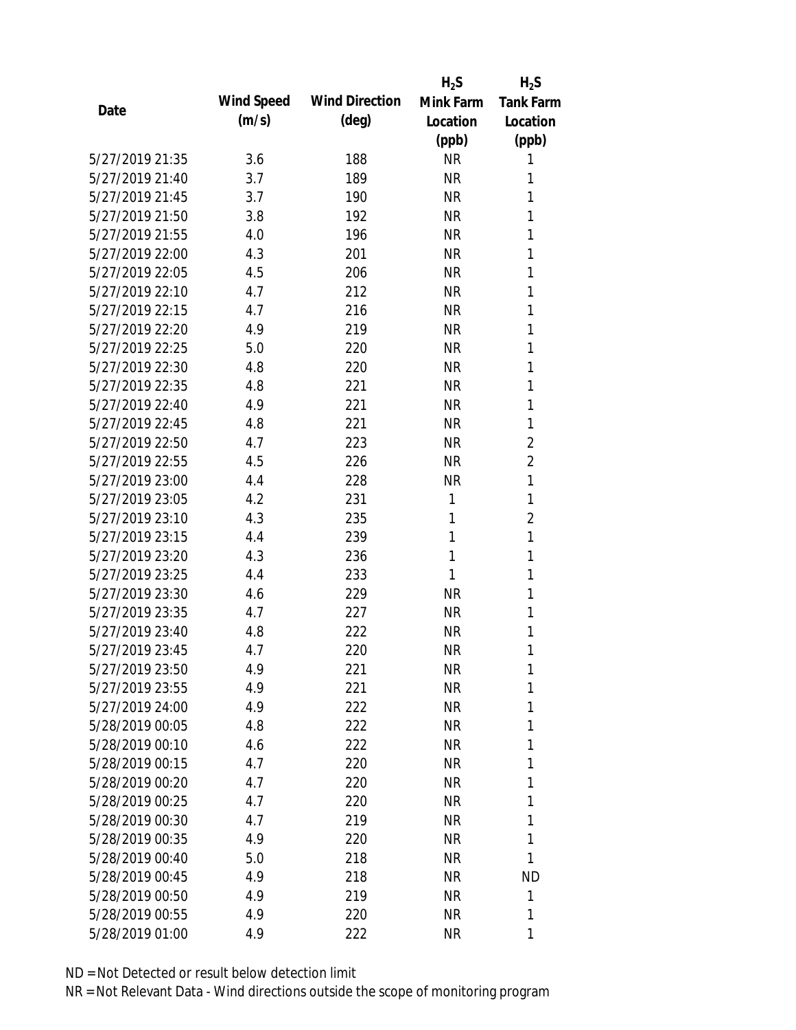| Date | Wind Speed (m/s) | Wind Direction (deg) | $H_2S$ Mink Farm Location (ppb) | $H_2S$ Tank Farm Location (ppb) |
|---|---|---|---|---|
| 5/27/2019 21:35 | 3.6 | 188 | NR | 1 |
| 5/27/2019 21:40 | 3.7 | 189 | NR | 1 |
| 5/27/2019 21:45 | 3.7 | 190 | NR | 1 |
| 5/27/2019 21:50 | 3.8 | 192 | NR | 1 |
| 5/27/2019 21:55 | 4.0 | 196 | NR | 1 |
| 5/27/2019 22:00 | 4.3 | 201 | NR | 1 |
| 5/27/2019 22:05 | 4.5 | 206 | NR | 1 |
| 5/27/2019 22:10 | 4.7 | 212 | NR | 1 |
| 5/27/2019 22:15 | 4.7 | 216 | NR | 1 |
| 5/27/2019 22:20 | 4.9 | 219 | NR | 1 |
| 5/27/2019 22:25 | 5.0 | 220 | NR | 1 |
| 5/27/2019 22:30 | 4.8 | 220 | NR | 1 |
| 5/27/2019 22:35 | 4.8 | 221 | NR | 1 |
| 5/27/2019 22:40 | 4.9 | 221 | NR | 1 |
| 5/27/2019 22:45 | 4.8 | 221 | NR | 1 |
| 5/27/2019 22:50 | 4.7 | 223 | NR | 2 |
| 5/27/2019 22:55 | 4.5 | 226 | NR | 2 |
| 5/27/2019 23:00 | 4.4 | 228 | NR | 1 |
| 5/27/2019 23:05 | 4.2 | 231 | 1 | 1 |
| 5/27/2019 23:10 | 4.3 | 235 | 1 | 2 |
| 5/27/2019 23:15 | 4.4 | 239 | 1 | 1 |
| 5/27/2019 23:20 | 4.3 | 236 | 1 | 1 |
| 5/27/2019 23:25 | 4.4 | 233 | 1 | 1 |
| 5/27/2019 23:30 | 4.6 | 229 | NR | 1 |
| 5/27/2019 23:35 | 4.7 | 227 | NR | 1 |
| 5/27/2019 23:40 | 4.8 | 222 | NR | 1 |
| 5/27/2019 23:45 | 4.7 | 220 | NR | 1 |
| 5/27/2019 23:50 | 4.9 | 221 | NR | 1 |
| 5/27/2019 23:55 | 4.9 | 221 | NR | 1 |
| 5/27/2019 24:00 | 4.9 | 222 | NR | 1 |
| 5/28/2019 00:05 | 4.8 | 222 | NR | 1 |
| 5/28/2019 00:10 | 4.6 | 222 | NR | 1 |
| 5/28/2019 00:15 | 4.7 | 220 | NR | 1 |
| 5/28/2019 00:20 | 4.7 | 220 | NR | 1 |
| 5/28/2019 00:25 | 4.7 | 220 | NR | 1 |
| 5/28/2019 00:30 | 4.7 | 219 | NR | 1 |
| 5/28/2019 00:35 | 4.9 | 220 | NR | 1 |
| 5/28/2019 00:40 | 5.0 | 218 | NR | 1 |
| 5/28/2019 00:45 | 4.9 | 218 | NR | ND |
| 5/28/2019 00:50 | 4.9 | 219 | NR | 1 |
| 5/28/2019 00:55 | 4.9 | 220 | NR | 1 |
| 5/28/2019 01:00 | 4.9 | 222 | NR | 1 |

ND = Not Detected or result below detection limit

NR = Not Relevant Data - Wind directions outside the scope of monitoring program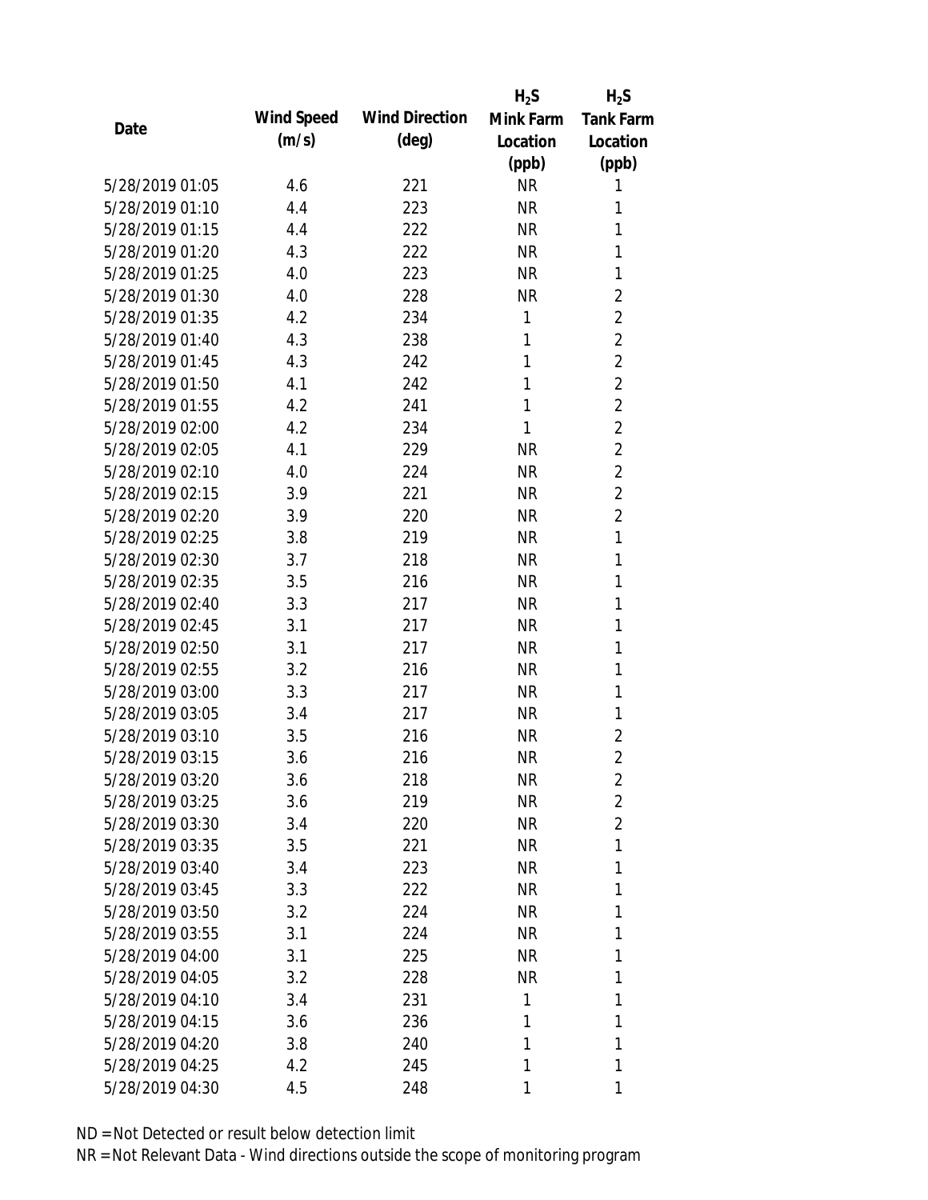| Date | Wind Speed (m/s) | Wind Direction (deg) | $H_2S$ Mink Farm Location (ppb) | $H_2S$ Tank Farm Location (ppb) |
|---|---|---|---|---|
| 5/28/2019 01:05 | 4.6 | 221 | NR | 1 |
| 5/28/2019 01:10 | 4.4 | 223 | NR | 1 |
| 5/28/2019 01:15 | 4.4 | 222 | NR | 1 |
| 5/28/2019 01:20 | 4.3 | 222 | NR | 1 |
| 5/28/2019 01:25 | 4.0 | 223 | NR | 1 |
| 5/28/2019 01:30 | 4.0 | 228 | NR | 2 |
| 5/28/2019 01:35 | 4.2 | 234 | 1 | 2 |
| 5/28/2019 01:40 | 4.3 | 238 | 1 | 2 |
| 5/28/2019 01:45 | 4.3 | 242 | 1 | 2 |
| 5/28/2019 01:50 | 4.1 | 242 | 1 | 2 |
| 5/28/2019 01:55 | 4.2 | 241 | 1 | 2 |
| 5/28/2019 02:00 | 4.2 | 234 | 1 | 2 |
| 5/28/2019 02:05 | 4.1 | 229 | NR | 2 |
| 5/28/2019 02:10 | 4.0 | 224 | NR | 2 |
| 5/28/2019 02:15 | 3.9 | 221 | NR | 2 |
| 5/28/2019 02:20 | 3.9 | 220 | NR | 2 |
| 5/28/2019 02:25 | 3.8 | 219 | NR | 1 |
| 5/28/2019 02:30 | 3.7 | 218 | NR | 1 |
| 5/28/2019 02:35 | 3.5 | 216 | NR | 1 |
| 5/28/2019 02:40 | 3.3 | 217 | NR | 1 |
| 5/28/2019 02:45 | 3.1 | 217 | NR | 1 |
| 5/28/2019 02:50 | 3.1 | 217 | NR | 1 |
| 5/28/2019 02:55 | 3.2 | 216 | NR | 1 |
| 5/28/2019 03:00 | 3.3 | 217 | NR | 1 |
| 5/28/2019 03:05 | 3.4 | 217 | NR | 1 |
| 5/28/2019 03:10 | 3.5 | 216 | NR | 2 |
| 5/28/2019 03:15 | 3.6 | 216 | NR | 2 |
| 5/28/2019 03:20 | 3.6 | 218 | NR | 2 |
| 5/28/2019 03:25 | 3.6 | 219 | NR | 2 |
| 5/28/2019 03:30 | 3.4 | 220 | NR | 2 |
| 5/28/2019 03:35 | 3.5 | 221 | NR | 1 |
| 5/28/2019 03:40 | 3.4 | 223 | NR | 1 |
| 5/28/2019 03:45 | 3.3 | 222 | NR | 1 |
| 5/28/2019 03:50 | 3.2 | 224 | NR | 1 |
| 5/28/2019 03:55 | 3.1 | 224 | NR | 1 |
| 5/28/2019 04:00 | 3.1 | 225 | NR | 1 |
| 5/28/2019 04:05 | 3.2 | 228 | NR | 1 |
| 5/28/2019 04:10 | 3.4 | 231 | 1 | 1 |
| 5/28/2019 04:15 | 3.6 | 236 | 1 | 1 |
| 5/28/2019 04:20 | 3.8 | 240 | 1 | 1 |
| 5/28/2019 04:25 | 4.2 | 245 | 1 | 1 |
| 5/28/2019 04:30 | 4.5 | 248 | 1 | 1 |

ND = Not Detected or result below detection limit

NR = Not Relevant Data - Wind directions outside the scope of monitoring program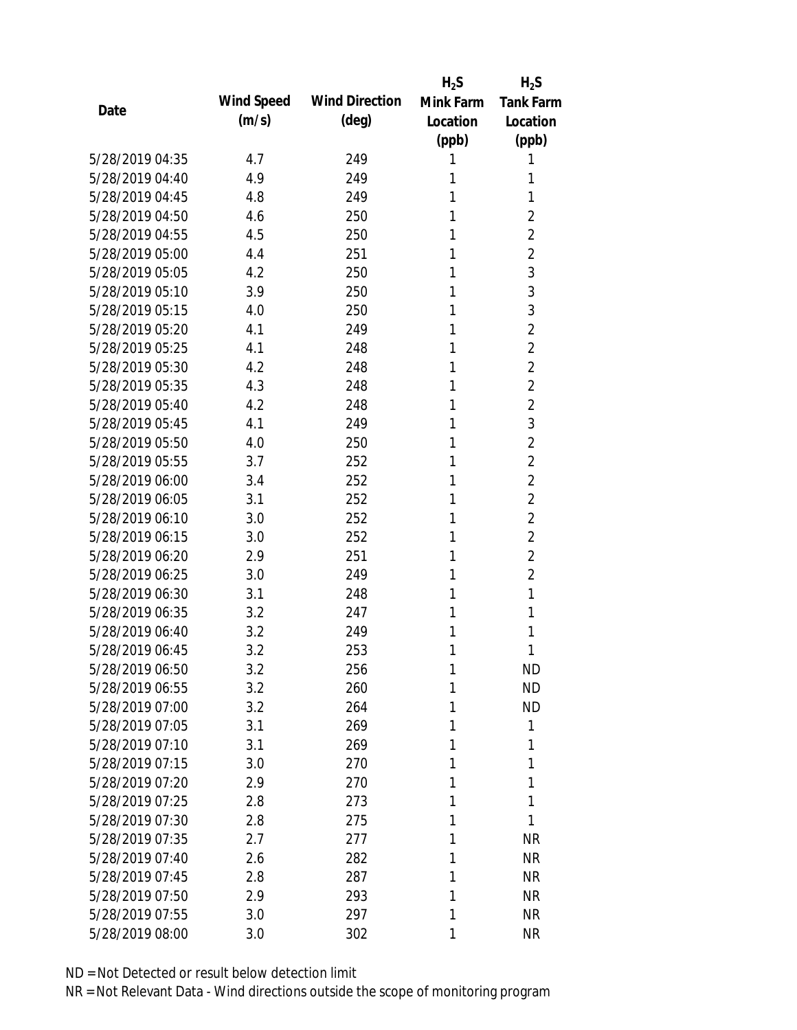| Date | Wind Speed (m/s) | Wind Direction (deg) | $H_2S$ Mink Farm Location (ppb) | $H_2S$ Tank Farm Location (ppb) |
|---|---|---|---|---|
| 5/28/2019 04:35 | 4.7 | 249 | 1 | 1 |
| 5/28/2019 04:40 | 4.9 | 249 | 1 | 1 |
| 5/28/2019 04:45 | 4.8 | 249 | 1 | 1 |
| 5/28/2019 04:50 | 4.6 | 250 | 1 | 2 |
| 5/28/2019 04:55 | 4.5 | 250 | 1 | 2 |
| 5/28/2019 05:00 | 4.4 | 251 | 1 | 2 |
| 5/28/2019 05:05 | 4.2 | 250 | 1 | 3 |
| 5/28/2019 05:10 | 3.9 | 250 | 1 | 3 |
| 5/28/2019 05:15 | 4.0 | 250 | 1 | 3 |
| 5/28/2019 05:20 | 4.1 | 249 | 1 | 2 |
| 5/28/2019 05:25 | 4.1 | 248 | 1 | 2 |
| 5/28/2019 05:30 | 4.2 | 248 | 1 | 2 |
| 5/28/2019 05:35 | 4.3 | 248 | 1 | 2 |
| 5/28/2019 05:40 | 4.2 | 248 | 1 | 2 |
| 5/28/2019 05:45 | 4.1 | 249 | 1 | 3 |
| 5/28/2019 05:50 | 4.0 | 250 | 1 | 2 |
| 5/28/2019 05:55 | 3.7 | 252 | 1 | 2 |
| 5/28/2019 06:00 | 3.4 | 252 | 1 | 2 |
| 5/28/2019 06:05 | 3.1 | 252 | 1 | 2 |
| 5/28/2019 06:10 | 3.0 | 252 | 1 | 2 |
| 5/28/2019 06:15 | 3.0 | 252 | 1 | 2 |
| 5/28/2019 06:20 | 2.9 | 251 | 1 | 2 |
| 5/28/2019 06:25 | 3.0 | 249 | 1 | 2 |
| 5/28/2019 06:30 | 3.1 | 248 | 1 | 1 |
| 5/28/2019 06:35 | 3.2 | 247 | 1 | 1 |
| 5/28/2019 06:40 | 3.2 | 249 | 1 | 1 |
| 5/28/2019 06:45 | 3.2 | 253 | 1 | 1 |
| 5/28/2019 06:50 | 3.2 | 256 | 1 | ND |
| 5/28/2019 06:55 | 3.2 | 260 | 1 | ND |
| 5/28/2019 07:00 | 3.2 | 264 | 1 | ND |
| 5/28/2019 07:05 | 3.1 | 269 | 1 | 1 |
| 5/28/2019 07:10 | 3.1 | 269 | 1 | 1 |
| 5/28/2019 07:15 | 3.0 | 270 | 1 | 1 |
| 5/28/2019 07:20 | 2.9 | 270 | 1 | 1 |
| 5/28/2019 07:25 | 2.8 | 273 | 1 | 1 |
| 5/28/2019 07:30 | 2.8 | 275 | 1 | 1 |
| 5/28/2019 07:35 | 2.7 | 277 | 1 | NR |
| 5/28/2019 07:40 | 2.6 | 282 | 1 | NR |
| 5/28/2019 07:45 | 2.8 | 287 | 1 | NR |
| 5/28/2019 07:50 | 2.9 | 293 | 1 | NR |
| 5/28/2019 07:55 | 3.0 | 297 | 1 | NR |
| 5/28/2019 08:00 | 3.0 | 302 | 1 | NR |

ND = Not Detected or result below detection limit

NR = Not Relevant Data - Wind directions outside the scope of monitoring program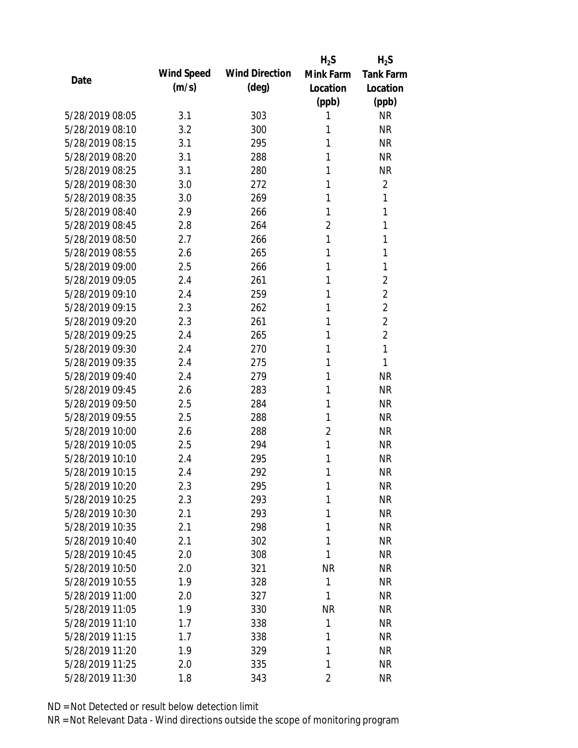| Date | Wind Speed (m/s) | Wind Direction (deg) | $H_2S$ Mink Farm Location (ppb) | $H_2S$ Tank Farm Location (ppb) |
|---|---|---|---|---|
| 5/28/2019 08:05 | 3.1 | 303 | 1 | NR |
| 5/28/2019 08:10 | 3.2 | 300 | 1 | NR |
| 5/28/2019 08:15 | 3.1 | 295 | 1 | NR |
| 5/28/2019 08:20 | 3.1 | 288 | 1 | NR |
| 5/28/2019 08:25 | 3.1 | 280 | 1 | NR |
| 5/28/2019 08:30 | 3.0 | 272 | 1 | 2 |
| 5/28/2019 08:35 | 3.0 | 269 | 1 | 1 |
| 5/28/2019 08:40 | 2.9 | 266 | 1 | 1 |
| 5/28/2019 08:45 | 2.8 | 264 | 2 | 1 |
| 5/28/2019 08:50 | 2.7 | 266 | 1 | 1 |
| 5/28/2019 08:55 | 2.6 | 265 | 1 | 1 |
| 5/28/2019 09:00 | 2.5 | 266 | 1 | 1 |
| 5/28/2019 09:05 | 2.4 | 261 | 1 | 2 |
| 5/28/2019 09:10 | 2.4 | 259 | 1 | 2 |
| 5/28/2019 09:15 | 2.3 | 262 | 1 | 2 |
| 5/28/2019 09:20 | 2.3 | 261 | 1 | 2 |
| 5/28/2019 09:25 | 2.4 | 265 | 1 | 2 |
| 5/28/2019 09:30 | 2.4 | 270 | 1 | 1 |
| 5/28/2019 09:35 | 2.4 | 275 | 1 | 1 |
| 5/28/2019 09:40 | 2.4 | 279 | 1 | NR |
| 5/28/2019 09:45 | 2.6 | 283 | 1 | NR |
| 5/28/2019 09:50 | 2.5 | 284 | 1 | NR |
| 5/28/2019 09:55 | 2.5 | 288 | 1 | NR |
| 5/28/2019 10:00 | 2.6 | 288 | 2 | NR |
| 5/28/2019 10:05 | 2.5 | 294 | 1 | NR |
| 5/28/2019 10:10 | 2.4 | 295 | 1 | NR |
| 5/28/2019 10:15 | 2.4 | 292 | 1 | NR |
| 5/28/2019 10:20 | 2.3 | 295 | 1 | NR |
| 5/28/2019 10:25 | 2.3 | 293 | 1 | NR |
| 5/28/2019 10:30 | 2.1 | 293 | 1 | NR |
| 5/28/2019 10:35 | 2.1 | 298 | 1 | NR |
| 5/28/2019 10:40 | 2.1 | 302 | 1 | NR |
| 5/28/2019 10:45 | 2.0 | 308 | 1 | NR |
| 5/28/2019 10:50 | 2.0 | 321 | NR | NR |
| 5/28/2019 10:55 | 1.9 | 328 | 1 | NR |
| 5/28/2019 11:00 | 2.0 | 327 | 1 | NR |
| 5/28/2019 11:05 | 1.9 | 330 | NR | NR |
| 5/28/2019 11:10 | 1.7 | 338 | 1 | NR |
| 5/28/2019 11:15 | 1.7 | 338 | 1 | NR |
| 5/28/2019 11:20 | 1.9 | 329 | 1 | NR |
| 5/28/2019 11:25 | 2.0 | 335 | 1 | NR |
| 5/28/2019 11:30 | 1.8 | 343 | 2 | NR |

ND = Not Detected or result below detection limit

NR = Not Relevant Data - Wind directions outside the scope of monitoring program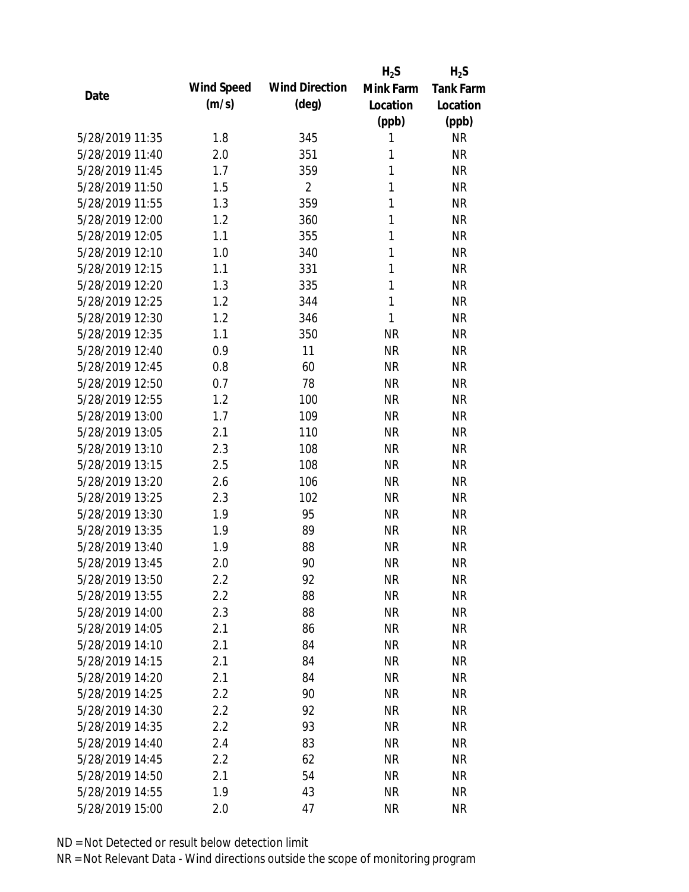| Date | Wind Speed (m/s) | Wind Direction (deg) | $H_2S$ Mink Farm Location (ppb) | $H_2S$ Tank Farm Location (ppb) |
|---|---|---|---|---|
| 5/28/2019 11:35 | 1.8 | 345 | 1 | NR |
| 5/28/2019 11:40 | 2.0 | 351 | 1 | NR |
| 5/28/2019 11:45 | 1.7 | 359 | 1 | NR |
| 5/28/2019 11:50 | 1.5 | 2 | 1 | NR |
| 5/28/2019 11:55 | 1.3 | 359 | 1 | NR |
| 5/28/2019 12:00 | 1.2 | 360 | 1 | NR |
| 5/28/2019 12:05 | 1.1 | 355 | 1 | NR |
| 5/28/2019 12:10 | 1.0 | 340 | 1 | NR |
| 5/28/2019 12:15 | 1.1 | 331 | 1 | NR |
| 5/28/2019 12:20 | 1.3 | 335 | 1 | NR |
| 5/28/2019 12:25 | 1.2 | 344 | 1 | NR |
| 5/28/2019 12:30 | 1.2 | 346 | 1 | NR |
| 5/28/2019 12:35 | 1.1 | 350 | NR | NR |
| 5/28/2019 12:40 | 0.9 | 11 | NR | NR |
| 5/28/2019 12:45 | 0.8 | 60 | NR | NR |
| 5/28/2019 12:50 | 0.7 | 78 | NR | NR |
| 5/28/2019 12:55 | 1.2 | 100 | NR | NR |
| 5/28/2019 13:00 | 1.7 | 109 | NR | NR |
| 5/28/2019 13:05 | 2.1 | 110 | NR | NR |
| 5/28/2019 13:10 | 2.3 | 108 | NR | NR |
| 5/28/2019 13:15 | 2.5 | 108 | NR | NR |
| 5/28/2019 13:20 | 2.6 | 106 | NR | NR |
| 5/28/2019 13:25 | 2.3 | 102 | NR | NR |
| 5/28/2019 13:30 | 1.9 | 95 | NR | NR |
| 5/28/2019 13:35 | 1.9 | 89 | NR | NR |
| 5/28/2019 13:40 | 1.9 | 88 | NR | NR |
| 5/28/2019 13:45 | 2.0 | 90 | NR | NR |
| 5/28/2019 13:50 | 2.2 | 92 | NR | NR |
| 5/28/2019 13:55 | 2.2 | 88 | NR | NR |
| 5/28/2019 14:00 | 2.3 | 88 | NR | NR |
| 5/28/2019 14:05 | 2.1 | 86 | NR | NR |
| 5/28/2019 14:10 | 2.1 | 84 | NR | NR |
| 5/28/2019 14:15 | 2.1 | 84 | NR | NR |
| 5/28/2019 14:20 | 2.1 | 84 | NR | NR |
| 5/28/2019 14:25 | 2.2 | 90 | NR | NR |
| 5/28/2019 14:30 | 2.2 | 92 | NR | NR |
| 5/28/2019 14:35 | 2.2 | 93 | NR | NR |
| 5/28/2019 14:40 | 2.4 | 83 | NR | NR |
| 5/28/2019 14:45 | 2.2 | 62 | NR | NR |
| 5/28/2019 14:50 | 2.1 | 54 | NR | NR |
| 5/28/2019 14:55 | 1.9 | 43 | NR | NR |
| 5/28/2019 15:00 | 2.0 | 47 | NR | NR |

ND = Not Detected or result below detection limit

NR = Not Relevant Data - Wind directions outside the scope of monitoring program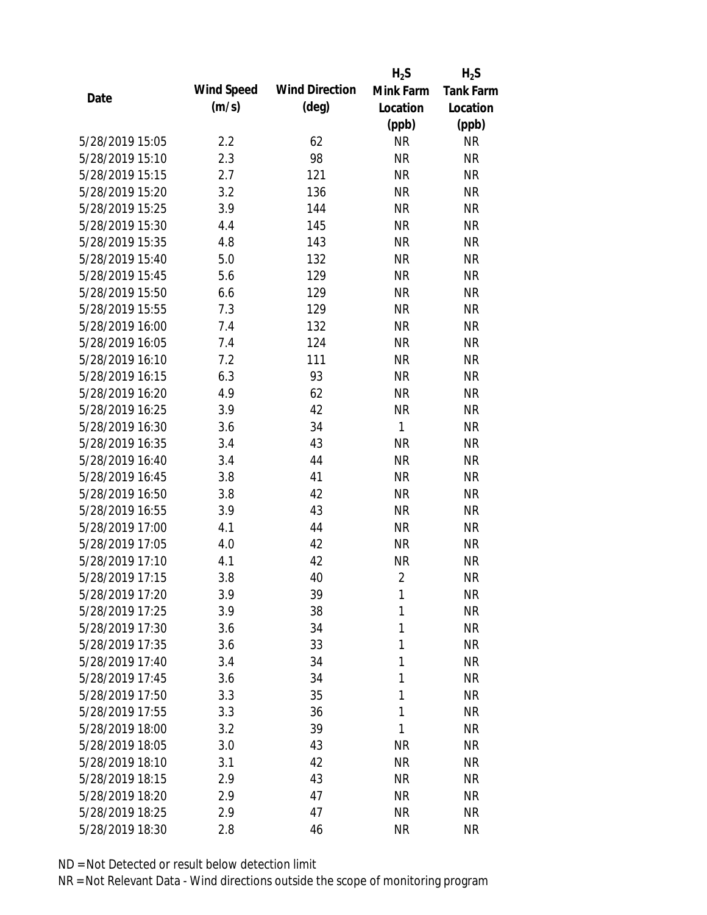| Date | Wind Speed (m/s) | Wind Direction (deg) | $H_2S$ Mink Farm Location (ppb) | $H_2S$ Tank Farm Location (ppb) |
|---|---|---|---|---|
| 5/28/2019 15:05 | 2.2 | 62 | NR | NR |
| 5/28/2019 15:10 | 2.3 | 98 | NR | NR |
| 5/28/2019 15:15 | 2.7 | 121 | NR | NR |
| 5/28/2019 15:20 | 3.2 | 136 | NR | NR |
| 5/28/2019 15:25 | 3.9 | 144 | NR | NR |
| 5/28/2019 15:30 | 4.4 | 145 | NR | NR |
| 5/28/2019 15:35 | 4.8 | 143 | NR | NR |
| 5/28/2019 15:40 | 5.0 | 132 | NR | NR |
| 5/28/2019 15:45 | 5.6 | 129 | NR | NR |
| 5/28/2019 15:50 | 6.6 | 129 | NR | NR |
| 5/28/2019 15:55 | 7.3 | 129 | NR | NR |
| 5/28/2019 16:00 | 7.4 | 132 | NR | NR |
| 5/28/2019 16:05 | 7.4 | 124 | NR | NR |
| 5/28/2019 16:10 | 7.2 | 111 | NR | NR |
| 5/28/2019 16:15 | 6.3 | 93 | NR | NR |
| 5/28/2019 16:20 | 4.9 | 62 | NR | NR |
| 5/28/2019 16:25 | 3.9 | 42 | NR | NR |
| 5/28/2019 16:30 | 3.6 | 34 | 1 | NR |
| 5/28/2019 16:35 | 3.4 | 43 | NR | NR |
| 5/28/2019 16:40 | 3.4 | 44 | NR | NR |
| 5/28/2019 16:45 | 3.8 | 41 | NR | NR |
| 5/28/2019 16:50 | 3.8 | 42 | NR | NR |
| 5/28/2019 16:55 | 3.9 | 43 | NR | NR |
| 5/28/2019 17:00 | 4.1 | 44 | NR | NR |
| 5/28/2019 17:05 | 4.0 | 42 | NR | NR |
| 5/28/2019 17:10 | 4.1 | 42 | NR | NR |
| 5/28/2019 17:15 | 3.8 | 40 | 2 | NR |
| 5/28/2019 17:20 | 3.9 | 39 | 1 | NR |
| 5/28/2019 17:25 | 3.9 | 38 | 1 | NR |
| 5/28/2019 17:30 | 3.6 | 34 | 1 | NR |
| 5/28/2019 17:35 | 3.6 | 33 | 1 | NR |
| 5/28/2019 17:40 | 3.4 | 34 | 1 | NR |
| 5/28/2019 17:45 | 3.6 | 34 | 1 | NR |
| 5/28/2019 17:50 | 3.3 | 35 | 1 | NR |
| 5/28/2019 17:55 | 3.3 | 36 | 1 | NR |
| 5/28/2019 18:00 | 3.2 | 39 | 1 | NR |
| 5/28/2019 18:05 | 3.0 | 43 | NR | NR |
| 5/28/2019 18:10 | 3.1 | 42 | NR | NR |
| 5/28/2019 18:15 | 2.9 | 43 | NR | NR |
| 5/28/2019 18:20 | 2.9 | 47 | NR | NR |
| 5/28/2019 18:25 | 2.9 | 47 | NR | NR |
| 5/28/2019 18:30 | 2.8 | 46 | NR | NR |

ND = Not Detected or result below detection limit
NR = Not Relevant Data - Wind directions outside the scope of monitoring program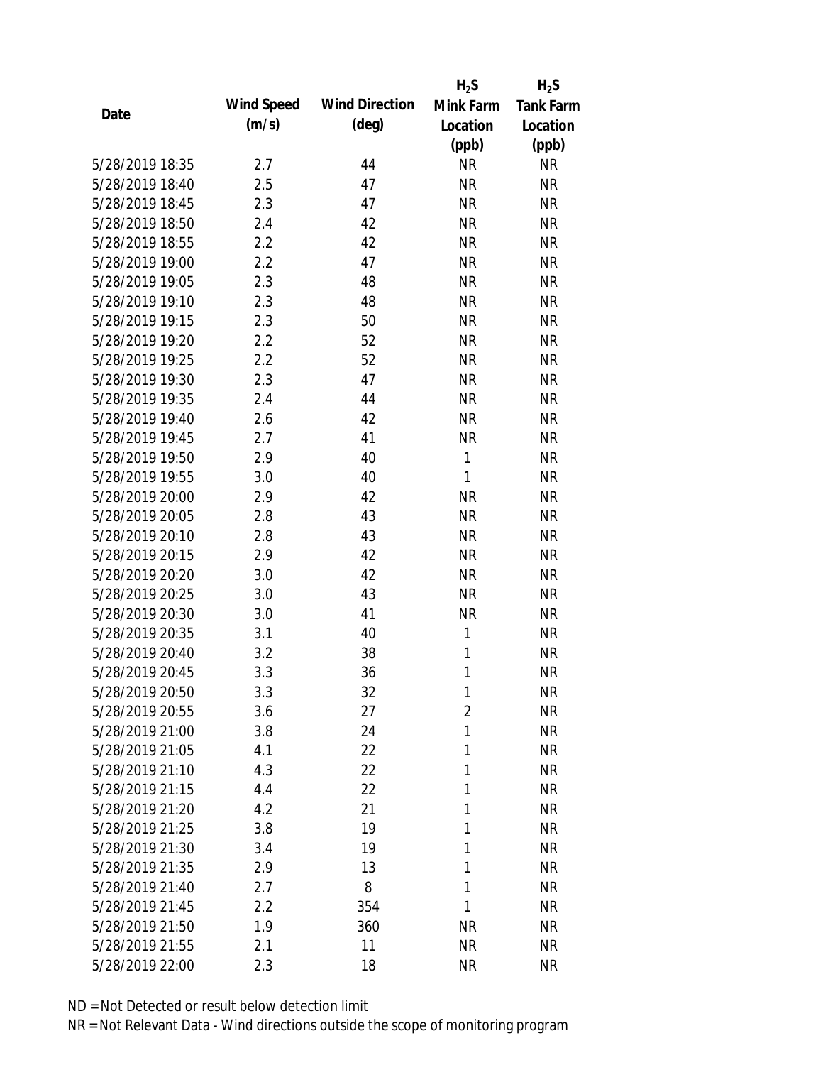| Date | Wind Speed (m/s) | Wind Direction (deg) | $H_2S$ Mink Farm Location (ppb) | $H_2S$ Tank Farm Location (ppb) |
|---|---|---|---|---|
| 5/28/2019 18:35 | 2.7 | 44 | NR | NR |
| 5/28/2019 18:40 | 2.5 | 47 | NR | NR |
| 5/28/2019 18:45 | 2.3 | 47 | NR | NR |
| 5/28/2019 18:50 | 2.4 | 42 | NR | NR |
| 5/28/2019 18:55 | 2.2 | 42 | NR | NR |
| 5/28/2019 19:00 | 2.2 | 47 | NR | NR |
| 5/28/2019 19:05 | 2.3 | 48 | NR | NR |
| 5/28/2019 19:10 | 2.3 | 48 | NR | NR |
| 5/28/2019 19:15 | 2.3 | 50 | NR | NR |
| 5/28/2019 19:20 | 2.2 | 52 | NR | NR |
| 5/28/2019 19:25 | 2.2 | 52 | NR | NR |
| 5/28/2019 19:30 | 2.3 | 47 | NR | NR |
| 5/28/2019 19:35 | 2.4 | 44 | NR | NR |
| 5/28/2019 19:40 | 2.6 | 42 | NR | NR |
| 5/28/2019 19:45 | 2.7 | 41 | NR | NR |
| 5/28/2019 19:50 | 2.9 | 40 | 1 | NR |
| 5/28/2019 19:55 | 3.0 | 40 | 1 | NR |
| 5/28/2019 20:00 | 2.9 | 42 | NR | NR |
| 5/28/2019 20:05 | 2.8 | 43 | NR | NR |
| 5/28/2019 20:10 | 2.8 | 43 | NR | NR |
| 5/28/2019 20:15 | 2.9 | 42 | NR | NR |
| 5/28/2019 20:20 | 3.0 | 42 | NR | NR |
| 5/28/2019 20:25 | 3.0 | 43 | NR | NR |
| 5/28/2019 20:30 | 3.0 | 41 | NR | NR |
| 5/28/2019 20:35 | 3.1 | 40 | 1 | NR |
| 5/28/2019 20:40 | 3.2 | 38 | 1 | NR |
| 5/28/2019 20:45 | 3.3 | 36 | 1 | NR |
| 5/28/2019 20:50 | 3.3 | 32 | 1 | NR |
| 5/28/2019 20:55 | 3.6 | 27 | 2 | NR |
| 5/28/2019 21:00 | 3.8 | 24 | 1 | NR |
| 5/28/2019 21:05 | 4.1 | 22 | 1 | NR |
| 5/28/2019 21:10 | 4.3 | 22 | 1 | NR |
| 5/28/2019 21:15 | 4.4 | 22 | 1 | NR |
| 5/28/2019 21:20 | 4.2 | 21 | 1 | NR |
| 5/28/2019 21:25 | 3.8 | 19 | 1 | NR |
| 5/28/2019 21:30 | 3.4 | 19 | 1 | NR |
| 5/28/2019 21:35 | 2.9 | 13 | 1 | NR |
| 5/28/2019 21:40 | 2.7 | 8 | 1 | NR |
| 5/28/2019 21:45 | 2.2 | 354 | 1 | NR |
| 5/28/2019 21:50 | 1.9 | 360 | NR | NR |
| 5/28/2019 21:55 | 2.1 | 11 | NR | NR |
| 5/28/2019 22:00 | 2.3 | 18 | NR | NR |

ND = Not Detected or result below detection limit

NR = Not Relevant Data - Wind directions outside the scope of monitoring program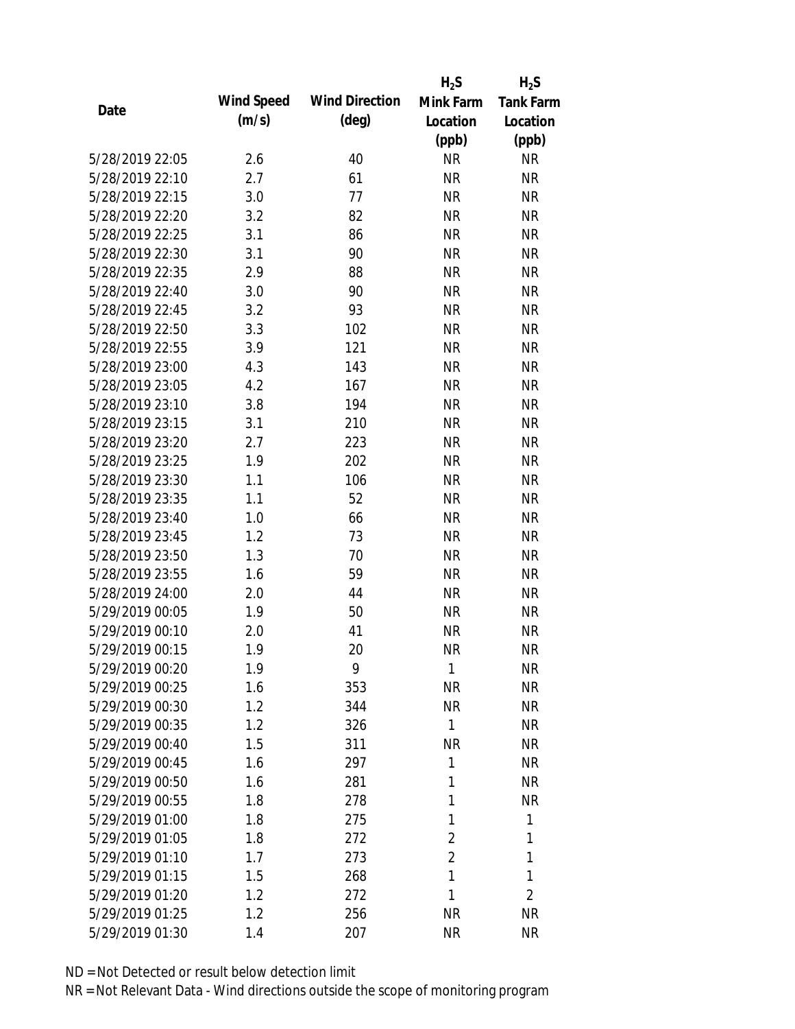| Date | Wind Speed (m/s) | Wind Direction (deg) | $H_2S$ Mink Farm Location (ppb) | $H_2S$ Tank Farm Location (ppb) |
|---|---|---|---|---|
| 5/28/2019 22:05 | 2.6 | 40 | NR | NR |
| 5/28/2019 22:10 | 2.7 | 61 | NR | NR |
| 5/28/2019 22:15 | 3.0 | 77 | NR | NR |
| 5/28/2019 22:20 | 3.2 | 82 | NR | NR |
| 5/28/2019 22:25 | 3.1 | 86 | NR | NR |
| 5/28/2019 22:30 | 3.1 | 90 | NR | NR |
| 5/28/2019 22:35 | 2.9 | 88 | NR | NR |
| 5/28/2019 22:40 | 3.0 | 90 | NR | NR |
| 5/28/2019 22:45 | 3.2 | 93 | NR | NR |
| 5/28/2019 22:50 | 3.3 | 102 | NR | NR |
| 5/28/2019 22:55 | 3.9 | 121 | NR | NR |
| 5/28/2019 23:00 | 4.3 | 143 | NR | NR |
| 5/28/2019 23:05 | 4.2 | 167 | NR | NR |
| 5/28/2019 23:10 | 3.8 | 194 | NR | NR |
| 5/28/2019 23:15 | 3.1 | 210 | NR | NR |
| 5/28/2019 23:20 | 2.7 | 223 | NR | NR |
| 5/28/2019 23:25 | 1.9 | 202 | NR | NR |
| 5/28/2019 23:30 | 1.1 | 106 | NR | NR |
| 5/28/2019 23:35 | 1.1 | 52 | NR | NR |
| 5/28/2019 23:40 | 1.0 | 66 | NR | NR |
| 5/28/2019 23:45 | 1.2 | 73 | NR | NR |
| 5/28/2019 23:50 | 1.3 | 70 | NR | NR |
| 5/28/2019 23:55 | 1.6 | 59 | NR | NR |
| 5/28/2019 24:00 | 2.0 | 44 | NR | NR |
| 5/29/2019 00:05 | 1.9 | 50 | NR | NR |
| 5/29/2019 00:10 | 2.0 | 41 | NR | NR |
| 5/29/2019 00:15 | 1.9 | 20 | NR | NR |
| 5/29/2019 00:20 | 1.9 | 9 | 1 | NR |
| 5/29/2019 00:25 | 1.6 | 353 | NR | NR |
| 5/29/2019 00:30 | 1.2 | 344 | NR | NR |
| 5/29/2019 00:35 | 1.2 | 326 | 1 | NR |
| 5/29/2019 00:40 | 1.5 | 311 | NR | NR |
| 5/29/2019 00:45 | 1.6 | 297 | 1 | NR |
| 5/29/2019 00:50 | 1.6 | 281 | 1 | NR |
| 5/29/2019 00:55 | 1.8 | 278 | 1 | NR |
| 5/29/2019 01:00 | 1.8 | 275 | 1 | 1 |
| 5/29/2019 01:05 | 1.8 | 272 | 2 | 1 |
| 5/29/2019 01:10 | 1.7 | 273 | 2 | 1 |
| 5/29/2019 01:15 | 1.5 | 268 | 1 | 1 |
| 5/29/2019 01:20 | 1.2 | 272 | 1 | 2 |
| 5/29/2019 01:25 | 1.2 | 256 | NR | NR |
| 5/29/2019 01:30 | 1.4 | 207 | NR | NR |

ND = Not Detected or result below detection limit
NR = Not Relevant Data - Wind directions outside the scope of monitoring program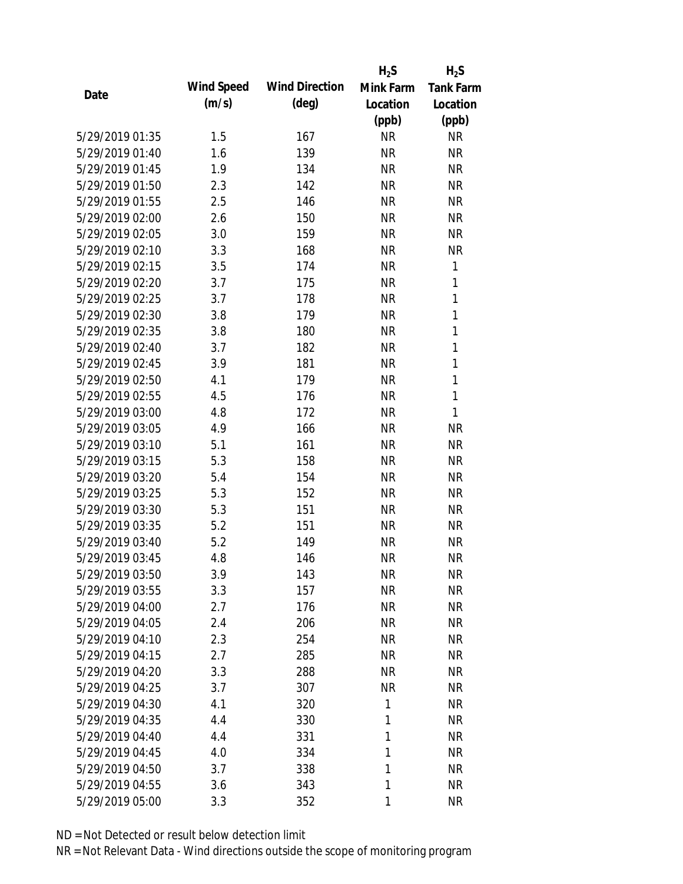| Date | Wind Speed (m/s) | Wind Direction (deg) | $H_2S$ Mink Farm Location (ppb) | $H_2S$ Tank Farm Location (ppb) |
|---|---|---|---|---|
| 5/29/2019 01:35 | 1.5 | 167 | NR | NR |
| 5/29/2019 01:40 | 1.6 | 139 | NR | NR |
| 5/29/2019 01:45 | 1.9 | 134 | NR | NR |
| 5/29/2019 01:50 | 2.3 | 142 | NR | NR |
| 5/29/2019 01:55 | 2.5 | 146 | NR | NR |
| 5/29/2019 02:00 | 2.6 | 150 | NR | NR |
| 5/29/2019 02:05 | 3.0 | 159 | NR | NR |
| 5/29/2019 02:10 | 3.3 | 168 | NR | NR |
| 5/29/2019 02:15 | 3.5 | 174 | NR | 1 |
| 5/29/2019 02:20 | 3.7 | 175 | NR | 1 |
| 5/29/2019 02:25 | 3.7 | 178 | NR | 1 |
| 5/29/2019 02:30 | 3.8 | 179 | NR | 1 |
| 5/29/2019 02:35 | 3.8 | 180 | NR | 1 |
| 5/29/2019 02:40 | 3.7 | 182 | NR | 1 |
| 5/29/2019 02:45 | 3.9 | 181 | NR | 1 |
| 5/29/2019 02:50 | 4.1 | 179 | NR | 1 |
| 5/29/2019 02:55 | 4.5 | 176 | NR | 1 |
| 5/29/2019 03:00 | 4.8 | 172 | NR | 1 |
| 5/29/2019 03:05 | 4.9 | 166 | NR | NR |
| 5/29/2019 03:10 | 5.1 | 161 | NR | NR |
| 5/29/2019 03:15 | 5.3 | 158 | NR | NR |
| 5/29/2019 03:20 | 5.4 | 154 | NR | NR |
| 5/29/2019 03:25 | 5.3 | 152 | NR | NR |
| 5/29/2019 03:30 | 5.3 | 151 | NR | NR |
| 5/29/2019 03:35 | 5.2 | 151 | NR | NR |
| 5/29/2019 03:40 | 5.2 | 149 | NR | NR |
| 5/29/2019 03:45 | 4.8 | 146 | NR | NR |
| 5/29/2019 03:50 | 3.9 | 143 | NR | NR |
| 5/29/2019 03:55 | 3.3 | 157 | NR | NR |
| 5/29/2019 04:00 | 2.7 | 176 | NR | NR |
| 5/29/2019 04:05 | 2.4 | 206 | NR | NR |
| 5/29/2019 04:10 | 2.3 | 254 | NR | NR |
| 5/29/2019 04:15 | 2.7 | 285 | NR | NR |
| 5/29/2019 04:20 | 3.3 | 288 | NR | NR |
| 5/29/2019 04:25 | 3.7 | 307 | NR | NR |
| 5/29/2019 04:30 | 4.1 | 320 | 1 | NR |
| 5/29/2019 04:35 | 4.4 | 330 | 1 | NR |
| 5/29/2019 04:40 | 4.4 | 331 | 1 | NR |
| 5/29/2019 04:45 | 4.0 | 334 | 1 | NR |
| 5/29/2019 04:50 | 3.7 | 338 | 1 | NR |
| 5/29/2019 04:55 | 3.6 | 343 | 1 | NR |
| 5/29/2019 05:00 | 3.3 | 352 | 1 | NR |

ND = Not Detected or result below detection limit

NR = Not Relevant Data - Wind directions outside the scope of monitoring program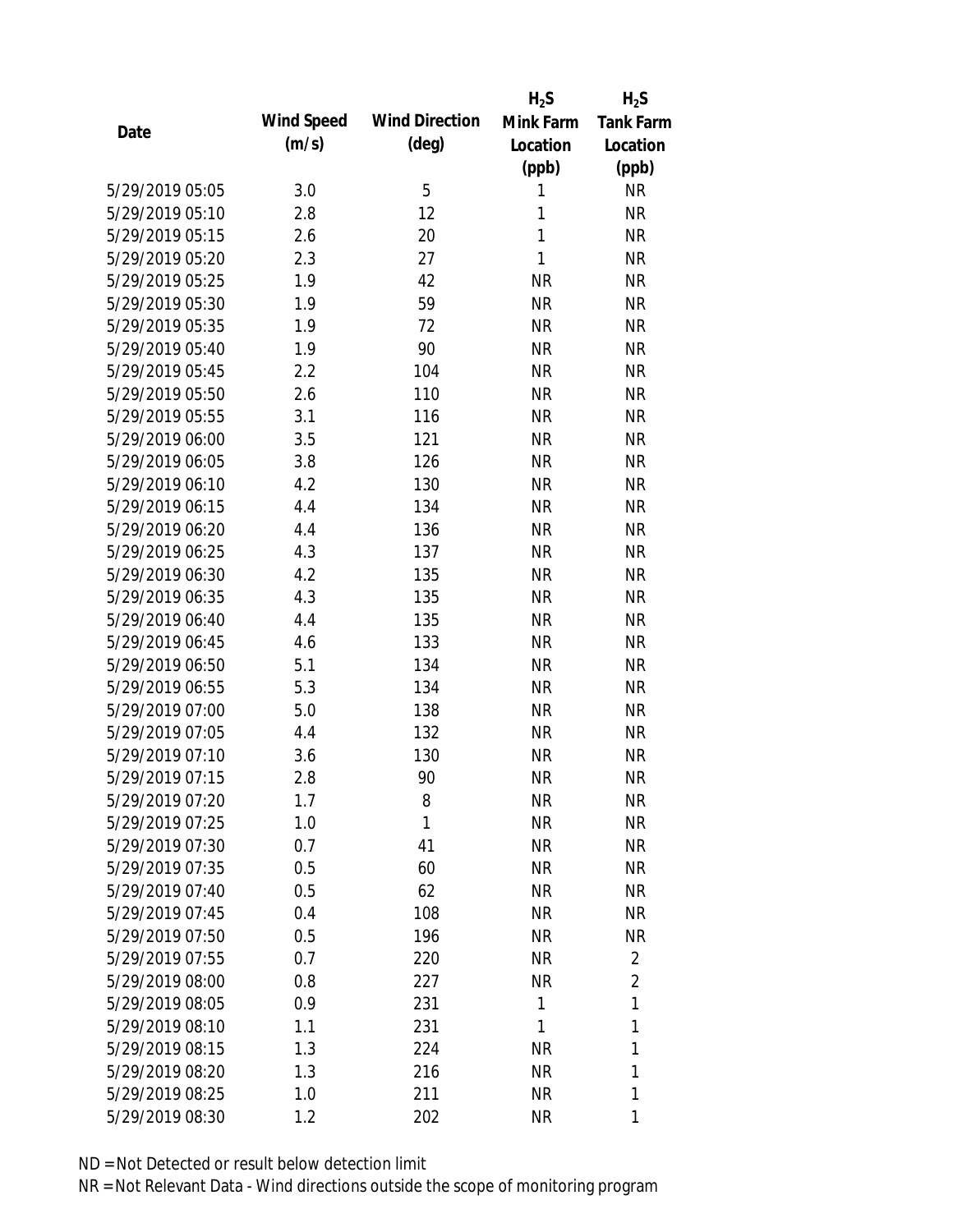| Date | Wind Speed (m/s) | Wind Direction (deg) | $H_2S$ Mink Farm Location (ppb) | $H_2S$ Tank Farm Location (ppb) |
|---|---|---|---|---|
| 5/29/2019 05:05 | 3.0 | 5 | 1 | NR |
| 5/29/2019 05:10 | 2.8 | 12 | 1 | NR |
| 5/29/2019 05:15 | 2.6 | 20 | 1 | NR |
| 5/29/2019 05:20 | 2.3 | 27 | 1 | NR |
| 5/29/2019 05:25 | 1.9 | 42 | NR | NR |
| 5/29/2019 05:30 | 1.9 | 59 | NR | NR |
| 5/29/2019 05:35 | 1.9 | 72 | NR | NR |
| 5/29/2019 05:40 | 1.9 | 90 | NR | NR |
| 5/29/2019 05:45 | 2.2 | 104 | NR | NR |
| 5/29/2019 05:50 | 2.6 | 110 | NR | NR |
| 5/29/2019 05:55 | 3.1 | 116 | NR | NR |
| 5/29/2019 06:00 | 3.5 | 121 | NR | NR |
| 5/29/2019 06:05 | 3.8 | 126 | NR | NR |
| 5/29/2019 06:10 | 4.2 | 130 | NR | NR |
| 5/29/2019 06:15 | 4.4 | 134 | NR | NR |
| 5/29/2019 06:20 | 4.4 | 136 | NR | NR |
| 5/29/2019 06:25 | 4.3 | 137 | NR | NR |
| 5/29/2019 06:30 | 4.2 | 135 | NR | NR |
| 5/29/2019 06:35 | 4.3 | 135 | NR | NR |
| 5/29/2019 06:40 | 4.4 | 135 | NR | NR |
| 5/29/2019 06:45 | 4.6 | 133 | NR | NR |
| 5/29/2019 06:50 | 5.1 | 134 | NR | NR |
| 5/29/2019 06:55 | 5.3 | 134 | NR | NR |
| 5/29/2019 07:00 | 5.0 | 138 | NR | NR |
| 5/29/2019 07:05 | 4.4 | 132 | NR | NR |
| 5/29/2019 07:10 | 3.6 | 130 | NR | NR |
| 5/29/2019 07:15 | 2.8 | 90 | NR | NR |
| 5/29/2019 07:20 | 1.7 | 8 | NR | NR |
| 5/29/2019 07:25 | 1.0 | 1 | NR | NR |
| 5/29/2019 07:30 | 0.7 | 41 | NR | NR |
| 5/29/2019 07:35 | 0.5 | 60 | NR | NR |
| 5/29/2019 07:40 | 0.5 | 62 | NR | NR |
| 5/29/2019 07:45 | 0.4 | 108 | NR | NR |
| 5/29/2019 07:50 | 0.5 | 196 | NR | NR |
| 5/29/2019 07:55 | 0.7 | 220 | NR | 2 |
| 5/29/2019 08:00 | 0.8 | 227 | NR | 2 |
| 5/29/2019 08:05 | 0.9 | 231 | 1 | 1 |
| 5/29/2019 08:10 | 1.1 | 231 | 1 | 1 |
| 5/29/2019 08:15 | 1.3 | 224 | NR | 1 |
| 5/29/2019 08:20 | 1.3 | 216 | NR | 1 |
| 5/29/2019 08:25 | 1.0 | 211 | NR | 1 |
| 5/29/2019 08:30 | 1.2 | 202 | NR | 1 |

ND = Not Detected or result below detection limit

NR = Not Relevant Data - Wind directions outside the scope of monitoring program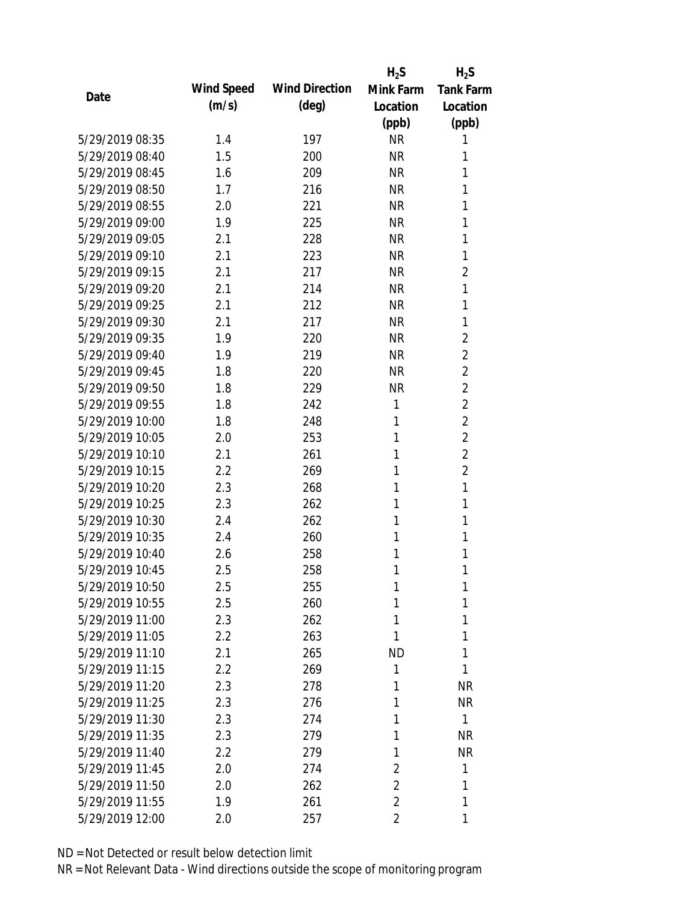| Date | Wind Speed (m/s) | Wind Direction (deg) | $H_2S$ Mink Farm Location (ppb) | $H_2S$ Tank Farm Location (ppb) |
|---|---|---|---|---|
| 5/29/2019 08:35 | 1.4 | 197 | NR | 1 |
| 5/29/2019 08:40 | 1.5 | 200 | NR | 1 |
| 5/29/2019 08:45 | 1.6 | 209 | NR | 1 |
| 5/29/2019 08:50 | 1.7 | 216 | NR | 1 |
| 5/29/2019 08:55 | 2.0 | 221 | NR | 1 |
| 5/29/2019 09:00 | 1.9 | 225 | NR | 1 |
| 5/29/2019 09:05 | 2.1 | 228 | NR | 1 |
| 5/29/2019 09:10 | 2.1 | 223 | NR | 1 |
| 5/29/2019 09:15 | 2.1 | 217 | NR | 2 |
| 5/29/2019 09:20 | 2.1 | 214 | NR | 1 |
| 5/29/2019 09:25 | 2.1 | 212 | NR | 1 |
| 5/29/2019 09:30 | 2.1 | 217 | NR | 1 |
| 5/29/2019 09:35 | 1.9 | 220 | NR | 2 |
| 5/29/2019 09:40 | 1.9 | 219 | NR | 2 |
| 5/29/2019 09:45 | 1.8 | 220 | NR | 2 |
| 5/29/2019 09:50 | 1.8 | 229 | NR | 2 |
| 5/29/2019 09:55 | 1.8 | 242 | 1 | 2 |
| 5/29/2019 10:00 | 1.8 | 248 | 1 | 2 |
| 5/29/2019 10:05 | 2.0 | 253 | 1 | 2 |
| 5/29/2019 10:10 | 2.1 | 261 | 1 | 2 |
| 5/29/2019 10:15 | 2.2 | 269 | 1 | 2 |
| 5/29/2019 10:20 | 2.3 | 268 | 1 | 1 |
| 5/29/2019 10:25 | 2.3 | 262 | 1 | 1 |
| 5/29/2019 10:30 | 2.4 | 262 | 1 | 1 |
| 5/29/2019 10:35 | 2.4 | 260 | 1 | 1 |
| 5/29/2019 10:40 | 2.6 | 258 | 1 | 1 |
| 5/29/2019 10:45 | 2.5 | 258 | 1 | 1 |
| 5/29/2019 10:50 | 2.5 | 255 | 1 | 1 |
| 5/29/2019 10:55 | 2.5 | 260 | 1 | 1 |
| 5/29/2019 11:00 | 2.3 | 262 | 1 | 1 |
| 5/29/2019 11:05 | 2.2 | 263 | 1 | 1 |
| 5/29/2019 11:10 | 2.1 | 265 | ND | 1 |
| 5/29/2019 11:15 | 2.2 | 269 | 1 | 1 |
| 5/29/2019 11:20 | 2.3 | 278 | 1 | NR |
| 5/29/2019 11:25 | 2.3 | 276 | 1 | NR |
| 5/29/2019 11:30 | 2.3 | 274 | 1 | 1 |
| 5/29/2019 11:35 | 2.3 | 279 | 1 | NR |
| 5/29/2019 11:40 | 2.2 | 279 | 1 | NR |
| 5/29/2019 11:45 | 2.0 | 274 | 2 | 1 |
| 5/29/2019 11:50 | 2.0 | 262 | 2 | 1 |
| 5/29/2019 11:55 | 1.9 | 261 | 2 | 1 |
| 5/29/2019 12:00 | 2.0 | 257 | 2 | 1 |

ND = Not Detected or result below detection limit

NR = Not Relevant Data - Wind directions outside the scope of monitoring program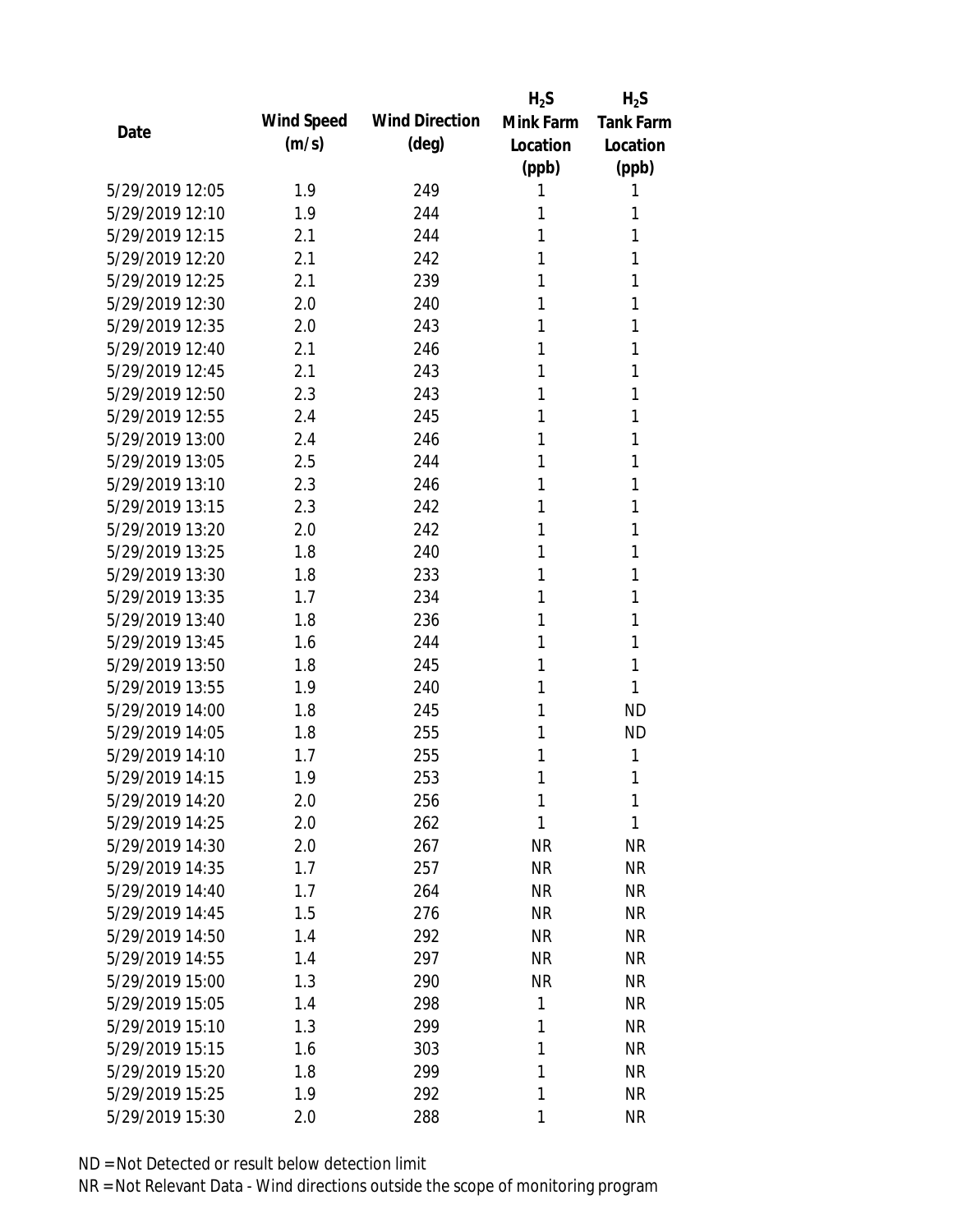| Date | Wind Speed (m/s) | Wind Direction (deg) | $H_2S$ Mink Farm Location (ppb) | $H_2S$ Tank Farm Location (ppb) |
|---|---|---|---|---|
| 5/29/2019 12:05 | 1.9 | 249 | 1 | 1 |
| 5/29/2019 12:10 | 1.9 | 244 | 1 | 1 |
| 5/29/2019 12:15 | 2.1 | 244 | 1 | 1 |
| 5/29/2019 12:20 | 2.1 | 242 | 1 | 1 |
| 5/29/2019 12:25 | 2.1 | 239 | 1 | 1 |
| 5/29/2019 12:30 | 2.0 | 240 | 1 | 1 |
| 5/29/2019 12:35 | 2.0 | 243 | 1 | 1 |
| 5/29/2019 12:40 | 2.1 | 246 | 1 | 1 |
| 5/29/2019 12:45 | 2.1 | 243 | 1 | 1 |
| 5/29/2019 12:50 | 2.3 | 243 | 1 | 1 |
| 5/29/2019 12:55 | 2.4 | 245 | 1 | 1 |
| 5/29/2019 13:00 | 2.4 | 246 | 1 | 1 |
| 5/29/2019 13:05 | 2.5 | 244 | 1 | 1 |
| 5/29/2019 13:10 | 2.3 | 246 | 1 | 1 |
| 5/29/2019 13:15 | 2.3 | 242 | 1 | 1 |
| 5/29/2019 13:20 | 2.0 | 242 | 1 | 1 |
| 5/29/2019 13:25 | 1.8 | 240 | 1 | 1 |
| 5/29/2019 13:30 | 1.8 | 233 | 1 | 1 |
| 5/29/2019 13:35 | 1.7 | 234 | 1 | 1 |
| 5/29/2019 13:40 | 1.8 | 236 | 1 | 1 |
| 5/29/2019 13:45 | 1.6 | 244 | 1 | 1 |
| 5/29/2019 13:50 | 1.8 | 245 | 1 | 1 |
| 5/29/2019 13:55 | 1.9 | 240 | 1 | 1 |
| 5/29/2019 14:00 | 1.8 | 245 | 1 | ND |
| 5/29/2019 14:05 | 1.8 | 255 | 1 | ND |
| 5/29/2019 14:10 | 1.7 | 255 | 1 | 1 |
| 5/29/2019 14:15 | 1.9 | 253 | 1 | 1 |
| 5/29/2019 14:20 | 2.0 | 256 | 1 | 1 |
| 5/29/2019 14:25 | 2.0 | 262 | 1 | 1 |
| 5/29/2019 14:30 | 2.0 | 267 | NR | NR |
| 5/29/2019 14:35 | 1.7 | 257 | NR | NR |
| 5/29/2019 14:40 | 1.7 | 264 | NR | NR |
| 5/29/2019 14:45 | 1.5 | 276 | NR | NR |
| 5/29/2019 14:50 | 1.4 | 292 | NR | NR |
| 5/29/2019 14:55 | 1.4 | 297 | NR | NR |
| 5/29/2019 15:00 | 1.3 | 290 | NR | NR |
| 5/29/2019 15:05 | 1.4 | 298 | 1 | NR |
| 5/29/2019 15:10 | 1.3 | 299 | 1 | NR |
| 5/29/2019 15:15 | 1.6 | 303 | 1 | NR |
| 5/29/2019 15:20 | 1.8 | 299 | 1 | NR |
| 5/29/2019 15:25 | 1.9 | 292 | 1 | NR |
| 5/29/2019 15:30 | 2.0 | 288 | 1 | NR |

ND = Not Detected or result below detection limit

NR = Not Relevant Data - Wind directions outside the scope of monitoring program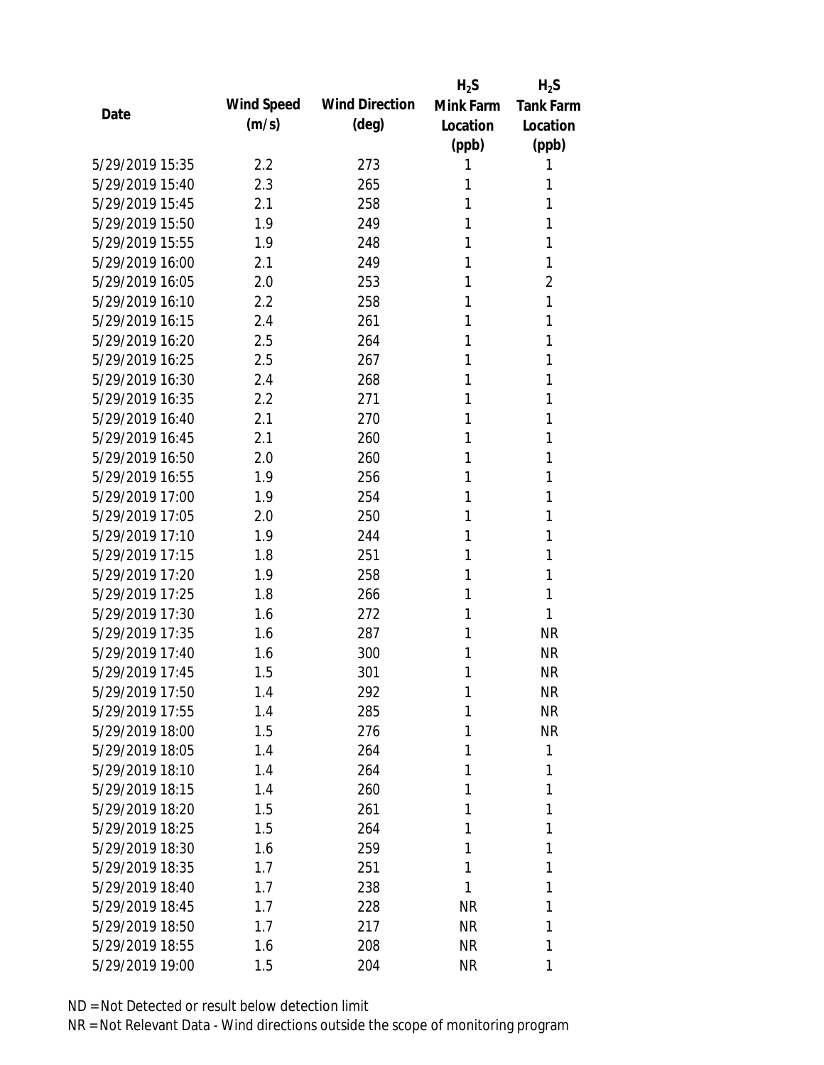| Date | Wind Speed (m/s) | Wind Direction (deg) | $H_2S$ Mink Farm Location (ppb) | $H_2S$ Tank Farm Location (ppb) |
|---|---|---|---|---|
| 5/29/2019 15:35 | 2.2 | 273 | 1 | 1 |
| 5/29/2019 15:40 | 2.3 | 265 | 1 | 1 |
| 5/29/2019 15:45 | 2.1 | 258 | 1 | 1 |
| 5/29/2019 15:50 | 1.9 | 249 | 1 | 1 |
| 5/29/2019 15:55 | 1.9 | 248 | 1 | 1 |
| 5/29/2019 16:00 | 2.1 | 249 | 1 | 1 |
| 5/29/2019 16:05 | 2.0 | 253 | 1 | 2 |
| 5/29/2019 16:10 | 2.2 | 258 | 1 | 1 |
| 5/29/2019 16:15 | 2.4 | 261 | 1 | 1 |
| 5/29/2019 16:20 | 2.5 | 264 | 1 | 1 |
| 5/29/2019 16:25 | 2.5 | 267 | 1 | 1 |
| 5/29/2019 16:30 | 2.4 | 268 | 1 | 1 |
| 5/29/2019 16:35 | 2.2 | 271 | 1 | 1 |
| 5/29/2019 16:40 | 2.1 | 270 | 1 | 1 |
| 5/29/2019 16:45 | 2.1 | 260 | 1 | 1 |
| 5/29/2019 16:50 | 2.0 | 260 | 1 | 1 |
| 5/29/2019 16:55 | 1.9 | 256 | 1 | 1 |
| 5/29/2019 17:00 | 1.9 | 254 | 1 | 1 |
| 5/29/2019 17:05 | 2.0 | 250 | 1 | 1 |
| 5/29/2019 17:10 | 1.9 | 244 | 1 | 1 |
| 5/29/2019 17:15 | 1.8 | 251 | 1 | 1 |
| 5/29/2019 17:20 | 1.9 | 258 | 1 | 1 |
| 5/29/2019 17:25 | 1.8 | 266 | 1 | 1 |
| 5/29/2019 17:30 | 1.6 | 272 | 1 | 1 |
| 5/29/2019 17:35 | 1.6 | 287 | 1 | NR |
| 5/29/2019 17:40 | 1.6 | 300 | 1 | NR |
| 5/29/2019 17:45 | 1.5 | 301 | 1 | NR |
| 5/29/2019 17:50 | 1.4 | 292 | 1 | NR |
| 5/29/2019 17:55 | 1.4 | 285 | 1 | NR |
| 5/29/2019 18:00 | 1.5 | 276 | 1 | NR |
| 5/29/2019 18:05 | 1.4 | 264 | 1 | 1 |
| 5/29/2019 18:10 | 1.4 | 264 | 1 | 1 |
| 5/29/2019 18:15 | 1.4 | 260 | 1 | 1 |
| 5/29/2019 18:20 | 1.5 | 261 | 1 | 1 |
| 5/29/2019 18:25 | 1.5 | 264 | 1 | 1 |
| 5/29/2019 18:30 | 1.6 | 259 | 1 | 1 |
| 5/29/2019 18:35 | 1.7 | 251 | 1 | 1 |
| 5/29/2019 18:40 | 1.7 | 238 | 1 | 1 |
| 5/29/2019 18:45 | 1.7 | 228 | NR | 1 |
| 5/29/2019 18:50 | 1.7 | 217 | NR | 1 |
| 5/29/2019 18:55 | 1.6 | 208 | NR | 1 |
| 5/29/2019 19:00 | 1.5 | 204 | NR | 1 |

ND = Not Detected or result below detection limit

NR = Not Relevant Data - Wind directions outside the scope of monitoring program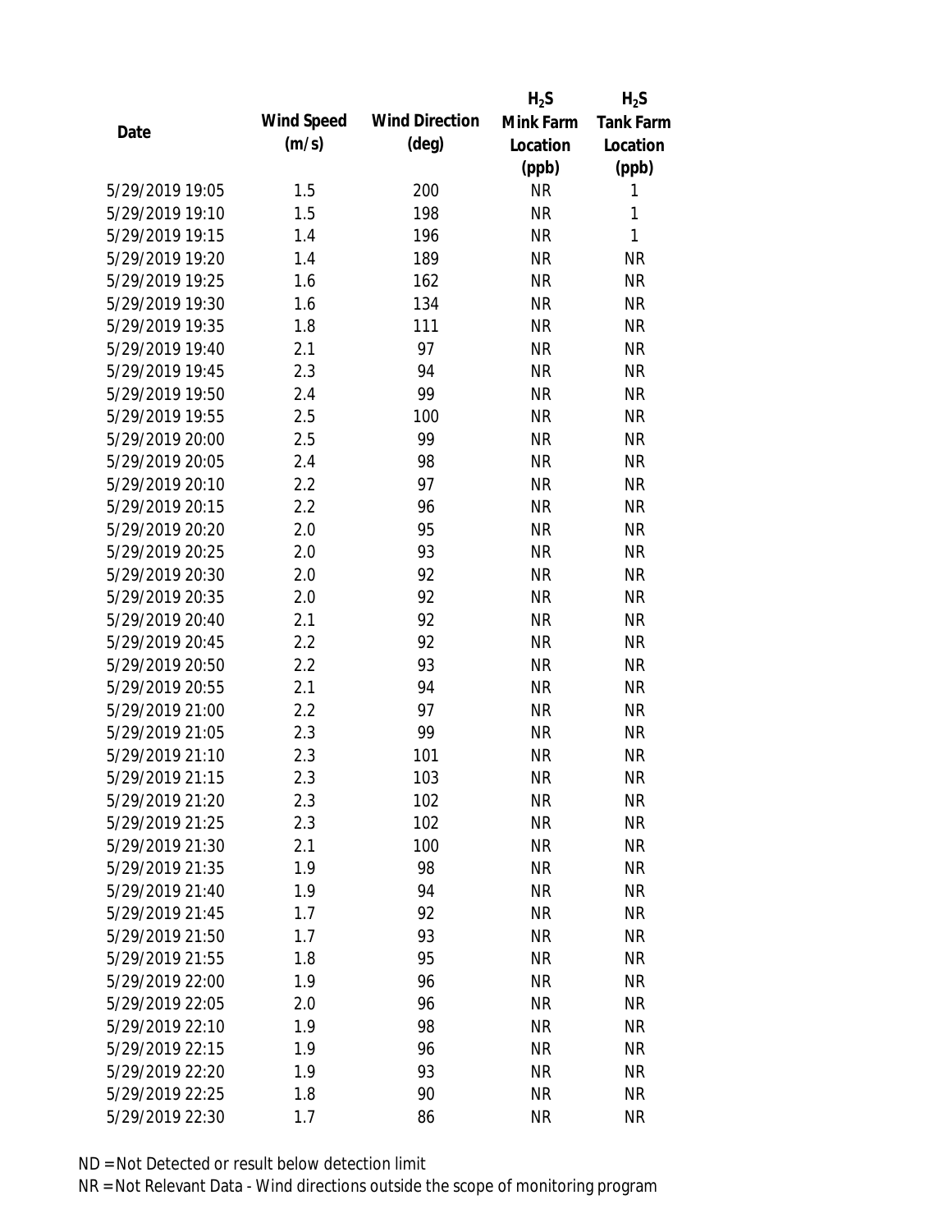| Date | Wind Speed (m/s) | Wind Direction (deg) | $H_2S$ Mink Farm Location (ppb) | $H_2S$ Tank Farm Location (ppb) |
|---|---|---|---|---|
| 5/29/2019 19:05 | 1.5 | 200 | NR | 1 |
| 5/29/2019 19:10 | 1.5 | 198 | NR | 1 |
| 5/29/2019 19:15 | 1.4 | 196 | NR | 1 |
| 5/29/2019 19:20 | 1.4 | 189 | NR | NR |
| 5/29/2019 19:25 | 1.6 | 162 | NR | NR |
| 5/29/2019 19:30 | 1.6 | 134 | NR | NR |
| 5/29/2019 19:35 | 1.8 | 111 | NR | NR |
| 5/29/2019 19:40 | 2.1 | 97 | NR | NR |
| 5/29/2019 19:45 | 2.3 | 94 | NR | NR |
| 5/29/2019 19:50 | 2.4 | 99 | NR | NR |
| 5/29/2019 19:55 | 2.5 | 100 | NR | NR |
| 5/29/2019 20:00 | 2.5 | 99 | NR | NR |
| 5/29/2019 20:05 | 2.4 | 98 | NR | NR |
| 5/29/2019 20:10 | 2.2 | 97 | NR | NR |
| 5/29/2019 20:15 | 2.2 | 96 | NR | NR |
| 5/29/2019 20:20 | 2.0 | 95 | NR | NR |
| 5/29/2019 20:25 | 2.0 | 93 | NR | NR |
| 5/29/2019 20:30 | 2.0 | 92 | NR | NR |
| 5/29/2019 20:35 | 2.0 | 92 | NR | NR |
| 5/29/2019 20:40 | 2.1 | 92 | NR | NR |
| 5/29/2019 20:45 | 2.2 | 92 | NR | NR |
| 5/29/2019 20:50 | 2.2 | 93 | NR | NR |
| 5/29/2019 20:55 | 2.1 | 94 | NR | NR |
| 5/29/2019 21:00 | 2.2 | 97 | NR | NR |
| 5/29/2019 21:05 | 2.3 | 99 | NR | NR |
| 5/29/2019 21:10 | 2.3 | 101 | NR | NR |
| 5/29/2019 21:15 | 2.3 | 103 | NR | NR |
| 5/29/2019 21:20 | 2.3 | 102 | NR | NR |
| 5/29/2019 21:25 | 2.3 | 102 | NR | NR |
| 5/29/2019 21:30 | 2.1 | 100 | NR | NR |
| 5/29/2019 21:35 | 1.9 | 98 | NR | NR |
| 5/29/2019 21:40 | 1.9 | 94 | NR | NR |
| 5/29/2019 21:45 | 1.7 | 92 | NR | NR |
| 5/29/2019 21:50 | 1.7 | 93 | NR | NR |
| 5/29/2019 21:55 | 1.8 | 95 | NR | NR |
| 5/29/2019 22:00 | 1.9 | 96 | NR | NR |
| 5/29/2019 22:05 | 2.0 | 96 | NR | NR |
| 5/29/2019 22:10 | 1.9 | 98 | NR | NR |
| 5/29/2019 22:15 | 1.9 | 96 | NR | NR |
| 5/29/2019 22:20 | 1.9 | 93 | NR | NR |
| 5/29/2019 22:25 | 1.8 | 90 | NR | NR |
| 5/29/2019 22:30 | 1.7 | 86 | NR | NR |

ND = Not Detected or result below detection limit

NR = Not Relevant Data - Wind directions outside the scope of monitoring program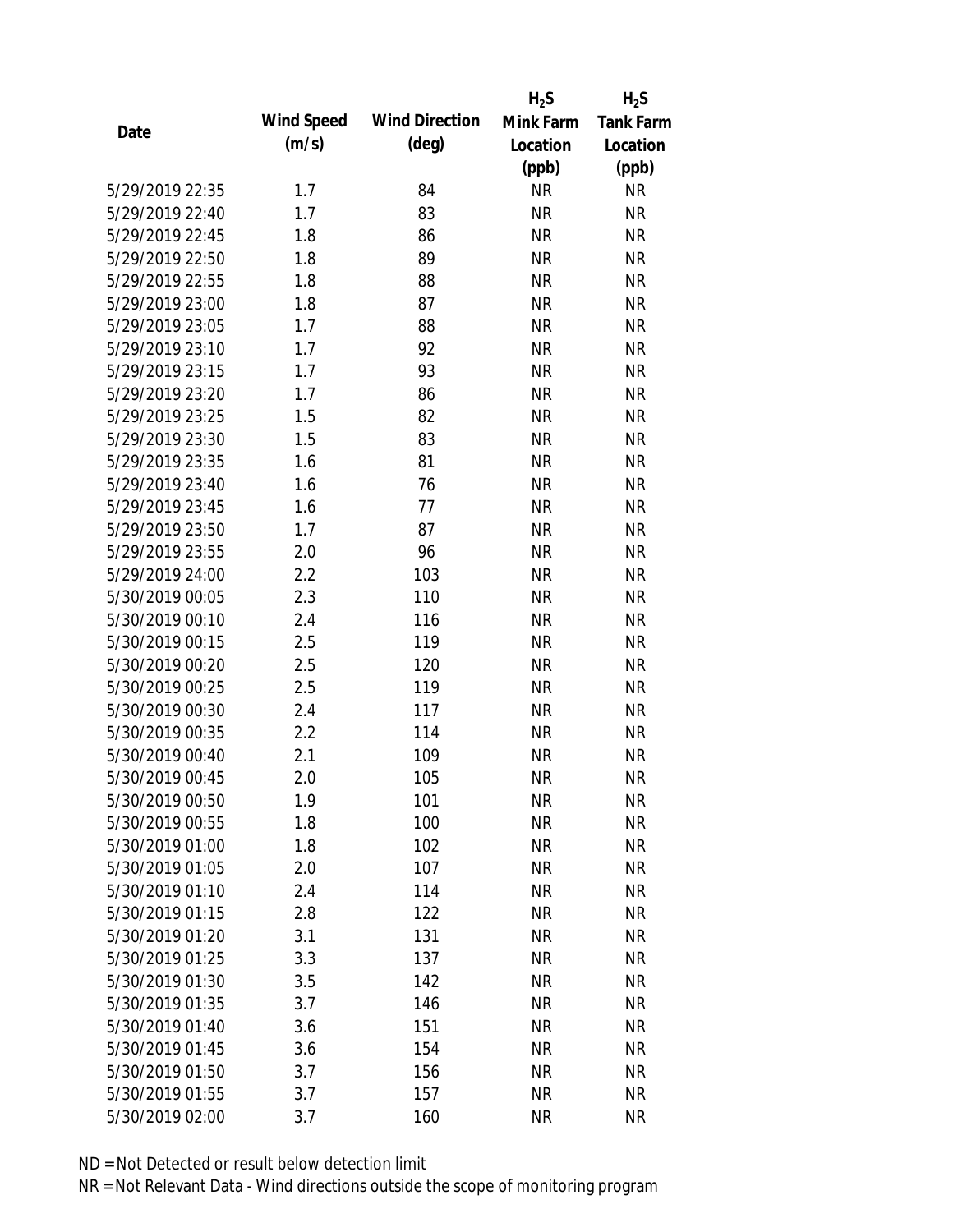| Date | Wind Speed (m/s) | Wind Direction (deg) | $H_2S$ Mink Farm Location (ppb) | $H_2S$ Tank Farm Location (ppb) |
| --- | --- | --- | --- | --- |
| 5/29/2019 22:35 | 1.7 | 84 | NR | NR |
| 5/29/2019 22:40 | 1.7 | 83 | NR | NR |
| 5/29/2019 22:45 | 1.8 | 86 | NR | NR |
| 5/29/2019 22:50 | 1.8 | 89 | NR | NR |
| 5/29/2019 22:55 | 1.8 | 88 | NR | NR |
| 5/29/2019 23:00 | 1.8 | 87 | NR | NR |
| 5/29/2019 23:05 | 1.7 | 88 | NR | NR |
| 5/29/2019 23:10 | 1.7 | 92 | NR | NR |
| 5/29/2019 23:15 | 1.7 | 93 | NR | NR |
| 5/29/2019 23:20 | 1.7 | 86 | NR | NR |
| 5/29/2019 23:25 | 1.5 | 82 | NR | NR |
| 5/29/2019 23:30 | 1.5 | 83 | NR | NR |
| 5/29/2019 23:35 | 1.6 | 81 | NR | NR |
| 5/29/2019 23:40 | 1.6 | 76 | NR | NR |
| 5/29/2019 23:45 | 1.6 | 77 | NR | NR |
| 5/29/2019 23:50 | 1.7 | 87 | NR | NR |
| 5/29/2019 23:55 | 2.0 | 96 | NR | NR |
| 5/29/2019 24:00 | 2.2 | 103 | NR | NR |
| 5/30/2019 00:05 | 2.3 | 110 | NR | NR |
| 5/30/2019 00:10 | 2.4 | 116 | NR | NR |
| 5/30/2019 00:15 | 2.5 | 119 | NR | NR |
| 5/30/2019 00:20 | 2.5 | 120 | NR | NR |
| 5/30/2019 00:25 | 2.5 | 119 | NR | NR |
| 5/30/2019 00:30 | 2.4 | 117 | NR | NR |
| 5/30/2019 00:35 | 2.2 | 114 | NR | NR |
| 5/30/2019 00:40 | 2.1 | 109 | NR | NR |
| 5/30/2019 00:45 | 2.0 | 105 | NR | NR |
| 5/30/2019 00:50 | 1.9 | 101 | NR | NR |
| 5/30/2019 00:55 | 1.8 | 100 | NR | NR |
| 5/30/2019 01:00 | 1.8 | 102 | NR | NR |
| 5/30/2019 01:05 | 2.0 | 107 | NR | NR |
| 5/30/2019 01:10 | 2.4 | 114 | NR | NR |
| 5/30/2019 01:15 | 2.8 | 122 | NR | NR |
| 5/30/2019 01:20 | 3.1 | 131 | NR | NR |
| 5/30/2019 01:25 | 3.3 | 137 | NR | NR |
| 5/30/2019 01:30 | 3.5 | 142 | NR | NR |
| 5/30/2019 01:35 | 3.7 | 146 | NR | NR |
| 5/30/2019 01:40 | 3.6 | 151 | NR | NR |
| 5/30/2019 01:45 | 3.6 | 154 | NR | NR |
| 5/30/2019 01:50 | 3.7 | 156 | NR | NR |
| 5/30/2019 01:55 | 3.7 | 157 | NR | NR |
| 5/30/2019 02:00 | 3.7 | 160 | NR | NR |

ND = Not Detected or result below detection limit

NR = Not Relevant Data - Wind directions outside the scope of monitoring program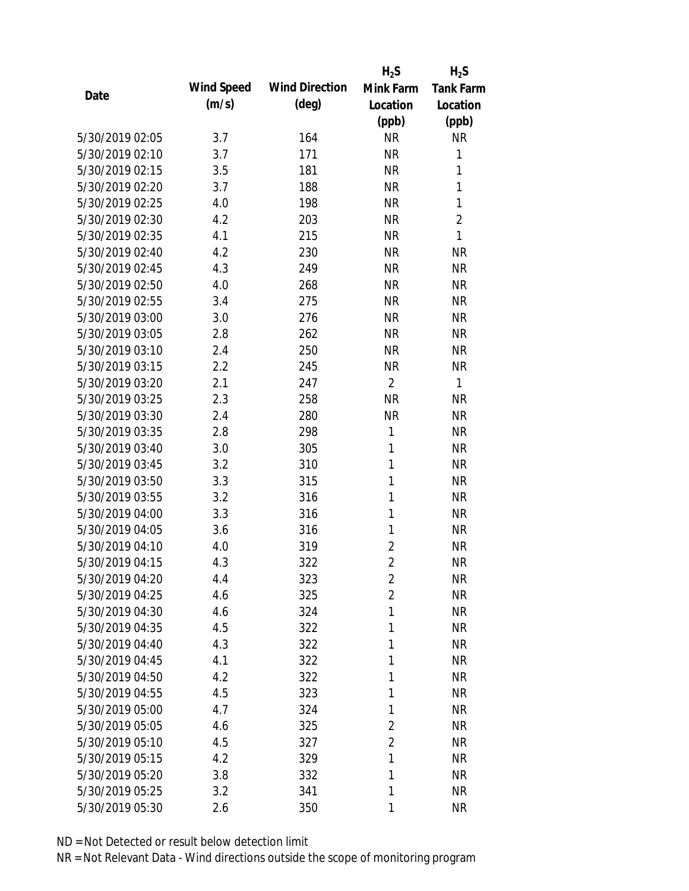| Date | Wind Speed (m/s) | Wind Direction (deg) | $H_2S$ Mink Farm Location (ppb) | $H_2S$ Tank Farm Location (ppb) |
|---|---|---|---|---|
| 5/30/2019 02:05 | 3.7 | 164 | NR | NR |
| 5/30/2019 02:10 | 3.7 | 171 | NR | 1 |
| 5/30/2019 02:15 | 3.5 | 181 | NR | 1 |
| 5/30/2019 02:20 | 3.7 | 188 | NR | 1 |
| 5/30/2019 02:25 | 4.0 | 198 | NR | 1 |
| 5/30/2019 02:30 | 4.2 | 203 | NR | 2 |
| 5/30/2019 02:35 | 4.1 | 215 | NR | 1 |
| 5/30/2019 02:40 | 4.2 | 230 | NR | NR |
| 5/30/2019 02:45 | 4.3 | 249 | NR | NR |
| 5/30/2019 02:50 | 4.0 | 268 | NR | NR |
| 5/30/2019 02:55 | 3.4 | 275 | NR | NR |
| 5/30/2019 03:00 | 3.0 | 276 | NR | NR |
| 5/30/2019 03:05 | 2.8 | 262 | NR | NR |
| 5/30/2019 03:10 | 2.4 | 250 | NR | NR |
| 5/30/2019 03:15 | 2.2 | 245 | NR | NR |
| 5/30/2019 03:20 | 2.1 | 247 | 2 | 1 |
| 5/30/2019 03:25 | 2.3 | 258 | NR | NR |
| 5/30/2019 03:30 | 2.4 | 280 | NR | NR |
| 5/30/2019 03:35 | 2.8 | 298 | 1 | NR |
| 5/30/2019 03:40 | 3.0 | 305 | 1 | NR |
| 5/30/2019 03:45 | 3.2 | 310 | 1 | NR |
| 5/30/2019 03:50 | 3.3 | 315 | 1 | NR |
| 5/30/2019 03:55 | 3.2 | 316 | 1 | NR |
| 5/30/2019 04:00 | 3.3 | 316 | 1 | NR |
| 5/30/2019 04:05 | 3.6 | 316 | 1 | NR |
| 5/30/2019 04:10 | 4.0 | 319 | 2 | NR |
| 5/30/2019 04:15 | 4.3 | 322 | 2 | NR |
| 5/30/2019 04:20 | 4.4 | 323 | 2 | NR |
| 5/30/2019 04:25 | 4.6 | 325 | 2 | NR |
| 5/30/2019 04:30 | 4.6 | 324 | 1 | NR |
| 5/30/2019 04:35 | 4.5 | 322 | 1 | NR |
| 5/30/2019 04:40 | 4.3 | 322 | 1 | NR |
| 5/30/2019 04:45 | 4.1 | 322 | 1 | NR |
| 5/30/2019 04:50 | 4.2 | 322 | 1 | NR |
| 5/30/2019 04:55 | 4.5 | 323 | 1 | NR |
| 5/30/2019 05:00 | 4.7 | 324 | 1 | NR |
| 5/30/2019 05:05 | 4.6 | 325 | 2 | NR |
| 5/30/2019 05:10 | 4.5 | 327 | 2 | NR |
| 5/30/2019 05:15 | 4.2 | 329 | 1 | NR |
| 5/30/2019 05:20 | 3.8 | 332 | 1 | NR |
| 5/30/2019 05:25 | 3.2 | 341 | 1 | NR |
| 5/30/2019 05:30 | 2.6 | 350 | 1 | NR |

ND = Not Detected or result below detection limit

NR = Not Relevant Data - Wind directions outside the scope of monitoring program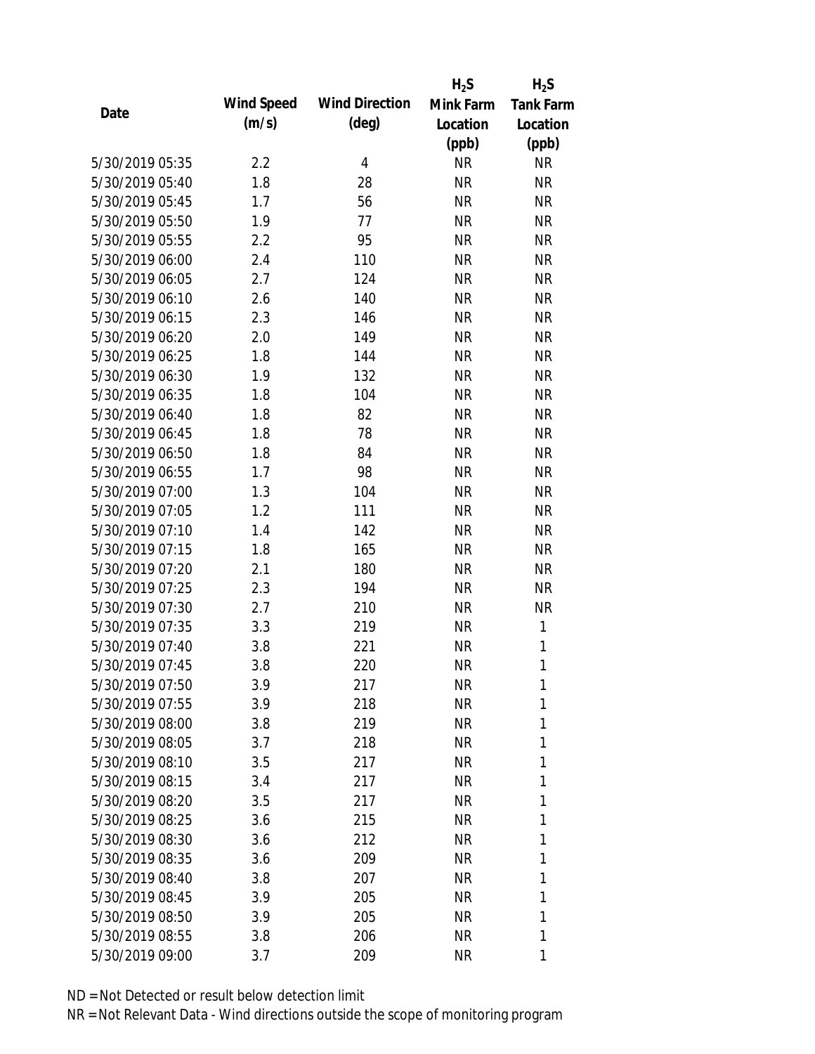| Date | Wind Speed (m/s) | Wind Direction (deg) | $H_2S$ Mink Farm Location (ppb) | $H_2S$ Tank Farm Location (ppb) |
|---|---|---|---|---|
| 5/30/2019 05:35 | 2.2 | 4 | NR | NR |
| 5/30/2019 05:40 | 1.8 | 28 | NR | NR |
| 5/30/2019 05:45 | 1.7 | 56 | NR | NR |
| 5/30/2019 05:50 | 1.9 | 77 | NR | NR |
| 5/30/2019 05:55 | 2.2 | 95 | NR | NR |
| 5/30/2019 06:00 | 2.4 | 110 | NR | NR |
| 5/30/2019 06:05 | 2.7 | 124 | NR | NR |
| 5/30/2019 06:10 | 2.6 | 140 | NR | NR |
| 5/30/2019 06:15 | 2.3 | 146 | NR | NR |
| 5/30/2019 06:20 | 2.0 | 149 | NR | NR |
| 5/30/2019 06:25 | 1.8 | 144 | NR | NR |
| 5/30/2019 06:30 | 1.9 | 132 | NR | NR |
| 5/30/2019 06:35 | 1.8 | 104 | NR | NR |
| 5/30/2019 06:40 | 1.8 | 82 | NR | NR |
| 5/30/2019 06:45 | 1.8 | 78 | NR | NR |
| 5/30/2019 06:50 | 1.8 | 84 | NR | NR |
| 5/30/2019 06:55 | 1.7 | 98 | NR | NR |
| 5/30/2019 07:00 | 1.3 | 104 | NR | NR |
| 5/30/2019 07:05 | 1.2 | 111 | NR | NR |
| 5/30/2019 07:10 | 1.4 | 142 | NR | NR |
| 5/30/2019 07:15 | 1.8 | 165 | NR | NR |
| 5/30/2019 07:20 | 2.1 | 180 | NR | NR |
| 5/30/2019 07:25 | 2.3 | 194 | NR | NR |
| 5/30/2019 07:30 | 2.7 | 210 | NR | NR |
| 5/30/2019 07:35 | 3.3 | 219 | NR | 1 |
| 5/30/2019 07:40 | 3.8 | 221 | NR | 1 |
| 5/30/2019 07:45 | 3.8 | 220 | NR | 1 |
| 5/30/2019 07:50 | 3.9 | 217 | NR | 1 |
| 5/30/2019 07:55 | 3.9 | 218 | NR | 1 |
| 5/30/2019 08:00 | 3.8 | 219 | NR | 1 |
| 5/30/2019 08:05 | 3.7 | 218 | NR | 1 |
| 5/30/2019 08:10 | 3.5 | 217 | NR | 1 |
| 5/30/2019 08:15 | 3.4 | 217 | NR | 1 |
| 5/30/2019 08:20 | 3.5 | 217 | NR | 1 |
| 5/30/2019 08:25 | 3.6 | 215 | NR | 1 |
| 5/30/2019 08:30 | 3.6 | 212 | NR | 1 |
| 5/30/2019 08:35 | 3.6 | 209 | NR | 1 |
| 5/30/2019 08:40 | 3.8 | 207 | NR | 1 |
| 5/30/2019 08:45 | 3.9 | 205 | NR | 1 |
| 5/30/2019 08:50 | 3.9 | 205 | NR | 1 |
| 5/30/2019 08:55 | 3.8 | 206 | NR | 1 |
| 5/30/2019 09:00 | 3.7 | 209 | NR | 1 |

ND = Not Detected or result below detection limit

NR = Not Relevant Data - Wind directions outside the scope of monitoring program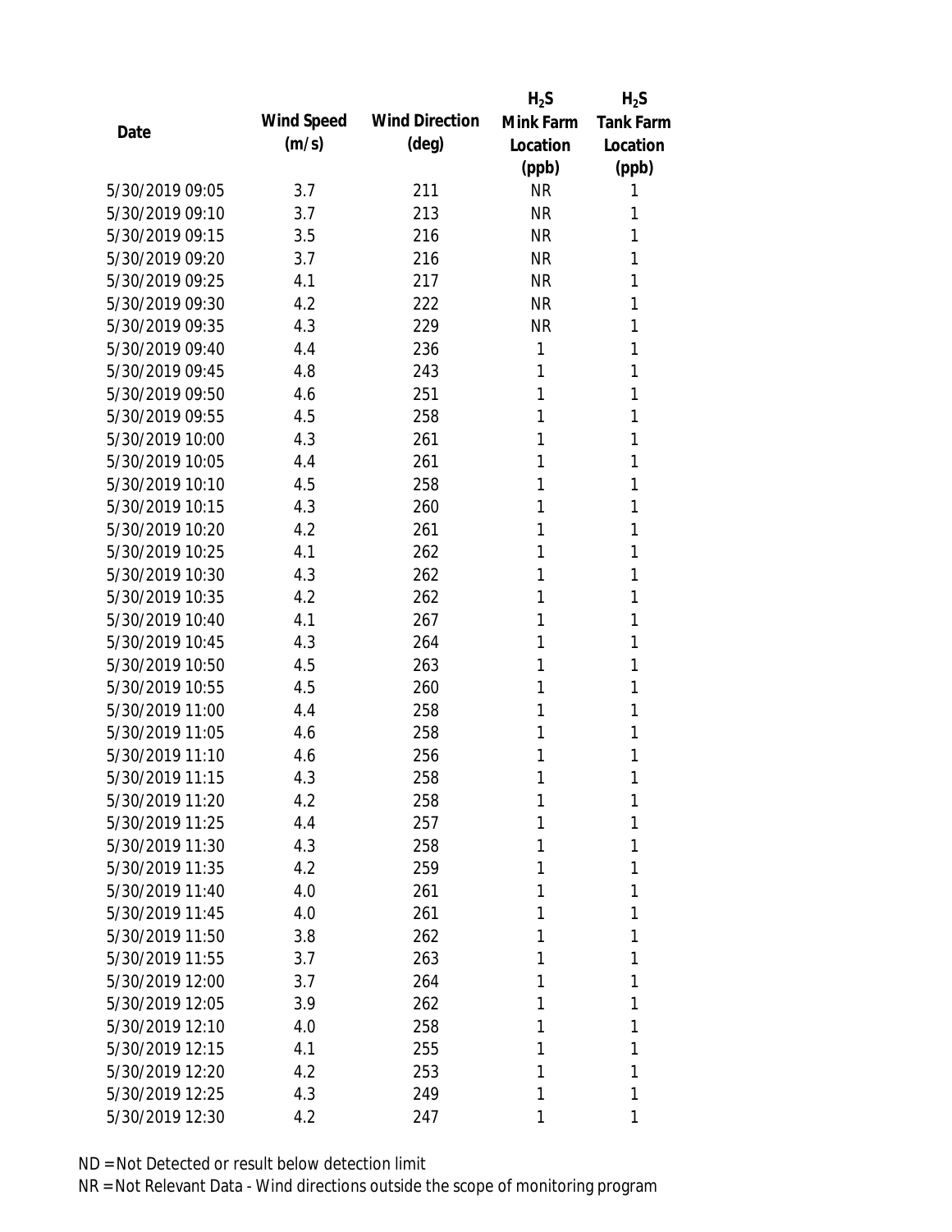| Date | Wind Speed (m/s) | Wind Direction (deg) | $H_2S$ Mink Farm Location (ppb) | $H_2S$ Tank Farm Location (ppb) |
|---|---|---|---|---|
| 5/30/2019 09:05 | 3.7 | 211 | NR | 1 |
| 5/30/2019 09:10 | 3.7 | 213 | NR | 1 |
| 5/30/2019 09:15 | 3.5 | 216 | NR | 1 |
| 5/30/2019 09:20 | 3.7 | 216 | NR | 1 |
| 5/30/2019 09:25 | 4.1 | 217 | NR | 1 |
| 5/30/2019 09:30 | 4.2 | 222 | NR | 1 |
| 5/30/2019 09:35 | 4.3 | 229 | NR | 1 |
| 5/30/2019 09:40 | 4.4 | 236 | 1 | 1 |
| 5/30/2019 09:45 | 4.8 | 243 | 1 | 1 |
| 5/30/2019 09:50 | 4.6 | 251 | 1 | 1 |
| 5/30/2019 09:55 | 4.5 | 258 | 1 | 1 |
| 5/30/2019 10:00 | 4.3 | 261 | 1 | 1 |
| 5/30/2019 10:05 | 4.4 | 261 | 1 | 1 |
| 5/30/2019 10:10 | 4.5 | 258 | 1 | 1 |
| 5/30/2019 10:15 | 4.3 | 260 | 1 | 1 |
| 5/30/2019 10:20 | 4.2 | 261 | 1 | 1 |
| 5/30/2019 10:25 | 4.1 | 262 | 1 | 1 |
| 5/30/2019 10:30 | 4.3 | 262 | 1 | 1 |
| 5/30/2019 10:35 | 4.2 | 262 | 1 | 1 |
| 5/30/2019 10:40 | 4.1 | 267 | 1 | 1 |
| 5/30/2019 10:45 | 4.3 | 264 | 1 | 1 |
| 5/30/2019 10:50 | 4.5 | 263 | 1 | 1 |
| 5/30/2019 10:55 | 4.5 | 260 | 1 | 1 |
| 5/30/2019 11:00 | 4.4 | 258 | 1 | 1 |
| 5/30/2019 11:05 | 4.6 | 258 | 1 | 1 |
| 5/30/2019 11:10 | 4.6 | 256 | 1 | 1 |
| 5/30/2019 11:15 | 4.3 | 258 | 1 | 1 |
| 5/30/2019 11:20 | 4.2 | 258 | 1 | 1 |
| 5/30/2019 11:25 | 4.4 | 257 | 1 | 1 |
| 5/30/2019 11:30 | 4.3 | 258 | 1 | 1 |
| 5/30/2019 11:35 | 4.2 | 259 | 1 | 1 |
| 5/30/2019 11:40 | 4.0 | 261 | 1 | 1 |
| 5/30/2019 11:45 | 4.0 | 261 | 1 | 1 |
| 5/30/2019 11:50 | 3.8 | 262 | 1 | 1 |
| 5/30/2019 11:55 | 3.7 | 263 | 1 | 1 |
| 5/30/2019 12:00 | 3.7 | 264 | 1 | 1 |
| 5/30/2019 12:05 | 3.9 | 262 | 1 | 1 |
| 5/30/2019 12:10 | 4.0 | 258 | 1 | 1 |
| 5/30/2019 12:15 | 4.1 | 255 | 1 | 1 |
| 5/30/2019 12:20 | 4.2 | 253 | 1 | 1 |
| 5/30/2019 12:25 | 4.3 | 249 | 1 | 1 |
| 5/30/2019 12:30 | 4.2 | 247 | 1 | 1 |

ND = Not Detected or result below detection limit

NR = Not Relevant Data - Wind directions outside the scope of monitoring program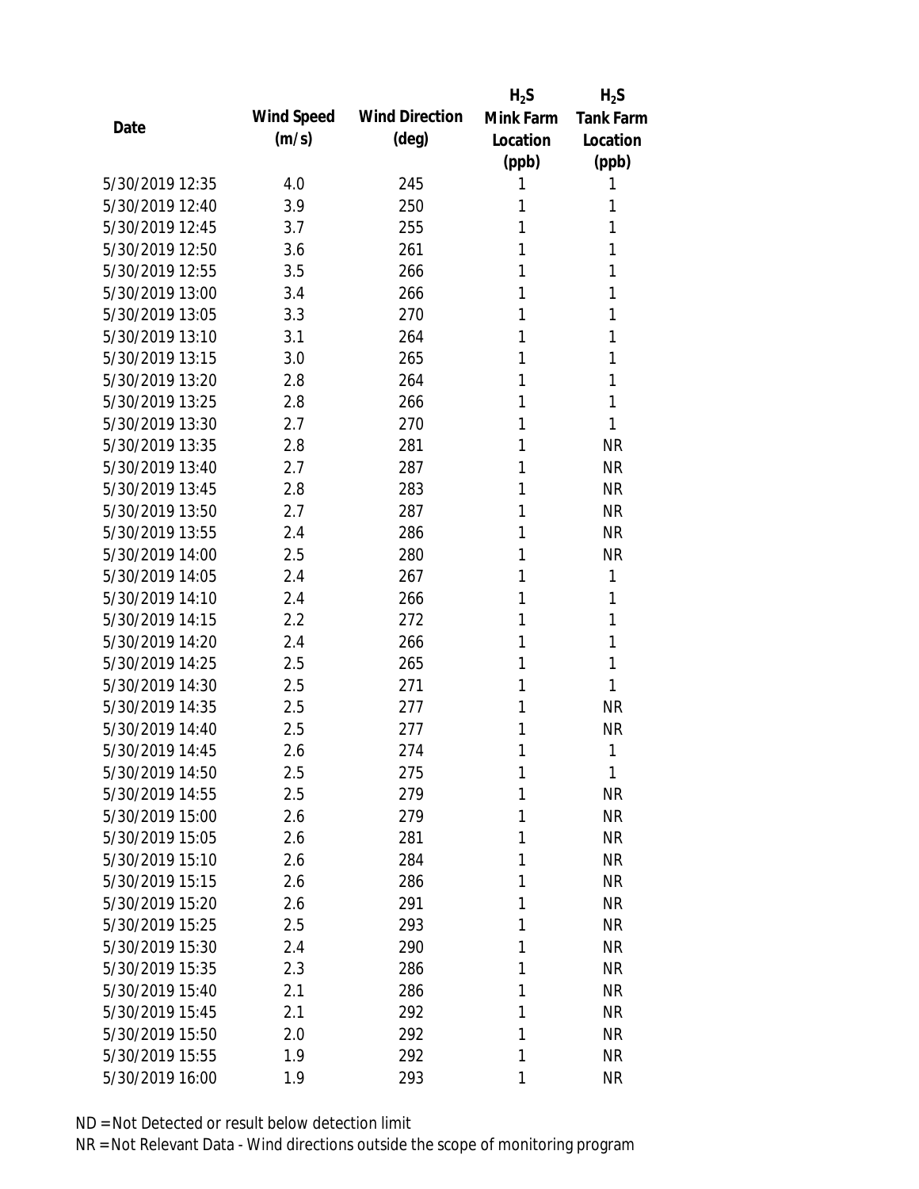| Date | Wind Speed (m/s) | Wind Direction (deg) | $H_2S$ Mink Farm Location (ppb) | $H_2S$ Tank Farm Location (ppb) |
|---|---|---|---|---|
| 5/30/2019 12:35 | 4.0 | 245 | 1 | 1 |
| 5/30/2019 12:40 | 3.9 | 250 | 1 | 1 |
| 5/30/2019 12:45 | 3.7 | 255 | 1 | 1 |
| 5/30/2019 12:50 | 3.6 | 261 | 1 | 1 |
| 5/30/2019 12:55 | 3.5 | 266 | 1 | 1 |
| 5/30/2019 13:00 | 3.4 | 266 | 1 | 1 |
| 5/30/2019 13:05 | 3.3 | 270 | 1 | 1 |
| 5/30/2019 13:10 | 3.1 | 264 | 1 | 1 |
| 5/30/2019 13:15 | 3.0 | 265 | 1 | 1 |
| 5/30/2019 13:20 | 2.8 | 264 | 1 | 1 |
| 5/30/2019 13:25 | 2.8 | 266 | 1 | 1 |
| 5/30/2019 13:30 | 2.7 | 270 | 1 | 1 |
| 5/30/2019 13:35 | 2.8 | 281 | 1 | NR |
| 5/30/2019 13:40 | 2.7 | 287 | 1 | NR |
| 5/30/2019 13:45 | 2.8 | 283 | 1 | NR |
| 5/30/2019 13:50 | 2.7 | 287 | 1 | NR |
| 5/30/2019 13:55 | 2.4 | 286 | 1 | NR |
| 5/30/2019 14:00 | 2.5 | 280 | 1 | NR |
| 5/30/2019 14:05 | 2.4 | 267 | 1 | 1 |
| 5/30/2019 14:10 | 2.4 | 266 | 1 | 1 |
| 5/30/2019 14:15 | 2.2 | 272 | 1 | 1 |
| 5/30/2019 14:20 | 2.4 | 266 | 1 | 1 |
| 5/30/2019 14:25 | 2.5 | 265 | 1 | 1 |
| 5/30/2019 14:30 | 2.5 | 271 | 1 | 1 |
| 5/30/2019 14:35 | 2.5 | 277 | 1 | NR |
| 5/30/2019 14:40 | 2.5 | 277 | 1 | NR |
| 5/30/2019 14:45 | 2.6 | 274 | 1 | 1 |
| 5/30/2019 14:50 | 2.5 | 275 | 1 | 1 |
| 5/30/2019 14:55 | 2.5 | 279 | 1 | NR |
| 5/30/2019 15:00 | 2.6 | 279 | 1 | NR |
| 5/30/2019 15:05 | 2.6 | 281 | 1 | NR |
| 5/30/2019 15:10 | 2.6 | 284 | 1 | NR |
| 5/30/2019 15:15 | 2.6 | 286 | 1 | NR |
| 5/30/2019 15:20 | 2.6 | 291 | 1 | NR |
| 5/30/2019 15:25 | 2.5 | 293 | 1 | NR |
| 5/30/2019 15:30 | 2.4 | 290 | 1 | NR |
| 5/30/2019 15:35 | 2.3 | 286 | 1 | NR |
| 5/30/2019 15:40 | 2.1 | 286 | 1 | NR |
| 5/30/2019 15:45 | 2.1 | 292 | 1 | NR |
| 5/30/2019 15:50 | 2.0 | 292 | 1 | NR |
| 5/30/2019 15:55 | 1.9 | 292 | 1 | NR |
| 5/30/2019 16:00 | 1.9 | 293 | 1 | NR |

ND = Not Detected or result below detection limit

NR = Not Relevant Data - Wind directions outside the scope of monitoring program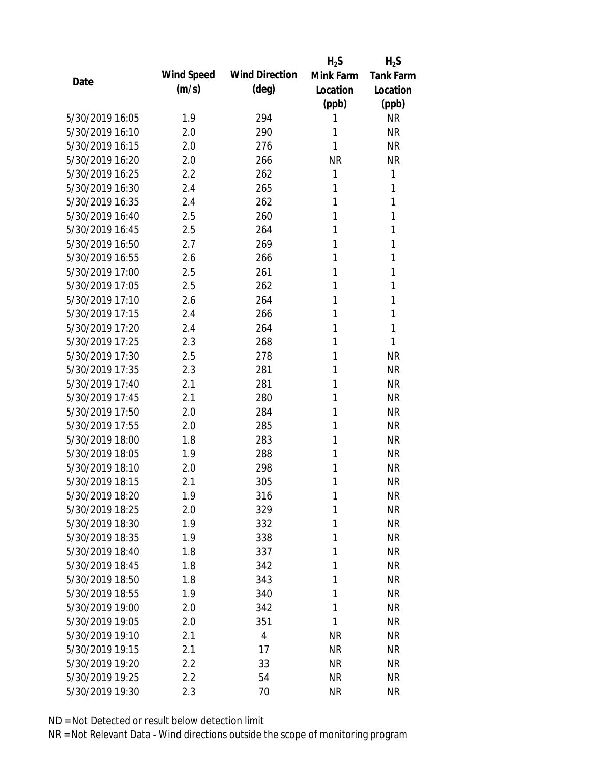| Date | Wind Speed (m/s) | Wind Direction (deg) | $H_2S$ Mink Farm Location (ppb) | $H_2S$ Tank Farm Location (ppb) |
|---|---|---|---|---|
| 5/30/2019 16:05 | 1.9 | 294 | 1 | NR |
| 5/30/2019 16:10 | 2.0 | 290 | 1 | NR |
| 5/30/2019 16:15 | 2.0 | 276 | 1 | NR |
| 5/30/2019 16:20 | 2.0 | 266 | NR | NR |
| 5/30/2019 16:25 | 2.2 | 262 | 1 | 1 |
| 5/30/2019 16:30 | 2.4 | 265 | 1 | 1 |
| 5/30/2019 16:35 | 2.4 | 262 | 1 | 1 |
| 5/30/2019 16:40 | 2.5 | 260 | 1 | 1 |
| 5/30/2019 16:45 | 2.5 | 264 | 1 | 1 |
| 5/30/2019 16:50 | 2.7 | 269 | 1 | 1 |
| 5/30/2019 16:55 | 2.6 | 266 | 1 | 1 |
| 5/30/2019 17:00 | 2.5 | 261 | 1 | 1 |
| 5/30/2019 17:05 | 2.5 | 262 | 1 | 1 |
| 5/30/2019 17:10 | 2.6 | 264 | 1 | 1 |
| 5/30/2019 17:15 | 2.4 | 266 | 1 | 1 |
| 5/30/2019 17:20 | 2.4 | 264 | 1 | 1 |
| 5/30/2019 17:25 | 2.3 | 268 | 1 | 1 |
| 5/30/2019 17:30 | 2.5 | 278 | 1 | NR |
| 5/30/2019 17:35 | 2.3 | 281 | 1 | NR |
| 5/30/2019 17:40 | 2.1 | 281 | 1 | NR |
| 5/30/2019 17:45 | 2.1 | 280 | 1 | NR |
| 5/30/2019 17:50 | 2.0 | 284 | 1 | NR |
| 5/30/2019 17:55 | 2.0 | 285 | 1 | NR |
| 5/30/2019 18:00 | 1.8 | 283 | 1 | NR |
| 5/30/2019 18:05 | 1.9 | 288 | 1 | NR |
| 5/30/2019 18:10 | 2.0 | 298 | 1 | NR |
| 5/30/2019 18:15 | 2.1 | 305 | 1 | NR |
| 5/30/2019 18:20 | 1.9 | 316 | 1 | NR |
| 5/30/2019 18:25 | 2.0 | 329 | 1 | NR |
| 5/30/2019 18:30 | 1.9 | 332 | 1 | NR |
| 5/30/2019 18:35 | 1.9 | 338 | 1 | NR |
| 5/30/2019 18:40 | 1.8 | 337 | 1 | NR |
| 5/30/2019 18:45 | 1.8 | 342 | 1 | NR |
| 5/30/2019 18:50 | 1.8 | 343 | 1 | NR |
| 5/30/2019 18:55 | 1.9 | 340 | 1 | NR |
| 5/30/2019 19:00 | 2.0 | 342 | 1 | NR |
| 5/30/2019 19:05 | 2.0 | 351 | 1 | NR |
| 5/30/2019 19:10 | 2.1 | 4 | NR | NR |
| 5/30/2019 19:15 | 2.1 | 17 | NR | NR |
| 5/30/2019 19:20 | 2.2 | 33 | NR | NR |
| 5/30/2019 19:25 | 2.2 | 54 | NR | NR |
| 5/30/2019 19:30 | 2.3 | 70 | NR | NR |

ND = Not Detected or result below detection limit

NR = Not Relevant Data - Wind directions outside the scope of monitoring program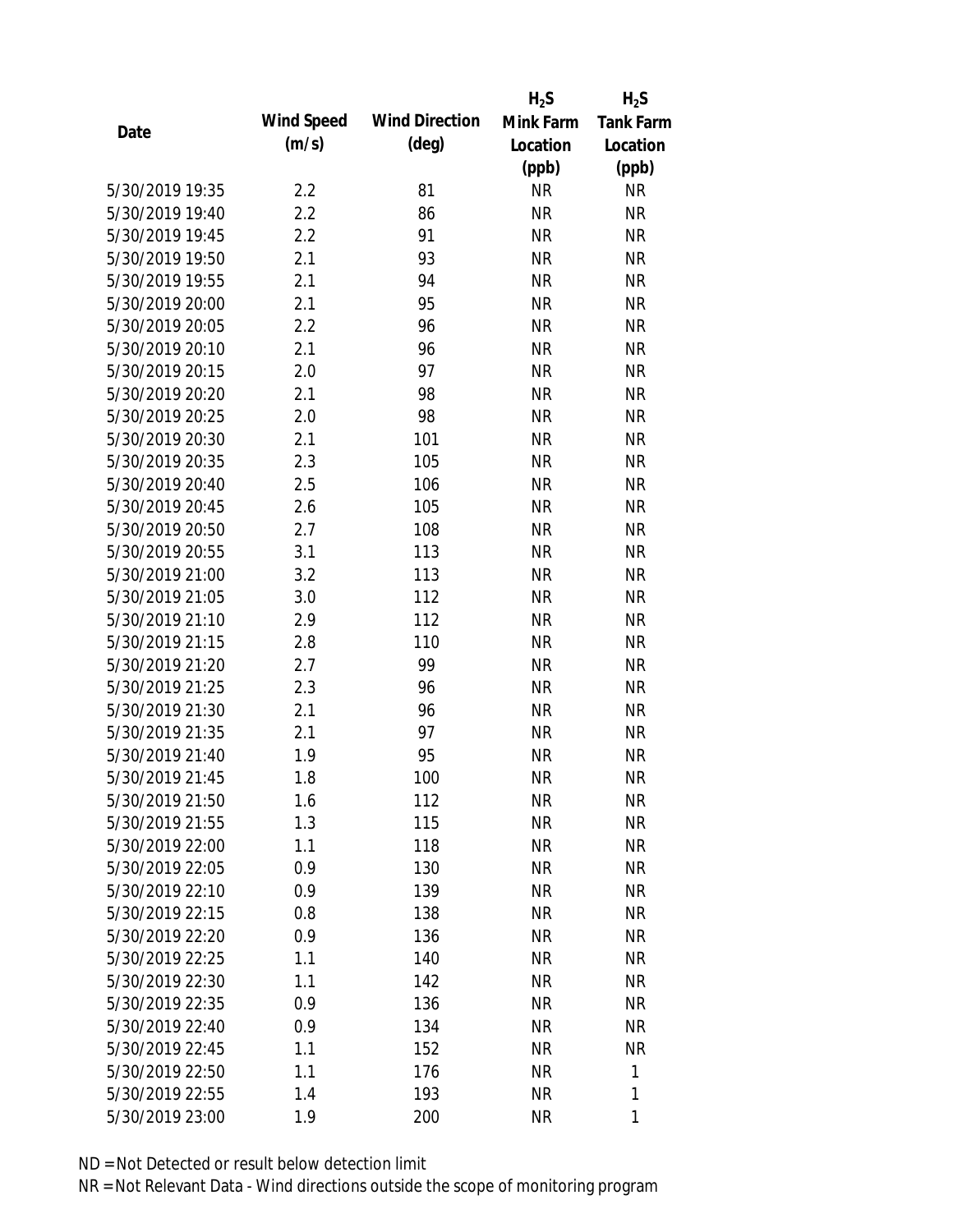| Date | Wind Speed (m/s) | Wind Direction (deg) | $H_2S$ Mink Farm Location (ppb) | $H_2S$ Tank Farm Location (ppb) |
|---|---|---|---|---|
| 5/30/2019 19:35 | 2.2 | 81 | NR | NR |
| 5/30/2019 19:40 | 2.2 | 86 | NR | NR |
| 5/30/2019 19:45 | 2.2 | 91 | NR | NR |
| 5/30/2019 19:50 | 2.1 | 93 | NR | NR |
| 5/30/2019 19:55 | 2.1 | 94 | NR | NR |
| 5/30/2019 20:00 | 2.1 | 95 | NR | NR |
| 5/30/2019 20:05 | 2.2 | 96 | NR | NR |
| 5/30/2019 20:10 | 2.1 | 96 | NR | NR |
| 5/30/2019 20:15 | 2.0 | 97 | NR | NR |
| 5/30/2019 20:20 | 2.1 | 98 | NR | NR |
| 5/30/2019 20:25 | 2.0 | 98 | NR | NR |
| 5/30/2019 20:30 | 2.1 | 101 | NR | NR |
| 5/30/2019 20:35 | 2.3 | 105 | NR | NR |
| 5/30/2019 20:40 | 2.5 | 106 | NR | NR |
| 5/30/2019 20:45 | 2.6 | 105 | NR | NR |
| 5/30/2019 20:50 | 2.7 | 108 | NR | NR |
| 5/30/2019 20:55 | 3.1 | 113 | NR | NR |
| 5/30/2019 21:00 | 3.2 | 113 | NR | NR |
| 5/30/2019 21:05 | 3.0 | 112 | NR | NR |
| 5/30/2019 21:10 | 2.9 | 112 | NR | NR |
| 5/30/2019 21:15 | 2.8 | 110 | NR | NR |
| 5/30/2019 21:20 | 2.7 | 99 | NR | NR |
| 5/30/2019 21:25 | 2.3 | 96 | NR | NR |
| 5/30/2019 21:30 | 2.1 | 96 | NR | NR |
| 5/30/2019 21:35 | 2.1 | 97 | NR | NR |
| 5/30/2019 21:40 | 1.9 | 95 | NR | NR |
| 5/30/2019 21:45 | 1.8 | 100 | NR | NR |
| 5/30/2019 21:50 | 1.6 | 112 | NR | NR |
| 5/30/2019 21:55 | 1.3 | 115 | NR | NR |
| 5/30/2019 22:00 | 1.1 | 118 | NR | NR |
| 5/30/2019 22:05 | 0.9 | 130 | NR | NR |
| 5/30/2019 22:10 | 0.9 | 139 | NR | NR |
| 5/30/2019 22:15 | 0.8 | 138 | NR | NR |
| 5/30/2019 22:20 | 0.9 | 136 | NR | NR |
| 5/30/2019 22:25 | 1.1 | 140 | NR | NR |
| 5/30/2019 22:30 | 1.1 | 142 | NR | NR |
| 5/30/2019 22:35 | 0.9 | 136 | NR | NR |
| 5/30/2019 22:40 | 0.9 | 134 | NR | NR |
| 5/30/2019 22:45 | 1.1 | 152 | NR | NR |
| 5/30/2019 22:50 | 1.1 | 176 | NR | 1 |
| 5/30/2019 22:55 | 1.4 | 193 | NR | 1 |
| 5/30/2019 23:00 | 1.9 | 200 | NR | 1 |

ND = Not Detected or result below detection limit

NR = Not Relevant Data - Wind directions outside the scope of monitoring program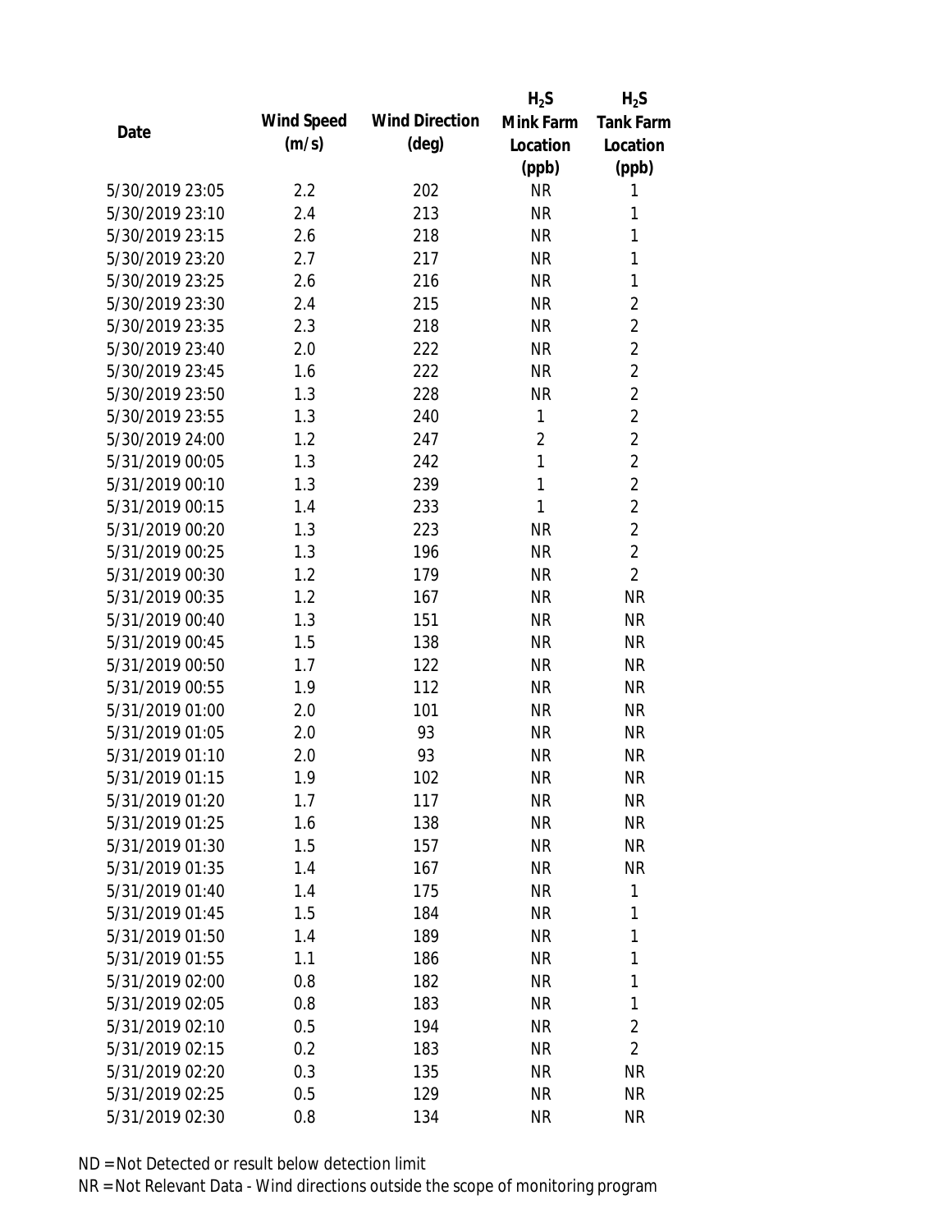| Date | Wind Speed (m/s) | Wind Direction (deg) | $H_2S$ Mink Farm Location (ppb) | $H_2S$ Tank Farm Location (ppb) |
|---|---|---|---|---|
| 5/30/2019 23:05 | 2.2 | 202 | NR | 1 |
| 5/30/2019 23:10 | 2.4 | 213 | NR | 1 |
| 5/30/2019 23:15 | 2.6 | 218 | NR | 1 |
| 5/30/2019 23:20 | 2.7 | 217 | NR | 1 |
| 5/30/2019 23:25 | 2.6 | 216 | NR | 1 |
| 5/30/2019 23:30 | 2.4 | 215 | NR | 2 |
| 5/30/2019 23:35 | 2.3 | 218 | NR | 2 |
| 5/30/2019 23:40 | 2.0 | 222 | NR | 2 |
| 5/30/2019 23:45 | 1.6 | 222 | NR | 2 |
| 5/30/2019 23:50 | 1.3 | 228 | NR | 2 |
| 5/30/2019 23:55 | 1.3 | 240 | 1 | 2 |
| 5/30/2019 24:00 | 1.2 | 247 | 2 | 2 |
| 5/31/2019 00:05 | 1.3 | 242 | 1 | 2 |
| 5/31/2019 00:10 | 1.3 | 239 | 1 | 2 |
| 5/31/2019 00:15 | 1.4 | 233 | 1 | 2 |
| 5/31/2019 00:20 | 1.3 | 223 | NR | 2 |
| 5/31/2019 00:25 | 1.3 | 196 | NR | 2 |
| 5/31/2019 00:30 | 1.2 | 179 | NR | 2 |
| 5/31/2019 00:35 | 1.2 | 167 | NR | NR |
| 5/31/2019 00:40 | 1.3 | 151 | NR | NR |
| 5/31/2019 00:45 | 1.5 | 138 | NR | NR |
| 5/31/2019 00:50 | 1.7 | 122 | NR | NR |
| 5/31/2019 00:55 | 1.9 | 112 | NR | NR |
| 5/31/2019 01:00 | 2.0 | 101 | NR | NR |
| 5/31/2019 01:05 | 2.0 | 93 | NR | NR |
| 5/31/2019 01:10 | 2.0 | 93 | NR | NR |
| 5/31/2019 01:15 | 1.9 | 102 | NR | NR |
| 5/31/2019 01:20 | 1.7 | 117 | NR | NR |
| 5/31/2019 01:25 | 1.6 | 138 | NR | NR |
| 5/31/2019 01:30 | 1.5 | 157 | NR | NR |
| 5/31/2019 01:35 | 1.4 | 167 | NR | NR |
| 5/31/2019 01:40 | 1.4 | 175 | NR | 1 |
| 5/31/2019 01:45 | 1.5 | 184 | NR | 1 |
| 5/31/2019 01:50 | 1.4 | 189 | NR | 1 |
| 5/31/2019 01:55 | 1.1 | 186 | NR | 1 |
| 5/31/2019 02:00 | 0.8 | 182 | NR | 1 |
| 5/31/2019 02:05 | 0.8 | 183 | NR | 1 |
| 5/31/2019 02:10 | 0.5 | 194 | NR | 2 |
| 5/31/2019 02:15 | 0.2 | 183 | NR | 2 |
| 5/31/2019 02:20 | 0.3 | 135 | NR | NR |
| 5/31/2019 02:25 | 0.5 | 129 | NR | NR |
| 5/31/2019 02:30 | 0.8 | 134 | NR | NR |

ND = Not Detected or result below detection limit

NR = Not Relevant Data - Wind directions outside the scope of monitoring program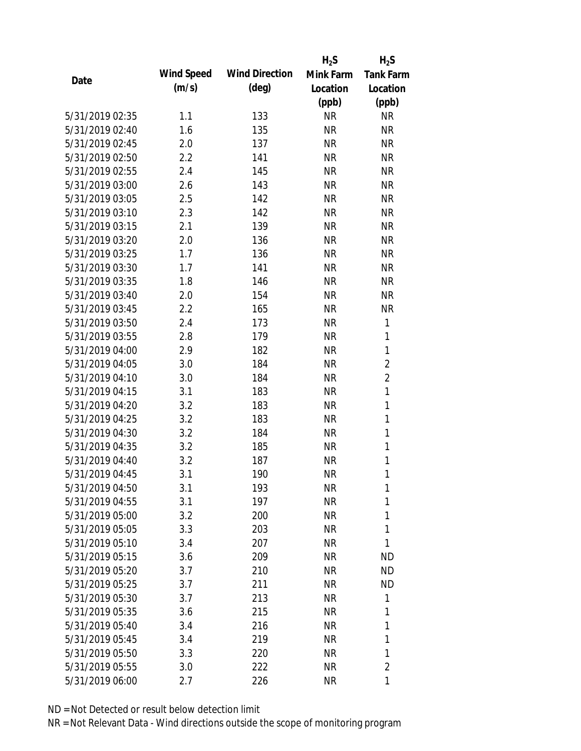| Date | Wind Speed (m/s) | Wind Direction (deg) | $H_2S$ Mink Farm Location (ppb) | $H_2S$ Tank Farm Location (ppb) |
|---|---|---|---|---|
| 5/31/2019 02:35 | 1.1 | 133 | NR | NR |
| 5/31/2019 02:40 | 1.6 | 135 | NR | NR |
| 5/31/2019 02:45 | 2.0 | 137 | NR | NR |
| 5/31/2019 02:50 | 2.2 | 141 | NR | NR |
| 5/31/2019 02:55 | 2.4 | 145 | NR | NR |
| 5/31/2019 03:00 | 2.6 | 143 | NR | NR |
| 5/31/2019 03:05 | 2.5 | 142 | NR | NR |
| 5/31/2019 03:10 | 2.3 | 142 | NR | NR |
| 5/31/2019 03:15 | 2.1 | 139 | NR | NR |
| 5/31/2019 03:20 | 2.0 | 136 | NR | NR |
| 5/31/2019 03:25 | 1.7 | 136 | NR | NR |
| 5/31/2019 03:30 | 1.7 | 141 | NR | NR |
| 5/31/2019 03:35 | 1.8 | 146 | NR | NR |
| 5/31/2019 03:40 | 2.0 | 154 | NR | NR |
| 5/31/2019 03:45 | 2.2 | 165 | NR | NR |
| 5/31/2019 03:50 | 2.4 | 173 | NR | 1 |
| 5/31/2019 03:55 | 2.8 | 179 | NR | 1 |
| 5/31/2019 04:00 | 2.9 | 182 | NR | 1 |
| 5/31/2019 04:05 | 3.0 | 184 | NR | 2 |
| 5/31/2019 04:10 | 3.0 | 184 | NR | 2 |
| 5/31/2019 04:15 | 3.1 | 183 | NR | 1 |
| 5/31/2019 04:20 | 3.2 | 183 | NR | 1 |
| 5/31/2019 04:25 | 3.2 | 183 | NR | 1 |
| 5/31/2019 04:30 | 3.2 | 184 | NR | 1 |
| 5/31/2019 04:35 | 3.2 | 185 | NR | 1 |
| 5/31/2019 04:40 | 3.2 | 187 | NR | 1 |
| 5/31/2019 04:45 | 3.1 | 190 | NR | 1 |
| 5/31/2019 04:50 | 3.1 | 193 | NR | 1 |
| 5/31/2019 04:55 | 3.1 | 197 | NR | 1 |
| 5/31/2019 05:00 | 3.2 | 200 | NR | 1 |
| 5/31/2019 05:05 | 3.3 | 203 | NR | 1 |
| 5/31/2019 05:10 | 3.4 | 207 | NR | 1 |
| 5/31/2019 05:15 | 3.6 | 209 | NR | ND |
| 5/31/2019 05:20 | 3.7 | 210 | NR | ND |
| 5/31/2019 05:25 | 3.7 | 211 | NR | ND |
| 5/31/2019 05:30 | 3.7 | 213 | NR | 1 |
| 5/31/2019 05:35 | 3.6 | 215 | NR | 1 |
| 5/31/2019 05:40 | 3.4 | 216 | NR | 1 |
| 5/31/2019 05:45 | 3.4 | 219 | NR | 1 |
| 5/31/2019 05:50 | 3.3 | 220 | NR | 1 |
| 5/31/2019 05:55 | 3.0 | 222 | NR | 2 |
| 5/31/2019 06:00 | 2.7 | 226 | NR | 1 |

ND = Not Detected or result below detection limit

NR = Not Relevant Data - Wind directions outside the scope of monitoring program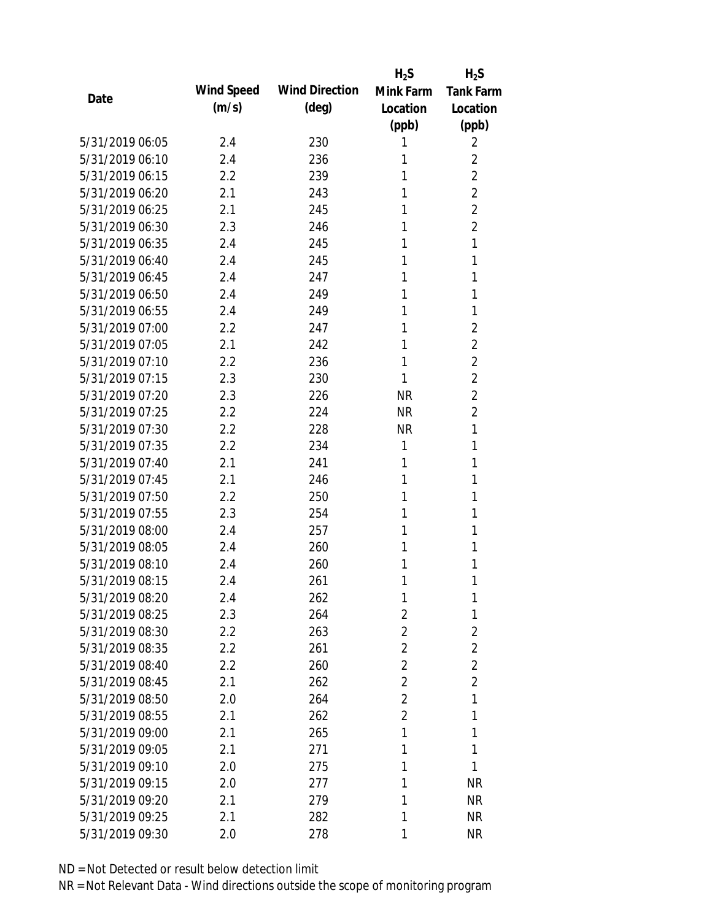| Date | Wind Speed (m/s) | Wind Direction (deg) | $H_2S$ Mink Farm Location (ppb) | $H_2S$ Tank Farm Location (ppb) |
|---|---|---|---|---|
| 5/31/2019 06:05 | 2.4 | 230 | 1 | 2 |
| 5/31/2019 06:10 | 2.4 | 236 | 1 | 2 |
| 5/31/2019 06:15 | 2.2 | 239 | 1 | 2 |
| 5/31/2019 06:20 | 2.1 | 243 | 1 | 2 |
| 5/31/2019 06:25 | 2.1 | 245 | 1 | 2 |
| 5/31/2019 06:30 | 2.3 | 246 | 1 | 2 |
| 5/31/2019 06:35 | 2.4 | 245 | 1 | 1 |
| 5/31/2019 06:40 | 2.4 | 245 | 1 | 1 |
| 5/31/2019 06:45 | 2.4 | 247 | 1 | 1 |
| 5/31/2019 06:50 | 2.4 | 249 | 1 | 1 |
| 5/31/2019 06:55 | 2.4 | 249 | 1 | 1 |
| 5/31/2019 07:00 | 2.2 | 247 | 1 | 2 |
| 5/31/2019 07:05 | 2.1 | 242 | 1 | 2 |
| 5/31/2019 07:10 | 2.2 | 236 | 1 | 2 |
| 5/31/2019 07:15 | 2.3 | 230 | 1 | 2 |
| 5/31/2019 07:20 | 2.3 | 226 | NR | 2 |
| 5/31/2019 07:25 | 2.2 | 224 | NR | 2 |
| 5/31/2019 07:30 | 2.2 | 228 | NR | 1 |
| 5/31/2019 07:35 | 2.2 | 234 | 1 | 1 |
| 5/31/2019 07:40 | 2.1 | 241 | 1 | 1 |
| 5/31/2019 07:45 | 2.1 | 246 | 1 | 1 |
| 5/31/2019 07:50 | 2.2 | 250 | 1 | 1 |
| 5/31/2019 07:55 | 2.3 | 254 | 1 | 1 |
| 5/31/2019 08:00 | 2.4 | 257 | 1 | 1 |
| 5/31/2019 08:05 | 2.4 | 260 | 1 | 1 |
| 5/31/2019 08:10 | 2.4 | 260 | 1 | 1 |
| 5/31/2019 08:15 | 2.4 | 261 | 1 | 1 |
| 5/31/2019 08:20 | 2.4 | 262 | 1 | 1 |
| 5/31/2019 08:25 | 2.3 | 264 | 2 | 1 |
| 5/31/2019 08:30 | 2.2 | 263 | 2 | 2 |
| 5/31/2019 08:35 | 2.2 | 261 | 2 | 2 |
| 5/31/2019 08:40 | 2.2 | 260 | 2 | 2 |
| 5/31/2019 08:45 | 2.1 | 262 | 2 | 2 |
| 5/31/2019 08:50 | 2.0 | 264 | 2 | 1 |
| 5/31/2019 08:55 | 2.1 | 262 | 2 | 1 |
| 5/31/2019 09:00 | 2.1 | 265 | 1 | 1 |
| 5/31/2019 09:05 | 2.1 | 271 | 1 | 1 |
| 5/31/2019 09:10 | 2.0 | 275 | 1 | 1 |
| 5/31/2019 09:15 | 2.0 | 277 | 1 | NR |
| 5/31/2019 09:20 | 2.1 | 279 | 1 | NR |
| 5/31/2019 09:25 | 2.1 | 282 | 1 | NR |
| 5/31/2019 09:30 | 2.0 | 278 | 1 | NR |

ND = Not Detected or result below detection limit
NR = Not Relevant Data - Wind directions outside the scope of monitoring program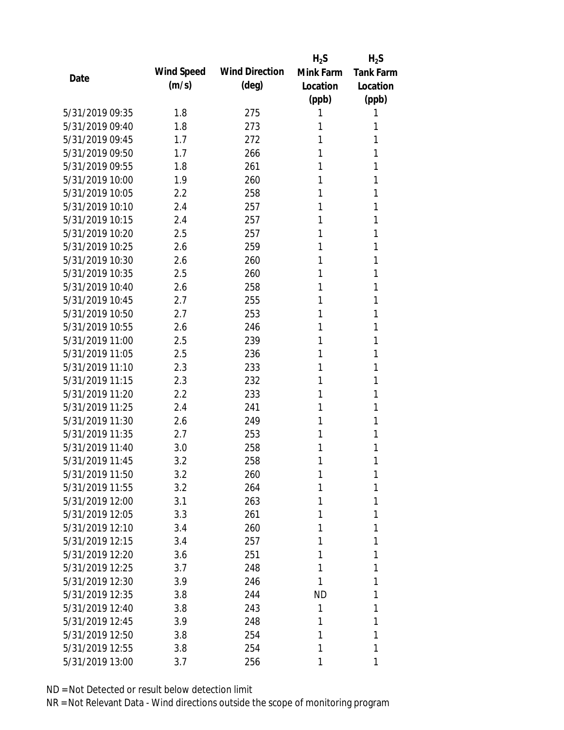| Date | Wind Speed (m/s) | Wind Direction (deg) | $H_2S$ Mink Farm Location (ppb) | $H_2S$ Tank Farm Location (ppb) |
|---|---|---|---|---|
| 5/31/2019 09:35 | 1.8 | 275 | 1 | 1 |
| 5/31/2019 09:40 | 1.8 | 273 | 1 | 1 |
| 5/31/2019 09:45 | 1.7 | 272 | 1 | 1 |
| 5/31/2019 09:50 | 1.7 | 266 | 1 | 1 |
| 5/31/2019 09:55 | 1.8 | 261 | 1 | 1 |
| 5/31/2019 10:00 | 1.9 | 260 | 1 | 1 |
| 5/31/2019 10:05 | 2.2 | 258 | 1 | 1 |
| 5/31/2019 10:10 | 2.4 | 257 | 1 | 1 |
| 5/31/2019 10:15 | 2.4 | 257 | 1 | 1 |
| 5/31/2019 10:20 | 2.5 | 257 | 1 | 1 |
| 5/31/2019 10:25 | 2.6 | 259 | 1 | 1 |
| 5/31/2019 10:30 | 2.6 | 260 | 1 | 1 |
| 5/31/2019 10:35 | 2.5 | 260 | 1 | 1 |
| 5/31/2019 10:40 | 2.6 | 258 | 1 | 1 |
| 5/31/2019 10:45 | 2.7 | 255 | 1 | 1 |
| 5/31/2019 10:50 | 2.7 | 253 | 1 | 1 |
| 5/31/2019 10:55 | 2.6 | 246 | 1 | 1 |
| 5/31/2019 11:00 | 2.5 | 239 | 1 | 1 |
| 5/31/2019 11:05 | 2.5 | 236 | 1 | 1 |
| 5/31/2019 11:10 | 2.3 | 233 | 1 | 1 |
| 5/31/2019 11:15 | 2.3 | 232 | 1 | 1 |
| 5/31/2019 11:20 | 2.2 | 233 | 1 | 1 |
| 5/31/2019 11:25 | 2.4 | 241 | 1 | 1 |
| 5/31/2019 11:30 | 2.6 | 249 | 1 | 1 |
| 5/31/2019 11:35 | 2.7 | 253 | 1 | 1 |
| 5/31/2019 11:40 | 3.0 | 258 | 1 | 1 |
| 5/31/2019 11:45 | 3.2 | 258 | 1 | 1 |
| 5/31/2019 11:50 | 3.2 | 260 | 1 | 1 |
| 5/31/2019 11:55 | 3.2 | 264 | 1 | 1 |
| 5/31/2019 12:00 | 3.1 | 263 | 1 | 1 |
| 5/31/2019 12:05 | 3.3 | 261 | 1 | 1 |
| 5/31/2019 12:10 | 3.4 | 260 | 1 | 1 |
| 5/31/2019 12:15 | 3.4 | 257 | 1 | 1 |
| 5/31/2019 12:20 | 3.6 | 251 | 1 | 1 |
| 5/31/2019 12:25 | 3.7 | 248 | 1 | 1 |
| 5/31/2019 12:30 | 3.9 | 246 | 1 | 1 |
| 5/31/2019 12:35 | 3.8 | 244 | ND | 1 |
| 5/31/2019 12:40 | 3.8 | 243 | 1 | 1 |
| 5/31/2019 12:45 | 3.9 | 248 | 1 | 1 |
| 5/31/2019 12:50 | 3.8 | 254 | 1 | 1 |
| 5/31/2019 12:55 | 3.8 | 254 | 1 | 1 |
| 5/31/2019 13:00 | 3.7 | 256 | 1 | 1 |

ND = Not Detected or result below detection limit

NR = Not Relevant Data - Wind directions outside the scope of monitoring program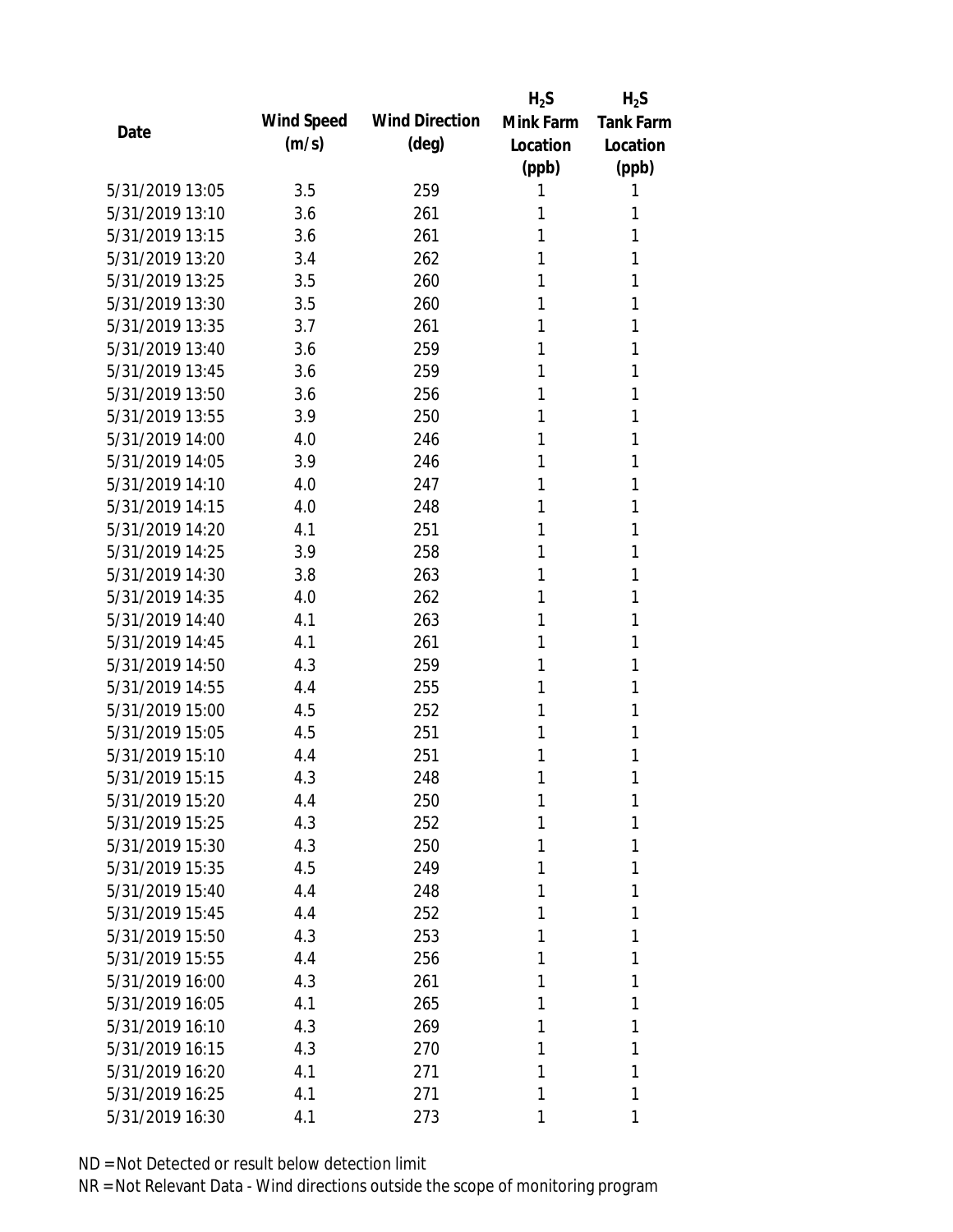| Date | Wind Speed (m/s) | Wind Direction (deg) | $H_2S$ Mink Farm Location (ppb) | $H_2S$ Tank Farm Location (ppb) |
|---|---|---|---|---|
| 5/31/2019 13:05 | 3.5 | 259 | 1 | 1 |
| 5/31/2019 13:10 | 3.6 | 261 | 1 | 1 |
| 5/31/2019 13:15 | 3.6 | 261 | 1 | 1 |
| 5/31/2019 13:20 | 3.4 | 262 | 1 | 1 |
| 5/31/2019 13:25 | 3.5 | 260 | 1 | 1 |
| 5/31/2019 13:30 | 3.5 | 260 | 1 | 1 |
| 5/31/2019 13:35 | 3.7 | 261 | 1 | 1 |
| 5/31/2019 13:40 | 3.6 | 259 | 1 | 1 |
| 5/31/2019 13:45 | 3.6 | 259 | 1 | 1 |
| 5/31/2019 13:50 | 3.6 | 256 | 1 | 1 |
| 5/31/2019 13:55 | 3.9 | 250 | 1 | 1 |
| 5/31/2019 14:00 | 4.0 | 246 | 1 | 1 |
| 5/31/2019 14:05 | 3.9 | 246 | 1 | 1 |
| 5/31/2019 14:10 | 4.0 | 247 | 1 | 1 |
| 5/31/2019 14:15 | 4.0 | 248 | 1 | 1 |
| 5/31/2019 14:20 | 4.1 | 251 | 1 | 1 |
| 5/31/2019 14:25 | 3.9 | 258 | 1 | 1 |
| 5/31/2019 14:30 | 3.8 | 263 | 1 | 1 |
| 5/31/2019 14:35 | 4.0 | 262 | 1 | 1 |
| 5/31/2019 14:40 | 4.1 | 263 | 1 | 1 |
| 5/31/2019 14:45 | 4.1 | 261 | 1 | 1 |
| 5/31/2019 14:50 | 4.3 | 259 | 1 | 1 |
| 5/31/2019 14:55 | 4.4 | 255 | 1 | 1 |
| 5/31/2019 15:00 | 4.5 | 252 | 1 | 1 |
| 5/31/2019 15:05 | 4.5 | 251 | 1 | 1 |
| 5/31/2019 15:10 | 4.4 | 251 | 1 | 1 |
| 5/31/2019 15:15 | 4.3 | 248 | 1 | 1 |
| 5/31/2019 15:20 | 4.4 | 250 | 1 | 1 |
| 5/31/2019 15:25 | 4.3 | 252 | 1 | 1 |
| 5/31/2019 15:30 | 4.3 | 250 | 1 | 1 |
| 5/31/2019 15:35 | 4.5 | 249 | 1 | 1 |
| 5/31/2019 15:40 | 4.4 | 248 | 1 | 1 |
| 5/31/2019 15:45 | 4.4 | 252 | 1 | 1 |
| 5/31/2019 15:50 | 4.3 | 253 | 1 | 1 |
| 5/31/2019 15:55 | 4.4 | 256 | 1 | 1 |
| 5/31/2019 16:00 | 4.3 | 261 | 1 | 1 |
| 5/31/2019 16:05 | 4.1 | 265 | 1 | 1 |
| 5/31/2019 16:10 | 4.3 | 269 | 1 | 1 |
| 5/31/2019 16:15 | 4.3 | 270 | 1 | 1 |
| 5/31/2019 16:20 | 4.1 | 271 | 1 | 1 |
| 5/31/2019 16:25 | 4.1 | 271 | 1 | 1 |
| 5/31/2019 16:30 | 4.1 | 273 | 1 | 1 |

ND = Not Detected or result below detection limit

NR = Not Relevant Data - Wind directions outside the scope of monitoring program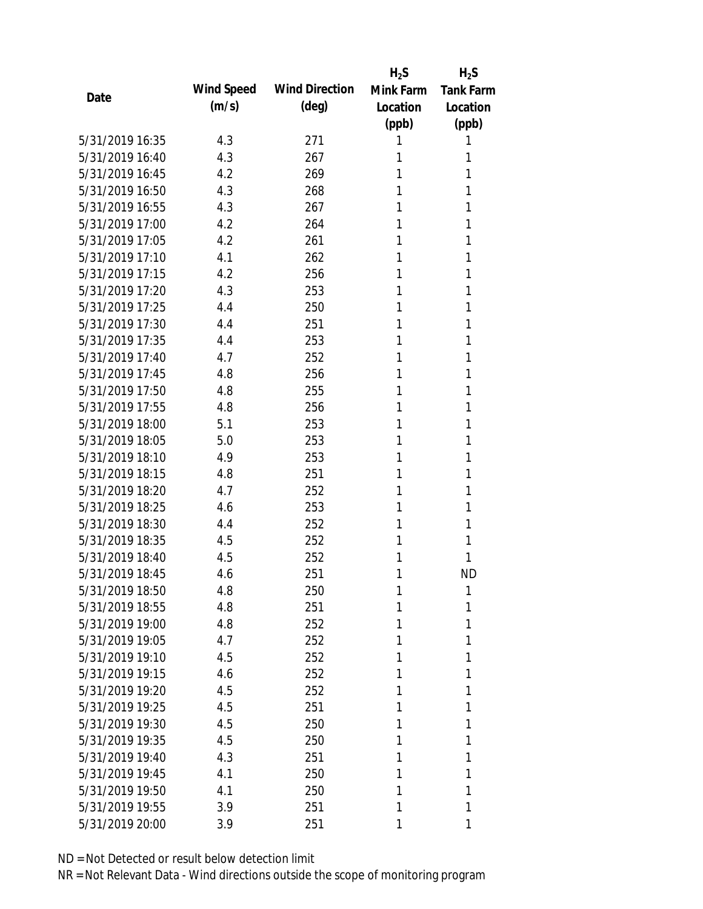| Date | Wind Speed (m/s) | Wind Direction (deg) | $H_2S$ Mink Farm Location (ppb) | $H_2S$ Tank Farm Location (ppb) |
|---|---|---|---|---|
| 5/31/2019 16:35 | 4.3 | 271 | 1 | 1 |
| 5/31/2019 16:40 | 4.3 | 267 | 1 | 1 |
| 5/31/2019 16:45 | 4.2 | 269 | 1 | 1 |
| 5/31/2019 16:50 | 4.3 | 268 | 1 | 1 |
| 5/31/2019 16:55 | 4.3 | 267 | 1 | 1 |
| 5/31/2019 17:00 | 4.2 | 264 | 1 | 1 |
| 5/31/2019 17:05 | 4.2 | 261 | 1 | 1 |
| 5/31/2019 17:10 | 4.1 | 262 | 1 | 1 |
| 5/31/2019 17:15 | 4.2 | 256 | 1 | 1 |
| 5/31/2019 17:20 | 4.3 | 253 | 1 | 1 |
| 5/31/2019 17:25 | 4.4 | 250 | 1 | 1 |
| 5/31/2019 17:30 | 4.4 | 251 | 1 | 1 |
| 5/31/2019 17:35 | 4.4 | 253 | 1 | 1 |
| 5/31/2019 17:40 | 4.7 | 252 | 1 | 1 |
| 5/31/2019 17:45 | 4.8 | 256 | 1 | 1 |
| 5/31/2019 17:50 | 4.8 | 255 | 1 | 1 |
| 5/31/2019 17:55 | 4.8 | 256 | 1 | 1 |
| 5/31/2019 18:00 | 5.1 | 253 | 1 | 1 |
| 5/31/2019 18:05 | 5.0 | 253 | 1 | 1 |
| 5/31/2019 18:10 | 4.9 | 253 | 1 | 1 |
| 5/31/2019 18:15 | 4.8 | 251 | 1 | 1 |
| 5/31/2019 18:20 | 4.7 | 252 | 1 | 1 |
| 5/31/2019 18:25 | 4.6 | 253 | 1 | 1 |
| 5/31/2019 18:30 | 4.4 | 252 | 1 | 1 |
| 5/31/2019 18:35 | 4.5 | 252 | 1 | 1 |
| 5/31/2019 18:40 | 4.5 | 252 | 1 | 1 |
| 5/31/2019 18:45 | 4.6 | 251 | 1 | ND |
| 5/31/2019 18:50 | 4.8 | 250 | 1 | 1 |
| 5/31/2019 18:55 | 4.8 | 251 | 1 | 1 |
| 5/31/2019 19:00 | 4.8 | 252 | 1 | 1 |
| 5/31/2019 19:05 | 4.7 | 252 | 1 | 1 |
| 5/31/2019 19:10 | 4.5 | 252 | 1 | 1 |
| 5/31/2019 19:15 | 4.6 | 252 | 1 | 1 |
| 5/31/2019 19:20 | 4.5 | 252 | 1 | 1 |
| 5/31/2019 19:25 | 4.5 | 251 | 1 | 1 |
| 5/31/2019 19:30 | 4.5 | 250 | 1 | 1 |
| 5/31/2019 19:35 | 4.5 | 250 | 1 | 1 |
| 5/31/2019 19:40 | 4.3 | 251 | 1 | 1 |
| 5/31/2019 19:45 | 4.1 | 250 | 1 | 1 |
| 5/31/2019 19:50 | 4.1 | 250 | 1 | 1 |
| 5/31/2019 19:55 | 3.9 | 251 | 1 | 1 |
| 5/31/2019 20:00 | 3.9 | 251 | 1 | 1 |

ND = Not Detected or result below detection limit

NR = Not Relevant Data - Wind directions outside the scope of monitoring program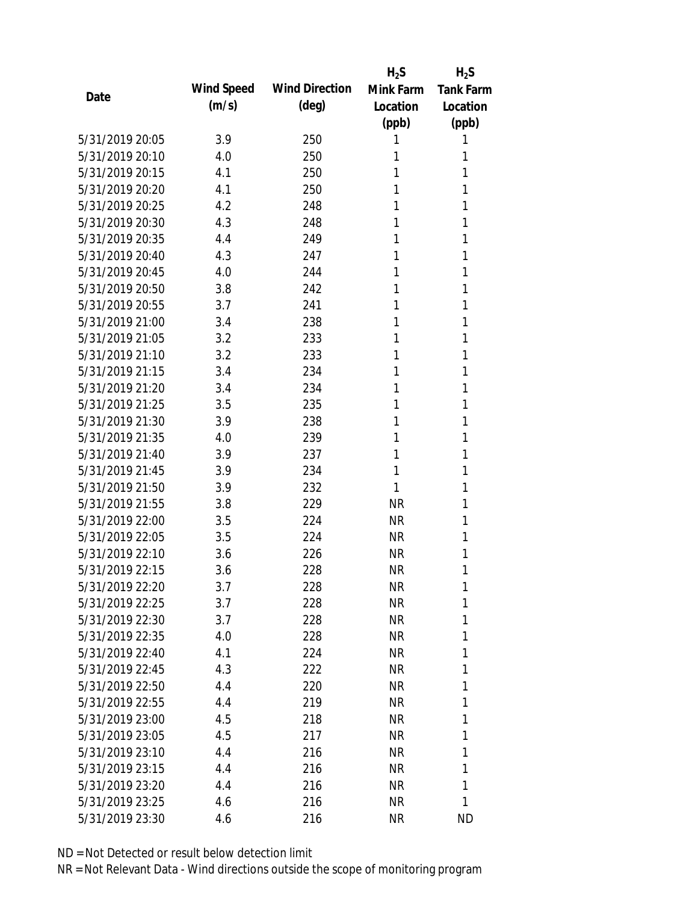| Date | Wind Speed (m/s) | Wind Direction (deg) | $H_2S$ Mink Farm Location (ppb) | $H_2S$ Tank Farm Location (ppb) |
|---|---|---|---|---|
| 5/31/2019 20:05 | 3.9 | 250 | 1 | 1 |
| 5/31/2019 20:10 | 4.0 | 250 | 1 | 1 |
| 5/31/2019 20:15 | 4.1 | 250 | 1 | 1 |
| 5/31/2019 20:20 | 4.1 | 250 | 1 | 1 |
| 5/31/2019 20:25 | 4.2 | 248 | 1 | 1 |
| 5/31/2019 20:30 | 4.3 | 248 | 1 | 1 |
| 5/31/2019 20:35 | 4.4 | 249 | 1 | 1 |
| 5/31/2019 20:40 | 4.3 | 247 | 1 | 1 |
| 5/31/2019 20:45 | 4.0 | 244 | 1 | 1 |
| 5/31/2019 20:50 | 3.8 | 242 | 1 | 1 |
| 5/31/2019 20:55 | 3.7 | 241 | 1 | 1 |
| 5/31/2019 21:00 | 3.4 | 238 | 1 | 1 |
| 5/31/2019 21:05 | 3.2 | 233 | 1 | 1 |
| 5/31/2019 21:10 | 3.2 | 233 | 1 | 1 |
| 5/31/2019 21:15 | 3.4 | 234 | 1 | 1 |
| 5/31/2019 21:20 | 3.4 | 234 | 1 | 1 |
| 5/31/2019 21:25 | 3.5 | 235 | 1 | 1 |
| 5/31/2019 21:30 | 3.9 | 238 | 1 | 1 |
| 5/31/2019 21:35 | 4.0 | 239 | 1 | 1 |
| 5/31/2019 21:40 | 3.9 | 237 | 1 | 1 |
| 5/31/2019 21:45 | 3.9 | 234 | 1 | 1 |
| 5/31/2019 21:50 | 3.9 | 232 | 1 | 1 |
| 5/31/2019 21:55 | 3.8 | 229 | NR | 1 |
| 5/31/2019 22:00 | 3.5 | 224 | NR | 1 |
| 5/31/2019 22:05 | 3.5 | 224 | NR | 1 |
| 5/31/2019 22:10 | 3.6 | 226 | NR | 1 |
| 5/31/2019 22:15 | 3.6 | 228 | NR | 1 |
| 5/31/2019 22:20 | 3.7 | 228 | NR | 1 |
| 5/31/2019 22:25 | 3.7 | 228 | NR | 1 |
| 5/31/2019 22:30 | 3.7 | 228 | NR | 1 |
| 5/31/2019 22:35 | 4.0 | 228 | NR | 1 |
| 5/31/2019 22:40 | 4.1 | 224 | NR | 1 |
| 5/31/2019 22:45 | 4.3 | 222 | NR | 1 |
| 5/31/2019 22:50 | 4.4 | 220 | NR | 1 |
| 5/31/2019 22:55 | 4.4 | 219 | NR | 1 |
| 5/31/2019 23:00 | 4.5 | 218 | NR | 1 |
| 5/31/2019 23:05 | 4.5 | 217 | NR | 1 |
| 5/31/2019 23:10 | 4.4 | 216 | NR | 1 |
| 5/31/2019 23:15 | 4.4 | 216 | NR | 1 |
| 5/31/2019 23:20 | 4.4 | 216 | NR | 1 |
| 5/31/2019 23:25 | 4.6 | 216 | NR | 1 |
| 5/31/2019 23:30 | 4.6 | 216 | NR | ND |

ND = Not Detected or result below detection limit

NR = Not Relevant Data - Wind directions outside the scope of monitoring program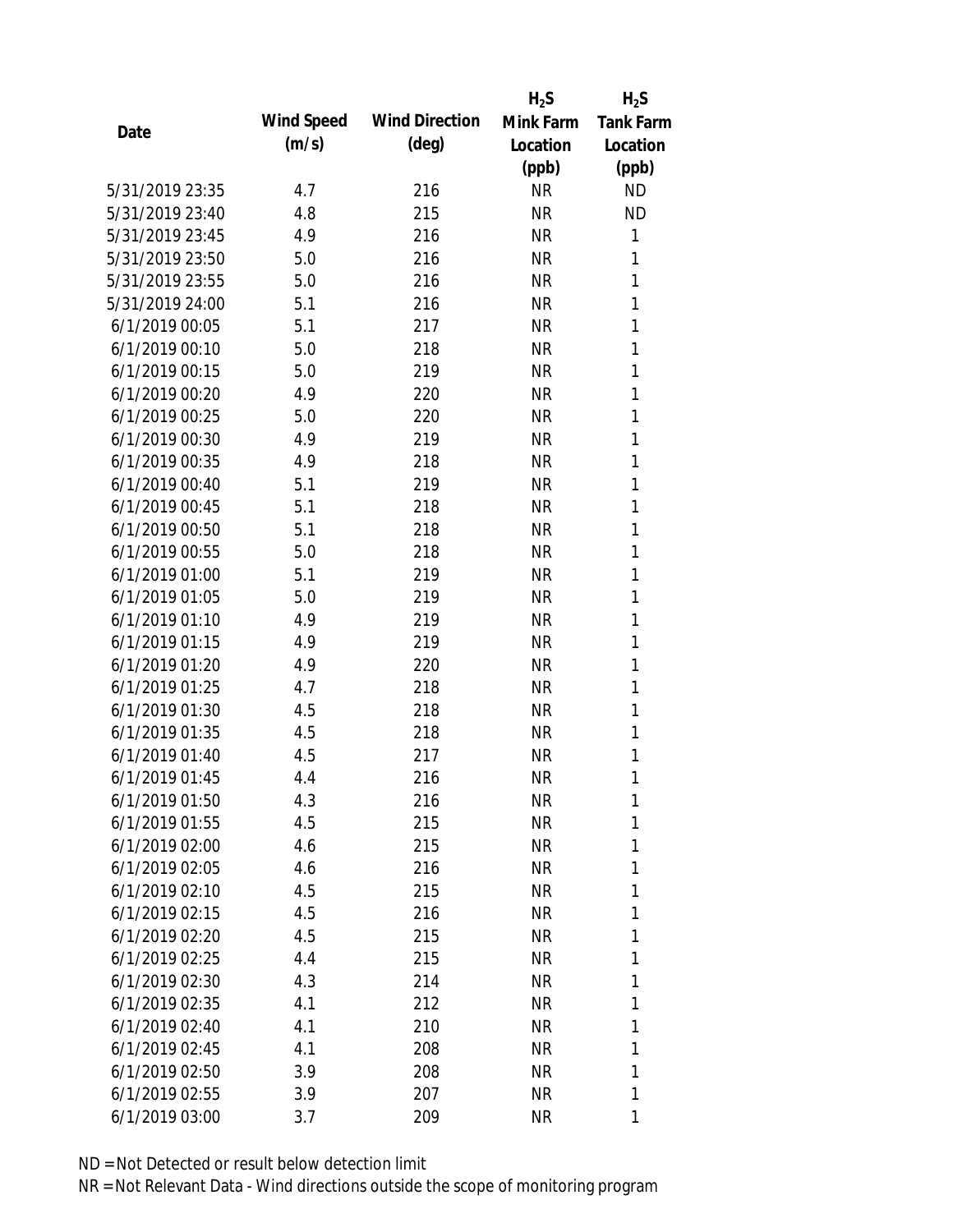| Date | Wind Speed (m/s) | Wind Direction (deg) | $H_2S$ Mink Farm Location (ppb) | $H_2S$ Tank Farm Location (ppb) |
|---|---|---|---|---|
| 5/31/2019 23:35 | 4.7 | 216 | NR | ND |
| 5/31/2019 23:40 | 4.8 | 215 | NR | ND |
| 5/31/2019 23:45 | 4.9 | 216 | NR | 1 |
| 5/31/2019 23:50 | 5.0 | 216 | NR | 1 |
| 5/31/2019 23:55 | 5.0 | 216 | NR | 1 |
| 5/31/2019 24:00 | 5.1 | 216 | NR | 1 |
| 6/1/2019 00:05 | 5.1 | 217 | NR | 1 |
| 6/1/2019 00:10 | 5.0 | 218 | NR | 1 |
| 6/1/2019 00:15 | 5.0 | 219 | NR | 1 |
| 6/1/2019 00:20 | 4.9 | 220 | NR | 1 |
| 6/1/2019 00:25 | 5.0 | 220 | NR | 1 |
| 6/1/2019 00:30 | 4.9 | 219 | NR | 1 |
| 6/1/2019 00:35 | 4.9 | 218 | NR | 1 |
| 6/1/2019 00:40 | 5.1 | 219 | NR | 1 |
| 6/1/2019 00:45 | 5.1 | 218 | NR | 1 |
| 6/1/2019 00:50 | 5.1 | 218 | NR | 1 |
| 6/1/2019 00:55 | 5.0 | 218 | NR | 1 |
| 6/1/2019 01:00 | 5.1 | 219 | NR | 1 |
| 6/1/2019 01:05 | 5.0 | 219 | NR | 1 |
| 6/1/2019 01:10 | 4.9 | 219 | NR | 1 |
| 6/1/2019 01:15 | 4.9 | 219 | NR | 1 |
| 6/1/2019 01:20 | 4.9 | 220 | NR | 1 |
| 6/1/2019 01:25 | 4.7 | 218 | NR | 1 |
| 6/1/2019 01:30 | 4.5 | 218 | NR | 1 |
| 6/1/2019 01:35 | 4.5 | 218 | NR | 1 |
| 6/1/2019 01:40 | 4.5 | 217 | NR | 1 |
| 6/1/2019 01:45 | 4.4 | 216 | NR | 1 |
| 6/1/2019 01:50 | 4.3 | 216 | NR | 1 |
| 6/1/2019 01:55 | 4.5 | 215 | NR | 1 |
| 6/1/2019 02:00 | 4.6 | 215 | NR | 1 |
| 6/1/2019 02:05 | 4.6 | 216 | NR | 1 |
| 6/1/2019 02:10 | 4.5 | 215 | NR | 1 |
| 6/1/2019 02:15 | 4.5 | 216 | NR | 1 |
| 6/1/2019 02:20 | 4.5 | 215 | NR | 1 |
| 6/1/2019 02:25 | 4.4 | 215 | NR | 1 |
| 6/1/2019 02:30 | 4.3 | 214 | NR | 1 |
| 6/1/2019 02:35 | 4.1 | 212 | NR | 1 |
| 6/1/2019 02:40 | 4.1 | 210 | NR | 1 |
| 6/1/2019 02:45 | 4.1 | 208 | NR | 1 |
| 6/1/2019 02:50 | 3.9 | 208 | NR | 1 |
| 6/1/2019 02:55 | 3.9 | 207 | NR | 1 |
| 6/1/2019 03:00 | 3.7 | 209 | NR | 1 |

ND = Not Detected or result below detection limit

NR = Not Relevant Data - Wind directions outside the scope of monitoring program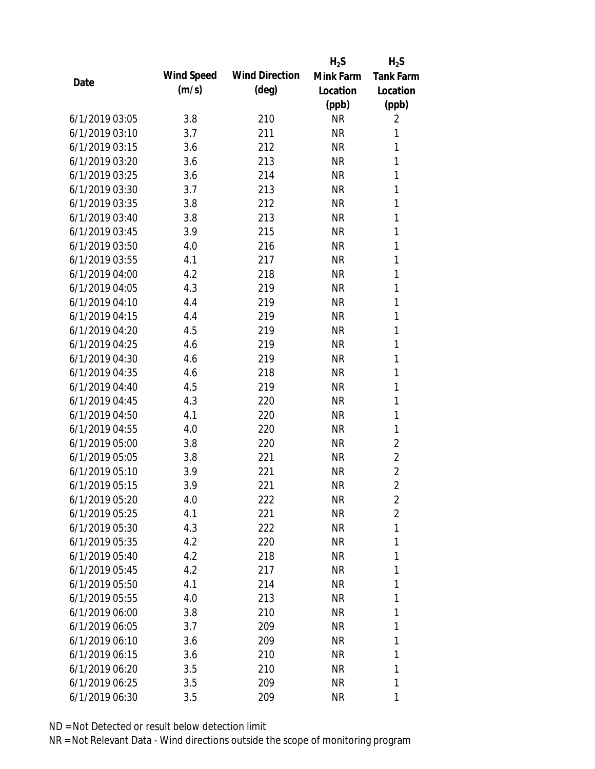| Date | Wind Speed (m/s) | Wind Direction (deg) | $H_2S$ Mink Farm Location (ppb) | $H_2S$ Tank Farm Location (ppb) |
|---|---|---|---|---|
| 6/1/2019 03:05 | 3.8 | 210 | NR | 2 |
| 6/1/2019 03:10 | 3.7 | 211 | NR | 1 |
| 6/1/2019 03:15 | 3.6 | 212 | NR | 1 |
| 6/1/2019 03:20 | 3.6 | 213 | NR | 1 |
| 6/1/2019 03:25 | 3.6 | 214 | NR | 1 |
| 6/1/2019 03:30 | 3.7 | 213 | NR | 1 |
| 6/1/2019 03:35 | 3.8 | 212 | NR | 1 |
| 6/1/2019 03:40 | 3.8 | 213 | NR | 1 |
| 6/1/2019 03:45 | 3.9 | 215 | NR | 1 |
| 6/1/2019 03:50 | 4.0 | 216 | NR | 1 |
| 6/1/2019 03:55 | 4.1 | 217 | NR | 1 |
| 6/1/2019 04:00 | 4.2 | 218 | NR | 1 |
| 6/1/2019 04:05 | 4.3 | 219 | NR | 1 |
| 6/1/2019 04:10 | 4.4 | 219 | NR | 1 |
| 6/1/2019 04:15 | 4.4 | 219 | NR | 1 |
| 6/1/2019 04:20 | 4.5 | 219 | NR | 1 |
| 6/1/2019 04:25 | 4.6 | 219 | NR | 1 |
| 6/1/2019 04:30 | 4.6 | 219 | NR | 1 |
| 6/1/2019 04:35 | 4.6 | 218 | NR | 1 |
| 6/1/2019 04:40 | 4.5 | 219 | NR | 1 |
| 6/1/2019 04:45 | 4.3 | 220 | NR | 1 |
| 6/1/2019 04:50 | 4.1 | 220 | NR | 1 |
| 6/1/2019 04:55 | 4.0 | 220 | NR | 1 |
| 6/1/2019 05:00 | 3.8 | 220 | NR | 2 |
| 6/1/2019 05:05 | 3.8 | 221 | NR | 2 |
| 6/1/2019 05:10 | 3.9 | 221 | NR | 2 |
| 6/1/2019 05:15 | 3.9 | 221 | NR | 2 |
| 6/1/2019 05:20 | 4.0 | 222 | NR | 2 |
| 6/1/2019 05:25 | 4.1 | 221 | NR | 2 |
| 6/1/2019 05:30 | 4.3 | 222 | NR | 1 |
| 6/1/2019 05:35 | 4.2 | 220 | NR | 1 |
| 6/1/2019 05:40 | 4.2 | 218 | NR | 1 |
| 6/1/2019 05:45 | 4.2 | 217 | NR | 1 |
| 6/1/2019 05:50 | 4.1 | 214 | NR | 1 |
| 6/1/2019 05:55 | 4.0 | 213 | NR | 1 |
| 6/1/2019 06:00 | 3.8 | 210 | NR | 1 |
| 6/1/2019 06:05 | 3.7 | 209 | NR | 1 |
| 6/1/2019 06:10 | 3.6 | 209 | NR | 1 |
| 6/1/2019 06:15 | 3.6 | 210 | NR | 1 |
| 6/1/2019 06:20 | 3.5 | 210 | NR | 1 |
| 6/1/2019 06:25 | 3.5 | 209 | NR | 1 |
| 6/1/2019 06:30 | 3.5 | 209 | NR | 1 |

ND = Not Detected or result below detection limit

NR = Not Relevant Data - Wind directions outside the scope of monitoring program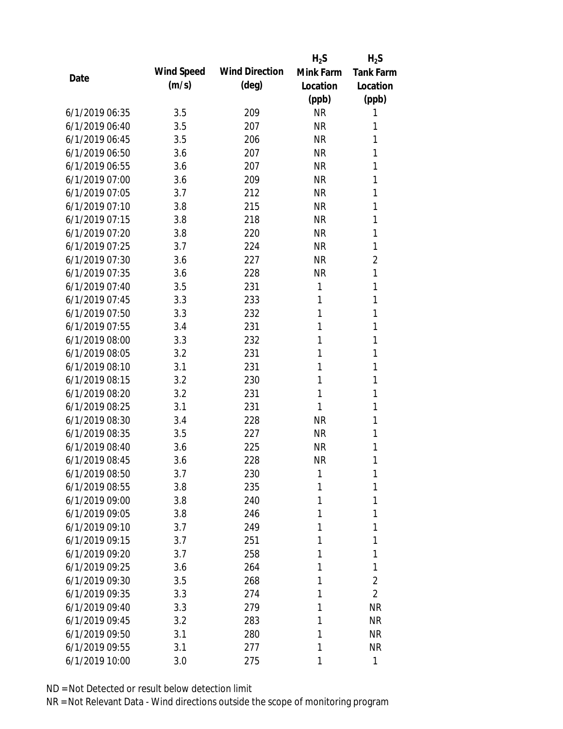| Date | Wind Speed (m/s) | Wind Direction (deg) | $H_2S$ Mink Farm Location (ppb) | $H_2S$ Tank Farm Location (ppb) |
|---|---|---|---|---|
| 6/1/2019 06:35 | 3.5 | 209 | NR | 1 |
| 6/1/2019 06:40 | 3.5 | 207 | NR | 1 |
| 6/1/2019 06:45 | 3.5 | 206 | NR | 1 |
| 6/1/2019 06:50 | 3.6 | 207 | NR | 1 |
| 6/1/2019 06:55 | 3.6 | 207 | NR | 1 |
| 6/1/2019 07:00 | 3.6 | 209 | NR | 1 |
| 6/1/2019 07:05 | 3.7 | 212 | NR | 1 |
| 6/1/2019 07:10 | 3.8 | 215 | NR | 1 |
| 6/1/2019 07:15 | 3.8 | 218 | NR | 1 |
| 6/1/2019 07:20 | 3.8 | 220 | NR | 1 |
| 6/1/2019 07:25 | 3.7 | 224 | NR | 1 |
| 6/1/2019 07:30 | 3.6 | 227 | NR | 2 |
| 6/1/2019 07:35 | 3.6 | 228 | NR | 1 |
| 6/1/2019 07:40 | 3.5 | 231 | 1 | 1 |
| 6/1/2019 07:45 | 3.3 | 233 | 1 | 1 |
| 6/1/2019 07:50 | 3.3 | 232 | 1 | 1 |
| 6/1/2019 07:55 | 3.4 | 231 | 1 | 1 |
| 6/1/2019 08:00 | 3.3 | 232 | 1 | 1 |
| 6/1/2019 08:05 | 3.2 | 231 | 1 | 1 |
| 6/1/2019 08:10 | 3.1 | 231 | 1 | 1 |
| 6/1/2019 08:15 | 3.2 | 230 | 1 | 1 |
| 6/1/2019 08:20 | 3.2 | 231 | 1 | 1 |
| 6/1/2019 08:25 | 3.1 | 231 | 1 | 1 |
| 6/1/2019 08:30 | 3.4 | 228 | NR | 1 |
| 6/1/2019 08:35 | 3.5 | 227 | NR | 1 |
| 6/1/2019 08:40 | 3.6 | 225 | NR | 1 |
| 6/1/2019 08:45 | 3.6 | 228 | NR | 1 |
| 6/1/2019 08:50 | 3.7 | 230 | 1 | 1 |
| 6/1/2019 08:55 | 3.8 | 235 | 1 | 1 |
| 6/1/2019 09:00 | 3.8 | 240 | 1 | 1 |
| 6/1/2019 09:05 | 3.8 | 246 | 1 | 1 |
| 6/1/2019 09:10 | 3.7 | 249 | 1 | 1 |
| 6/1/2019 09:15 | 3.7 | 251 | 1 | 1 |
| 6/1/2019 09:20 | 3.7 | 258 | 1 | 1 |
| 6/1/2019 09:25 | 3.6 | 264 | 1 | 1 |
| 6/1/2019 09:30 | 3.5 | 268 | 1 | 2 |
| 6/1/2019 09:35 | 3.3 | 274 | 1 | 2 |
| 6/1/2019 09:40 | 3.3 | 279 | 1 | NR |
| 6/1/2019 09:45 | 3.2 | 283 | 1 | NR |
| 6/1/2019 09:50 | 3.1 | 280 | 1 | NR |
| 6/1/2019 09:55 | 3.1 | 277 | 1 | NR |
| 6/1/2019 10:00 | 3.0 | 275 | 1 | 1 |

ND = Not Detected or result below detection limit

NR = Not Relevant Data - Wind directions outside the scope of monitoring program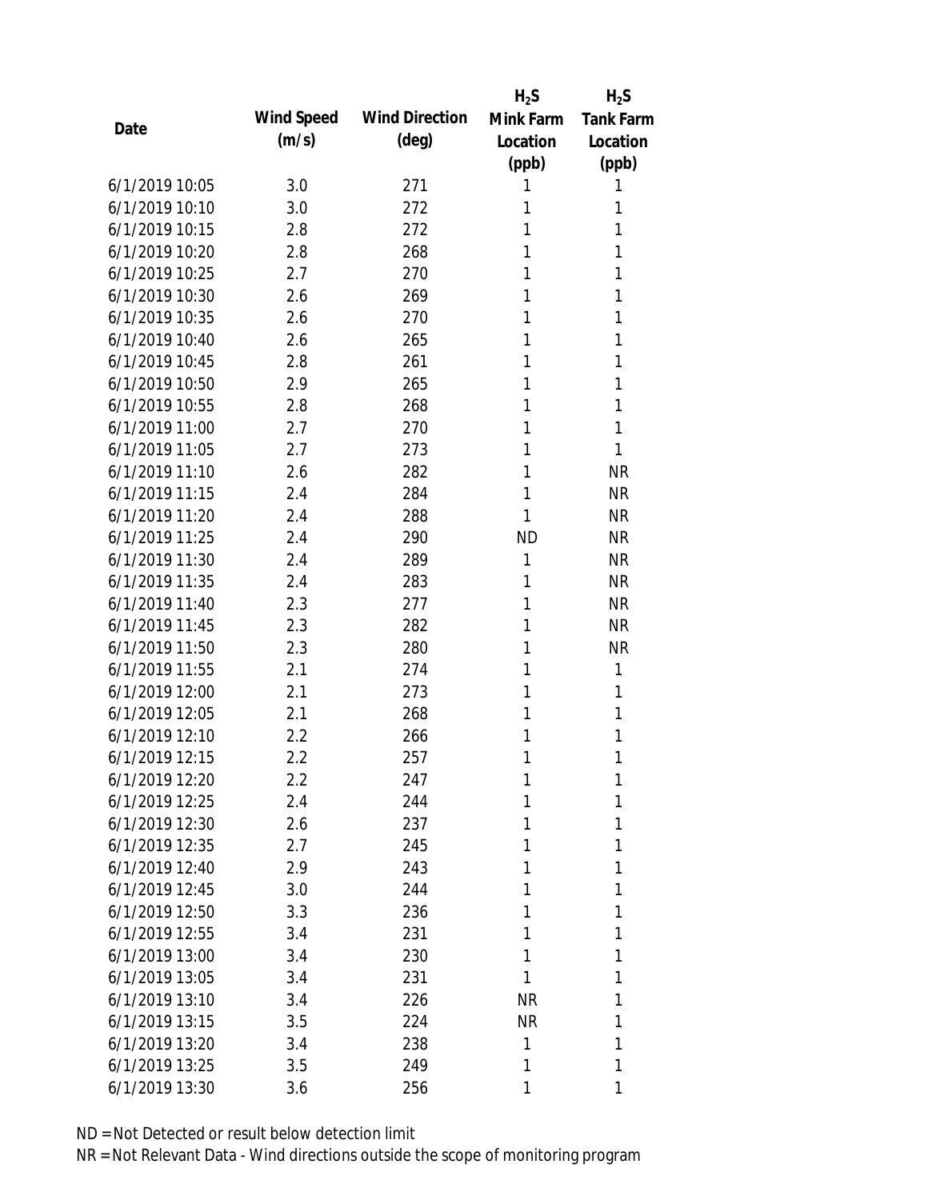| Date | Wind Speed (m/s) | Wind Direction (deg) | $H_2S$ Mink Farm Location (ppb) | $H_2S$ Tank Farm Location (ppb) |
|---|---|---|---|---|
| 6/1/2019 10:05 | 3.0 | 271 | 1 | 1 |
| 6/1/2019 10:10 | 3.0 | 272 | 1 | 1 |
| 6/1/2019 10:15 | 2.8 | 272 | 1 | 1 |
| 6/1/2019 10:20 | 2.8 | 268 | 1 | 1 |
| 6/1/2019 10:25 | 2.7 | 270 | 1 | 1 |
| 6/1/2019 10:30 | 2.6 | 269 | 1 | 1 |
| 6/1/2019 10:35 | 2.6 | 270 | 1 | 1 |
| 6/1/2019 10:40 | 2.6 | 265 | 1 | 1 |
| 6/1/2019 10:45 | 2.8 | 261 | 1 | 1 |
| 6/1/2019 10:50 | 2.9 | 265 | 1 | 1 |
| 6/1/2019 10:55 | 2.8 | 268 | 1 | 1 |
| 6/1/2019 11:00 | 2.7 | 270 | 1 | 1 |
| 6/1/2019 11:05 | 2.7 | 273 | 1 | 1 |
| 6/1/2019 11:10 | 2.6 | 282 | 1 | NR |
| 6/1/2019 11:15 | 2.4 | 284 | 1 | NR |
| 6/1/2019 11:20 | 2.4 | 288 | 1 | NR |
| 6/1/2019 11:25 | 2.4 | 290 | ND | NR |
| 6/1/2019 11:30 | 2.4 | 289 | 1 | NR |
| 6/1/2019 11:35 | 2.4 | 283 | 1 | NR |
| 6/1/2019 11:40 | 2.3 | 277 | 1 | NR |
| 6/1/2019 11:45 | 2.3 | 282 | 1 | NR |
| 6/1/2019 11:50 | 2.3 | 280 | 1 | NR |
| 6/1/2019 11:55 | 2.1 | 274 | 1 | 1 |
| 6/1/2019 12:00 | 2.1 | 273 | 1 | 1 |
| 6/1/2019 12:05 | 2.1 | 268 | 1 | 1 |
| 6/1/2019 12:10 | 2.2 | 266 | 1 | 1 |
| 6/1/2019 12:15 | 2.2 | 257 | 1 | 1 |
| 6/1/2019 12:20 | 2.2 | 247 | 1 | 1 |
| 6/1/2019 12:25 | 2.4 | 244 | 1 | 1 |
| 6/1/2019 12:30 | 2.6 | 237 | 1 | 1 |
| 6/1/2019 12:35 | 2.7 | 245 | 1 | 1 |
| 6/1/2019 12:40 | 2.9 | 243 | 1 | 1 |
| 6/1/2019 12:45 | 3.0 | 244 | 1 | 1 |
| 6/1/2019 12:50 | 3.3 | 236 | 1 | 1 |
| 6/1/2019 12:55 | 3.4 | 231 | 1 | 1 |
| 6/1/2019 13:00 | 3.4 | 230 | 1 | 1 |
| 6/1/2019 13:05 | 3.4 | 231 | 1 | 1 |
| 6/1/2019 13:10 | 3.4 | 226 | NR | 1 |
| 6/1/2019 13:15 | 3.5 | 224 | NR | 1 |
| 6/1/2019 13:20 | 3.4 | 238 | 1 | 1 |
| 6/1/2019 13:25 | 3.5 | 249 | 1 | 1 |
| 6/1/2019 13:30 | 3.6 | 256 | 1 | 1 |

ND = Not Detected or result below detection limit

NR = Not Relevant Data - Wind directions outside the scope of monitoring program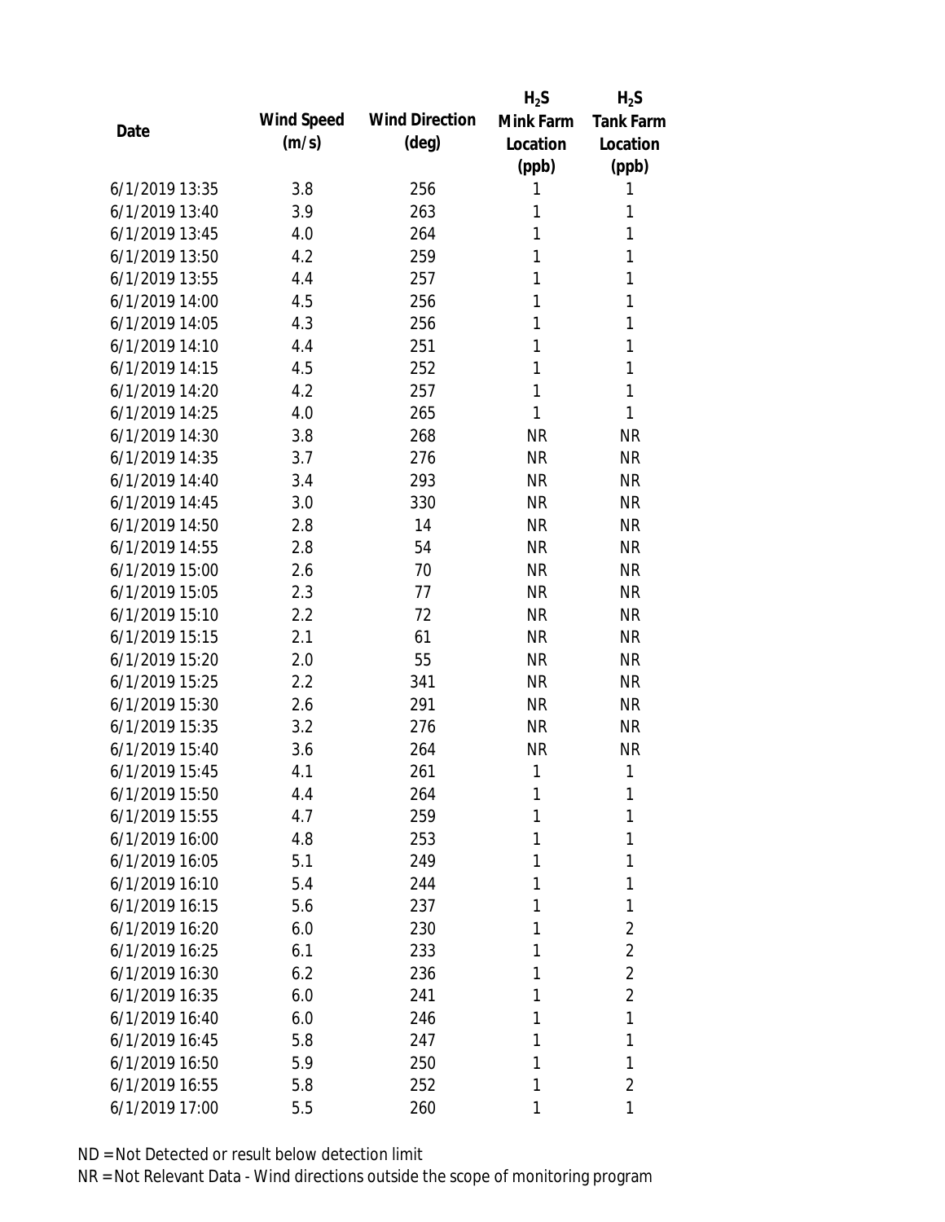| Date | Wind Speed (m/s) | Wind Direction (deg) | $H_2S$ Mink Farm Location (ppb) | $H_2S$ Tank Farm Location (ppb) |
|---|---|---|---|---|
| 6/1/2019 13:35 | 3.8 | 256 | 1 | 1 |
| 6/1/2019 13:40 | 3.9 | 263 | 1 | 1 |
| 6/1/2019 13:45 | 4.0 | 264 | 1 | 1 |
| 6/1/2019 13:50 | 4.2 | 259 | 1 | 1 |
| 6/1/2019 13:55 | 4.4 | 257 | 1 | 1 |
| 6/1/2019 14:00 | 4.5 | 256 | 1 | 1 |
| 6/1/2019 14:05 | 4.3 | 256 | 1 | 1 |
| 6/1/2019 14:10 | 4.4 | 251 | 1 | 1 |
| 6/1/2019 14:15 | 4.5 | 252 | 1 | 1 |
| 6/1/2019 14:20 | 4.2 | 257 | 1 | 1 |
| 6/1/2019 14:25 | 4.0 | 265 | 1 | 1 |
| 6/1/2019 14:30 | 3.8 | 268 | NR | NR |
| 6/1/2019 14:35 | 3.7 | 276 | NR | NR |
| 6/1/2019 14:40 | 3.4 | 293 | NR | NR |
| 6/1/2019 14:45 | 3.0 | 330 | NR | NR |
| 6/1/2019 14:50 | 2.8 | 14 | NR | NR |
| 6/1/2019 14:55 | 2.8 | 54 | NR | NR |
| 6/1/2019 15:00 | 2.6 | 70 | NR | NR |
| 6/1/2019 15:05 | 2.3 | 77 | NR | NR |
| 6/1/2019 15:10 | 2.2 | 72 | NR | NR |
| 6/1/2019 15:15 | 2.1 | 61 | NR | NR |
| 6/1/2019 15:20 | 2.0 | 55 | NR | NR |
| 6/1/2019 15:25 | 2.2 | 341 | NR | NR |
| 6/1/2019 15:30 | 2.6 | 291 | NR | NR |
| 6/1/2019 15:35 | 3.2 | 276 | NR | NR |
| 6/1/2019 15:40 | 3.6 | 264 | NR | NR |
| 6/1/2019 15:45 | 4.1 | 261 | 1 | 1 |
| 6/1/2019 15:50 | 4.4 | 264 | 1 | 1 |
| 6/1/2019 15:55 | 4.7 | 259 | 1 | 1 |
| 6/1/2019 16:00 | 4.8 | 253 | 1 | 1 |
| 6/1/2019 16:05 | 5.1 | 249 | 1 | 1 |
| 6/1/2019 16:10 | 5.4 | 244 | 1 | 1 |
| 6/1/2019 16:15 | 5.6 | 237 | 1 | 1 |
| 6/1/2019 16:20 | 6.0 | 230 | 1 | 2 |
| 6/1/2019 16:25 | 6.1 | 233 | 1 | 2 |
| 6/1/2019 16:30 | 6.2 | 236 | 1 | 2 |
| 6/1/2019 16:35 | 6.0 | 241 | 1 | 2 |
| 6/1/2019 16:40 | 6.0 | 246 | 1 | 1 |
| 6/1/2019 16:45 | 5.8 | 247 | 1 | 1 |
| 6/1/2019 16:50 | 5.9 | 250 | 1 | 1 |
| 6/1/2019 16:55 | 5.8 | 252 | 1 | 2 |
| 6/1/2019 17:00 | 5.5 | 260 | 1 | 1 |

ND = Not Detected or result below detection limit

NR = Not Relevant Data - Wind directions outside the scope of monitoring program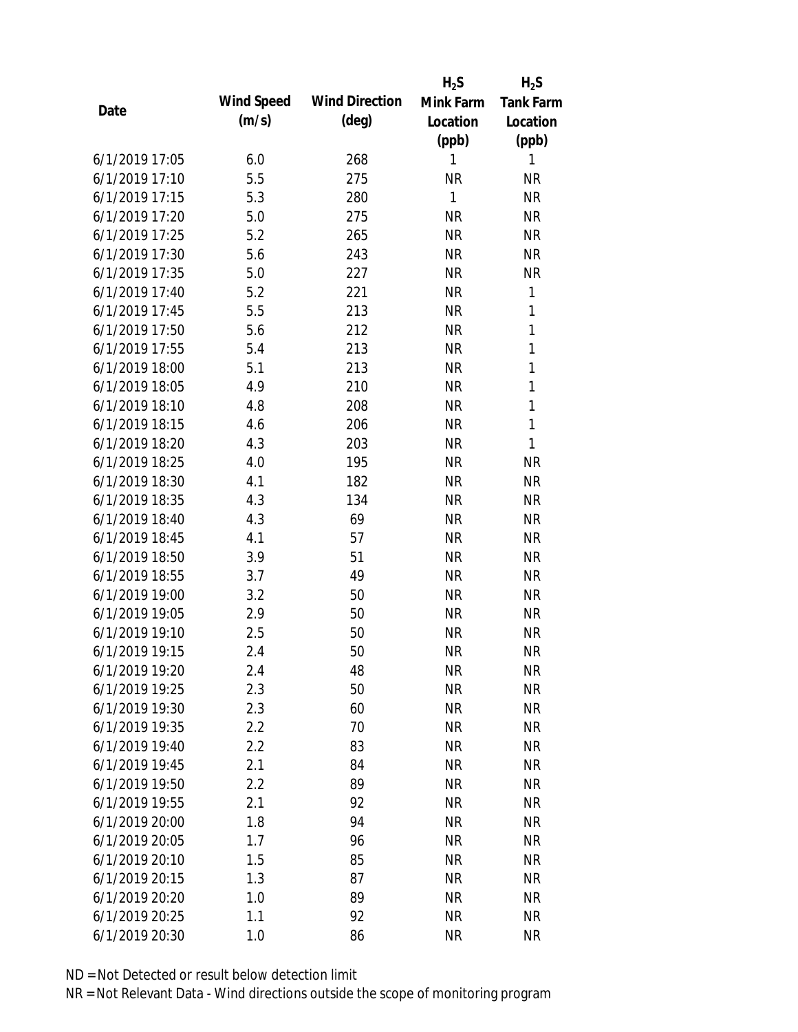| Date | Wind Speed (m/s) | Wind Direction (deg) | $H_2S$ Mink Farm Location (ppb) | $H_2S$ Tank Farm Location (ppb) |
|---|---|---|---|---|
| 6/1/2019 17:05 | 6.0 | 268 | 1 | 1 |
| 6/1/2019 17:10 | 5.5 | 275 | NR | NR |
| 6/1/2019 17:15 | 5.3 | 280 | 1 | NR |
| 6/1/2019 17:20 | 5.0 | 275 | NR | NR |
| 6/1/2019 17:25 | 5.2 | 265 | NR | NR |
| 6/1/2019 17:30 | 5.6 | 243 | NR | NR |
| 6/1/2019 17:35 | 5.0 | 227 | NR | NR |
| 6/1/2019 17:40 | 5.2 | 221 | NR | 1 |
| 6/1/2019 17:45 | 5.5 | 213 | NR | 1 |
| 6/1/2019 17:50 | 5.6 | 212 | NR | 1 |
| 6/1/2019 17:55 | 5.4 | 213 | NR | 1 |
| 6/1/2019 18:00 | 5.1 | 213 | NR | 1 |
| 6/1/2019 18:05 | 4.9 | 210 | NR | 1 |
| 6/1/2019 18:10 | 4.8 | 208 | NR | 1 |
| 6/1/2019 18:15 | 4.6 | 206 | NR | 1 |
| 6/1/2019 18:20 | 4.3 | 203 | NR | 1 |
| 6/1/2019 18:25 | 4.0 | 195 | NR | NR |
| 6/1/2019 18:30 | 4.1 | 182 | NR | NR |
| 6/1/2019 18:35 | 4.3 | 134 | NR | NR |
| 6/1/2019 18:40 | 4.3 | 69 | NR | NR |
| 6/1/2019 18:45 | 4.1 | 57 | NR | NR |
| 6/1/2019 18:50 | 3.9 | 51 | NR | NR |
| 6/1/2019 18:55 | 3.7 | 49 | NR | NR |
| 6/1/2019 19:00 | 3.2 | 50 | NR | NR |
| 6/1/2019 19:05 | 2.9 | 50 | NR | NR |
| 6/1/2019 19:10 | 2.5 | 50 | NR | NR |
| 6/1/2019 19:15 | 2.4 | 50 | NR | NR |
| 6/1/2019 19:20 | 2.4 | 48 | NR | NR |
| 6/1/2019 19:25 | 2.3 | 50 | NR | NR |
| 6/1/2019 19:30 | 2.3 | 60 | NR | NR |
| 6/1/2019 19:35 | 2.2 | 70 | NR | NR |
| 6/1/2019 19:40 | 2.2 | 83 | NR | NR |
| 6/1/2019 19:45 | 2.1 | 84 | NR | NR |
| 6/1/2019 19:50 | 2.2 | 89 | NR | NR |
| 6/1/2019 19:55 | 2.1 | 92 | NR | NR |
| 6/1/2019 20:00 | 1.8 | 94 | NR | NR |
| 6/1/2019 20:05 | 1.7 | 96 | NR | NR |
| 6/1/2019 20:10 | 1.5 | 85 | NR | NR |
| 6/1/2019 20:15 | 1.3 | 87 | NR | NR |
| 6/1/2019 20:20 | 1.0 | 89 | NR | NR |
| 6/1/2019 20:25 | 1.1 | 92 | NR | NR |
| 6/1/2019 20:30 | 1.0 | 86 | NR | NR |

ND = Not Detected or result below detection limit

NR = Not Relevant Data - Wind directions outside the scope of monitoring program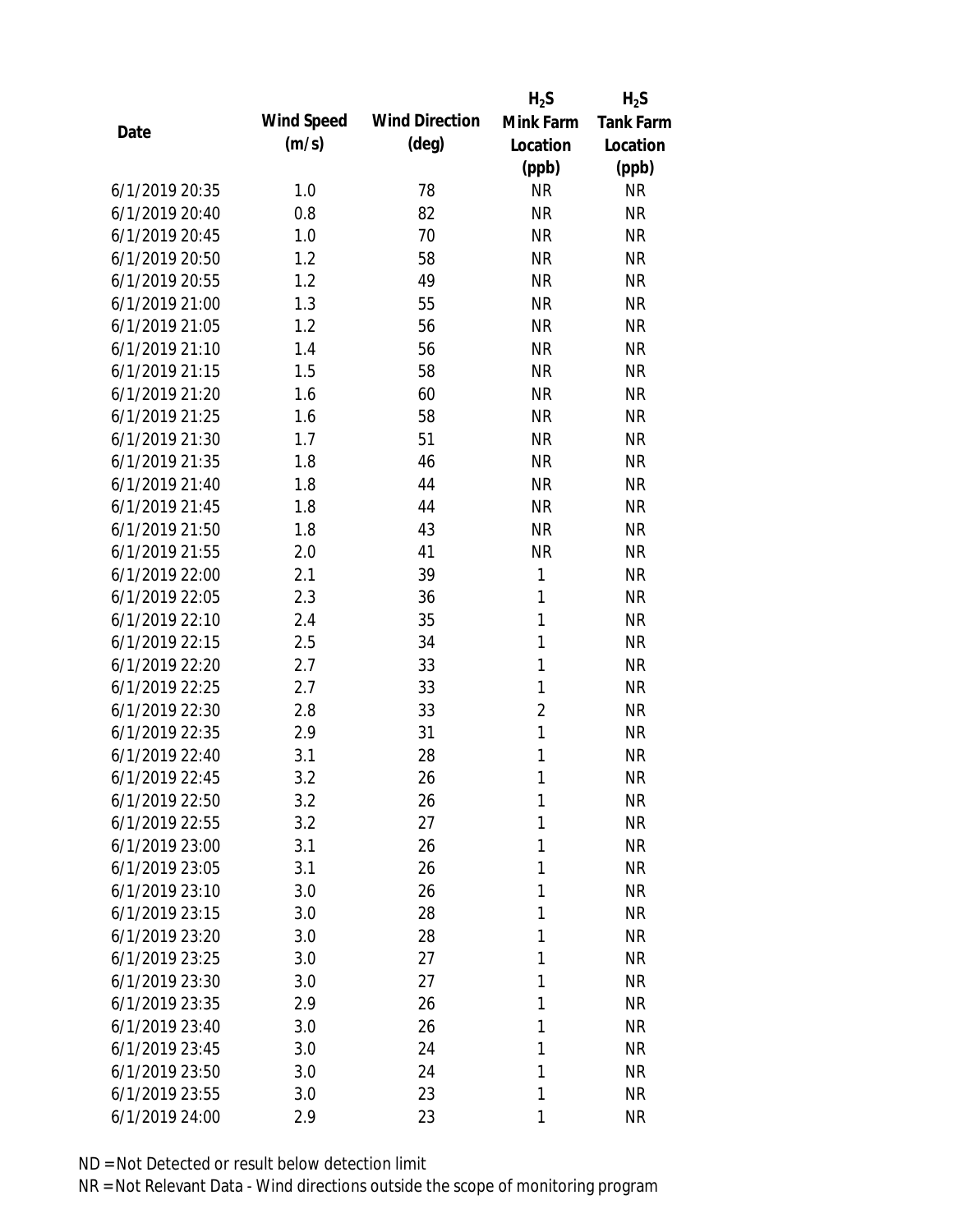| Date | Wind Speed (m/s) | Wind Direction (deg) | $H_2S$ Mink Farm Location (ppb) | $H_2S$ Tank Farm Location (ppb) |
|---|---|---|---|---|
| 6/1/2019 20:35 | 1.0 | 78 | NR | NR |
| 6/1/2019 20:40 | 0.8 | 82 | NR | NR |
| 6/1/2019 20:45 | 1.0 | 70 | NR | NR |
| 6/1/2019 20:50 | 1.2 | 58 | NR | NR |
| 6/1/2019 20:55 | 1.2 | 49 | NR | NR |
| 6/1/2019 21:00 | 1.3 | 55 | NR | NR |
| 6/1/2019 21:05 | 1.2 | 56 | NR | NR |
| 6/1/2019 21:10 | 1.4 | 56 | NR | NR |
| 6/1/2019 21:15 | 1.5 | 58 | NR | NR |
| 6/1/2019 21:20 | 1.6 | 60 | NR | NR |
| 6/1/2019 21:25 | 1.6 | 58 | NR | NR |
| 6/1/2019 21:30 | 1.7 | 51 | NR | NR |
| 6/1/2019 21:35 | 1.8 | 46 | NR | NR |
| 6/1/2019 21:40 | 1.8 | 44 | NR | NR |
| 6/1/2019 21:45 | 1.8 | 44 | NR | NR |
| 6/1/2019 21:50 | 1.8 | 43 | NR | NR |
| 6/1/2019 21:55 | 2.0 | 41 | NR | NR |
| 6/1/2019 22:00 | 2.1 | 39 | 1 | NR |
| 6/1/2019 22:05 | 2.3 | 36 | 1 | NR |
| 6/1/2019 22:10 | 2.4 | 35 | 1 | NR |
| 6/1/2019 22:15 | 2.5 | 34 | 1 | NR |
| 6/1/2019 22:20 | 2.7 | 33 | 1 | NR |
| 6/1/2019 22:25 | 2.7 | 33 | 1 | NR |
| 6/1/2019 22:30 | 2.8 | 33 | 2 | NR |
| 6/1/2019 22:35 | 2.9 | 31 | 1 | NR |
| 6/1/2019 22:40 | 3.1 | 28 | 1 | NR |
| 6/1/2019 22:45 | 3.2 | 26 | 1 | NR |
| 6/1/2019 22:50 | 3.2 | 26 | 1 | NR |
| 6/1/2019 22:55 | 3.2 | 27 | 1 | NR |
| 6/1/2019 23:00 | 3.1 | 26 | 1 | NR |
| 6/1/2019 23:05 | 3.1 | 26 | 1 | NR |
| 6/1/2019 23:10 | 3.0 | 26 | 1 | NR |
| 6/1/2019 23:15 | 3.0 | 28 | 1 | NR |
| 6/1/2019 23:20 | 3.0 | 28 | 1 | NR |
| 6/1/2019 23:25 | 3.0 | 27 | 1 | NR |
| 6/1/2019 23:30 | 3.0 | 27 | 1 | NR |
| 6/1/2019 23:35 | 2.9 | 26 | 1 | NR |
| 6/1/2019 23:40 | 3.0 | 26 | 1 | NR |
| 6/1/2019 23:45 | 3.0 | 24 | 1 | NR |
| 6/1/2019 23:50 | 3.0 | 24 | 1 | NR |
| 6/1/2019 23:55 | 3.0 | 23 | 1 | NR |
| 6/1/2019 24:00 | 2.9 | 23 | 1 | NR |

ND = Not Detected or result below detection limit

NR = Not Relevant Data - Wind directions outside the scope of monitoring program